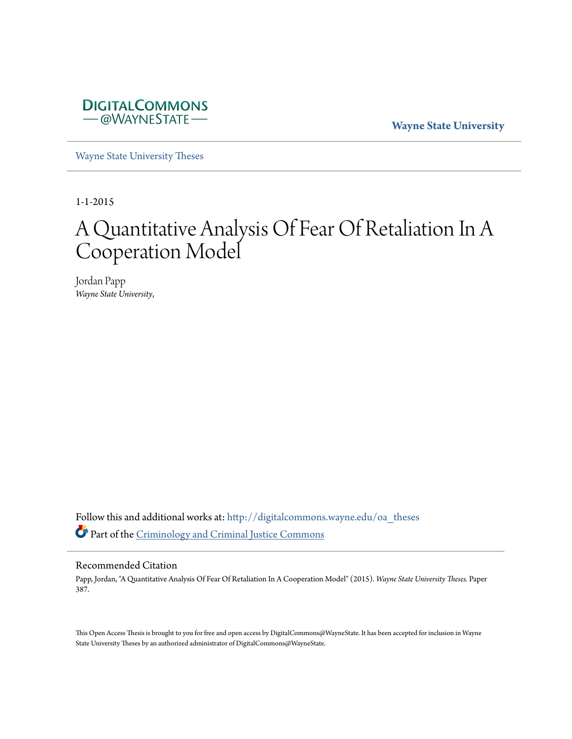DigitalCommons@WayneState

Wayne State University

Wayne State University Theses

1-1-2015

# A Quantitative Analysis Of Fear Of Retaliation In A Cooperation Model

Jordan Papp
*Wayne State University,*

Follow this and additional works at: http://digitalcommons.wayne.edu/oa_theses

Part of the Criminology and Criminal Justice Commons

## Recommended Citation

Papp, Jordan, "A Quantitative Analysis Of Fear Of Retaliation In A Cooperation Model" (2015). *Wayne State University Theses.* Paper 387.

This Open Access Thesis is brought to you for free and open access by DigitalCommons@WayneState. It has been accepted for inclusion in Wayne State University Theses by an authorized administrator of DigitalCommons@WayneState.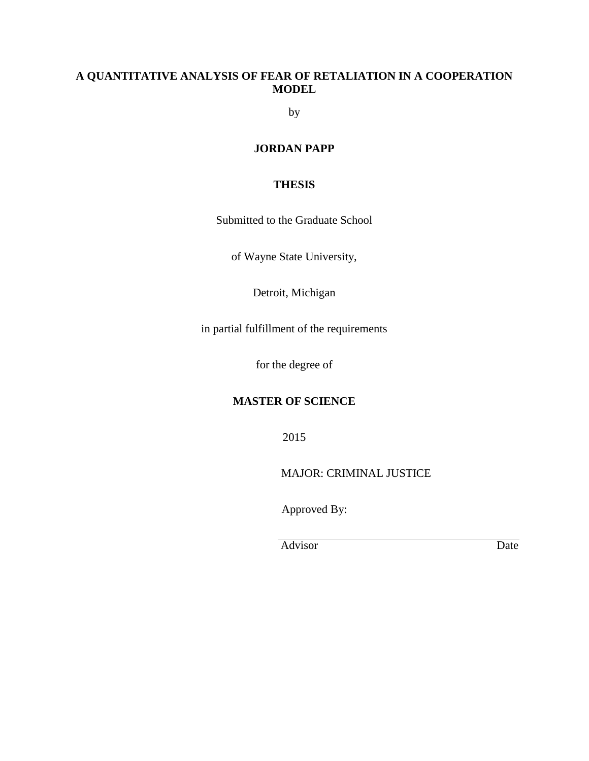# A QUANTITATIVE ANALYSIS OF FEAR OF RETALIATION IN A COOPERATION MODEL

by

**JORDAN PAPP**

**THESIS**

Submitted to the Graduate School

of Wayne State University,

Detroit, Michigan

in partial fulfillment of the requirements

for the degree of

**MASTER OF SCIENCE**

2015

MAJOR: CRIMINAL JUSTICE

Approved By:

Advisor                                        Date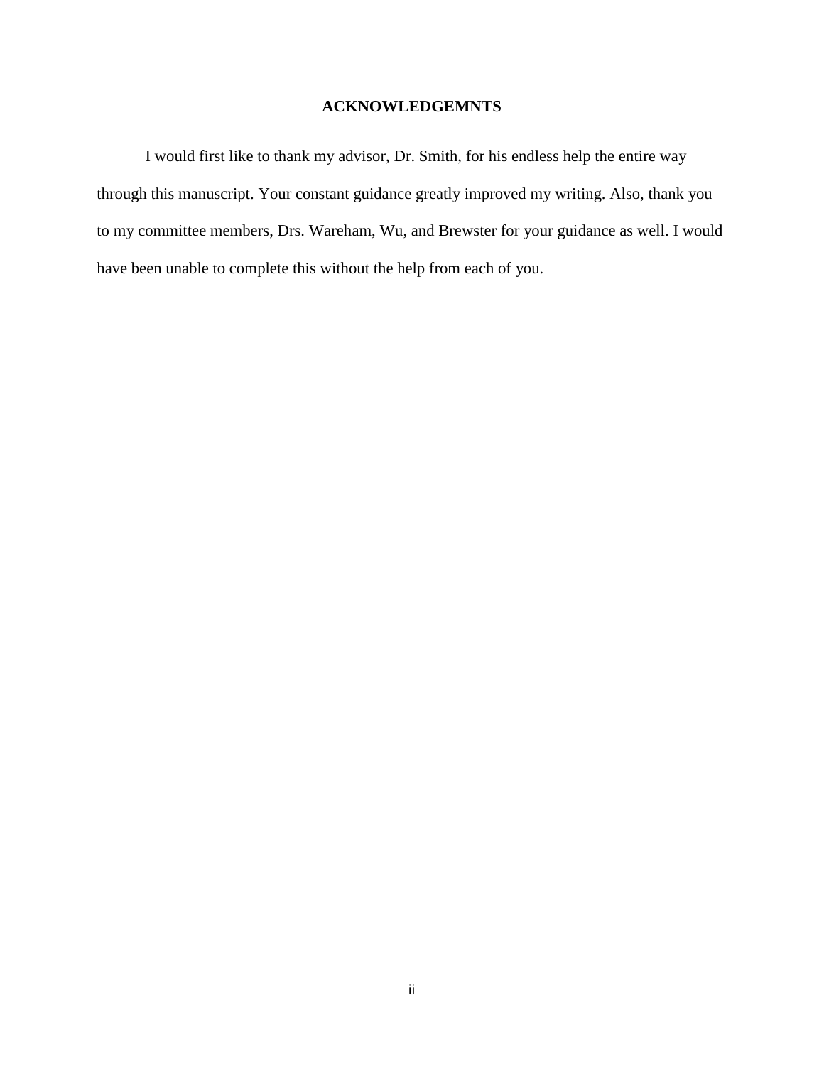## ACKNOWLEDGEMNTS

I would first like to thank my advisor, Dr. Smith, for his endless help the entire way through this manuscript. Your constant guidance greatly improved my writing. Also, thank you to my committee members, Drs. Wareham, Wu, and Brewster for your guidance as well. I would have been unable to complete this without the help from each of you.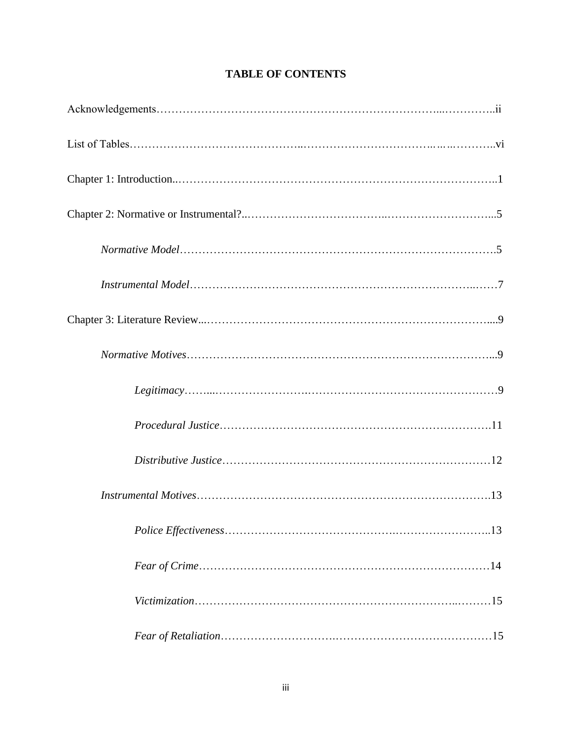# TABLE OF CONTENTS

Acknowledgements……………………………………………………………………...…………..ii

List of Tables……………………………………..……………………………..….…..………..vi

Chapter 1: Introduction..………………………………………………………………………..1

Chapter 2: Normative or Instrumental?..………………………………..………………………...5

*Normative Model*……………………………………………………………………….5

*Instrumental Model*……………….……………………….………………………..……7

Chapter 3: Literature Review...…………………………………………………………………....9

*Normative Motives*…………………………………………………………………….....9

*Legitimacy*……....…………………….…………………………………………9

*Procedural Justice*……………………………………………………………….11

*Distributive Justice*……………….………………………………………………12

*Instrumental Motives*……………………………………………………………………..13

*Police Effectiveness*…………………………………….……………………..13

*Fear of Crime*……………………………………………………………………14

*Victimization*……………………………………………………………..………15

*Fear of Retaliation*…………………………………………………………………15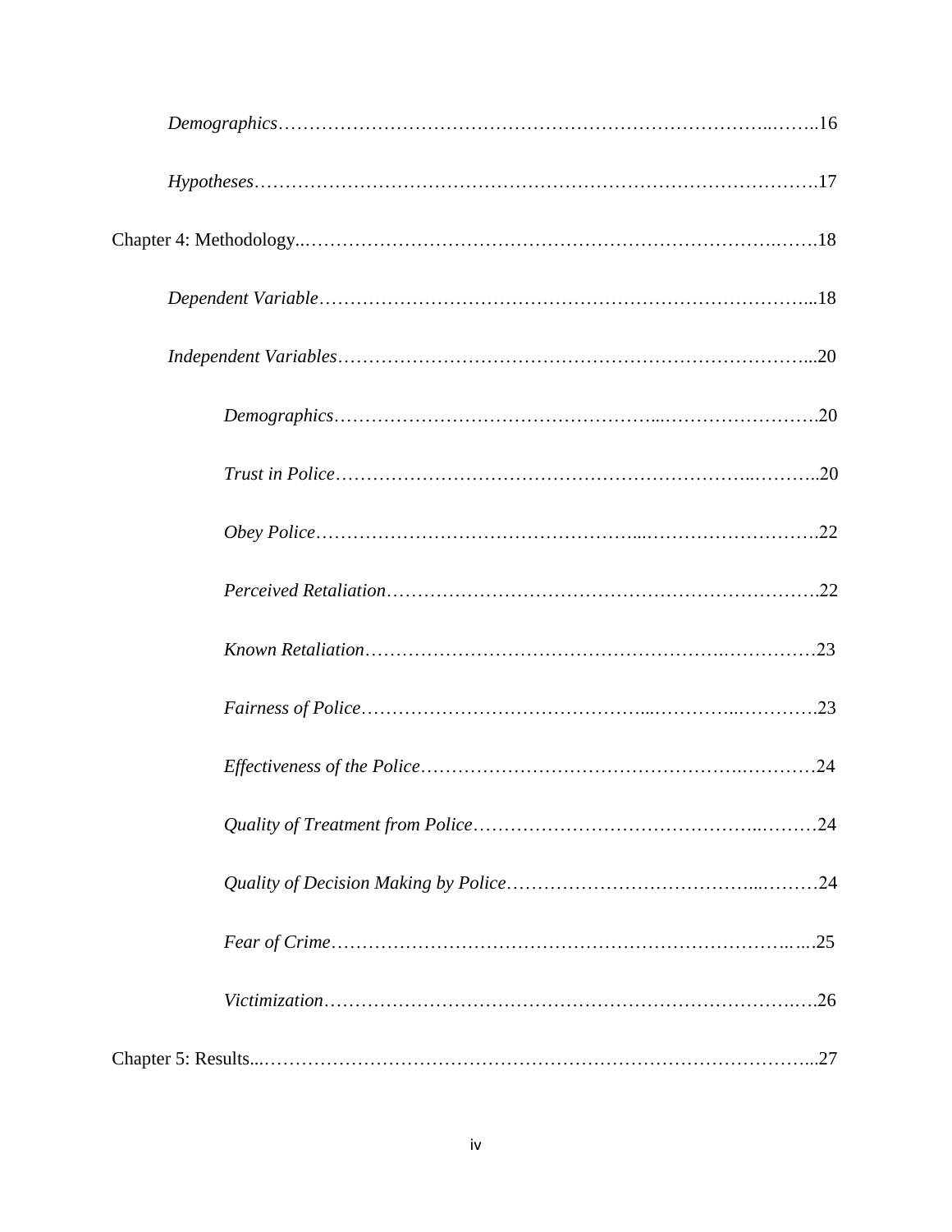*Demographics*……………………………………………………………………..……..16

*Hypotheses*…………………………………………………………………………….17

Chapter 4: Methodology..………………………………………………………………….…….18

*Dependent Variable*…………………………………………………………………...18

*Independent Variables*………………………………………………………………...20

*Demographics*…………………………………………...…………………….20

*Trust in Police*…………………………………………………………...………..20

*Obey Police*…………………………………………....……………………….22

*Perceived Retaliation*………………………………………………………….22

*Known Retaliation*……………………………………………….……………23

*Fairness of Police*……………………………………...…………...………….23

*Effectiveness of the Police*………………………………………….…………24

*Quality of Treatment from Police*……………………………………..………24

*Quality of Decision Making by Police*…………………………………...……24

*Fear of Crime*…………………………………………………………….. ...25

*Victimization*……………………………………………………………….….26

Chapter 5: Results...…………………………………………………………………………...27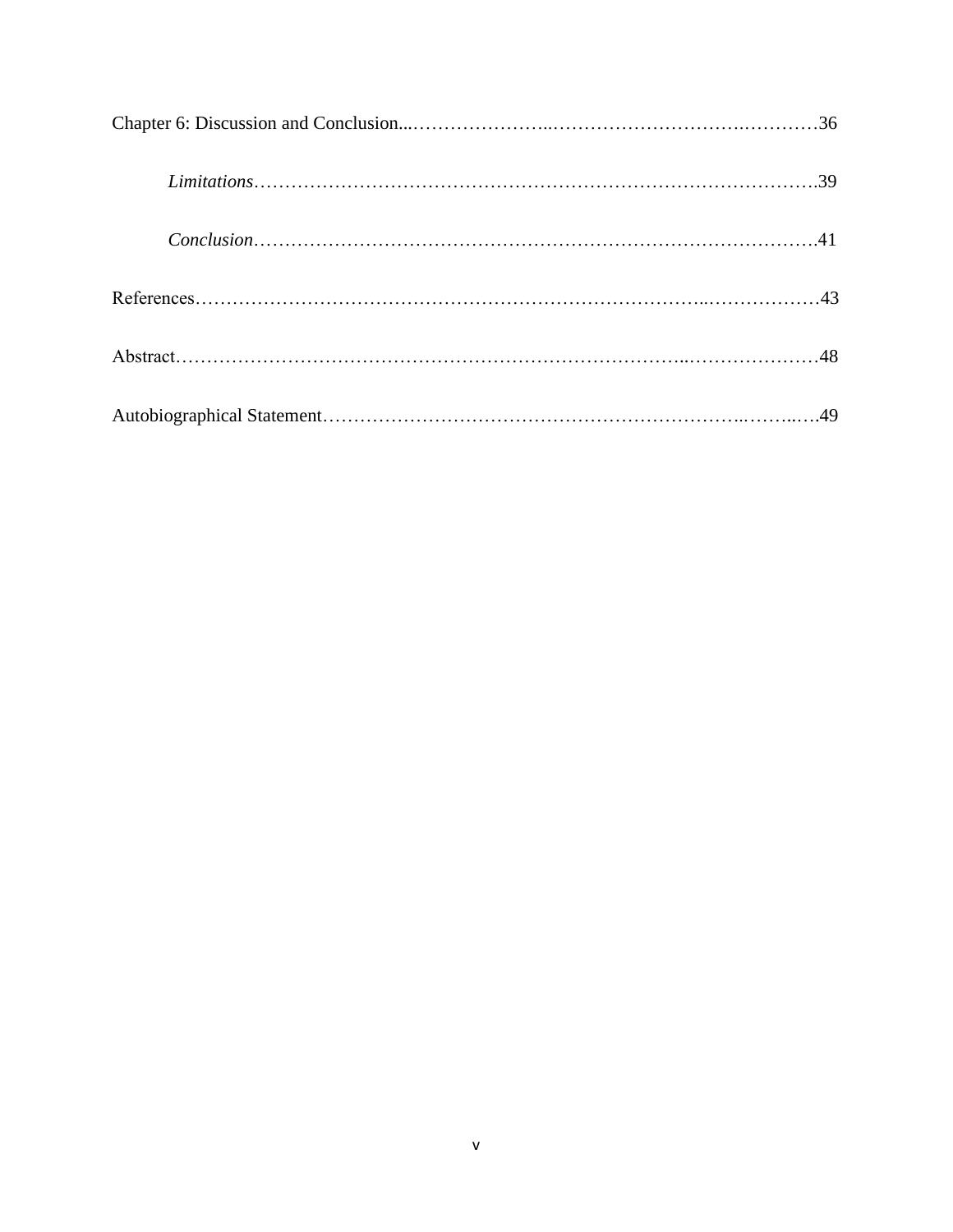Chapter 6: Discussion and Conclusion...…………………..……………………….…………36

*Limitations*…………………………………………………………………………….39

*Conclusion*…………………………………………………………………………….41

References……………………………………………………………………...………………43

Abstract……………………………………………………………………..…………………48

Autobiographical Statement………………………………………………………..……..….49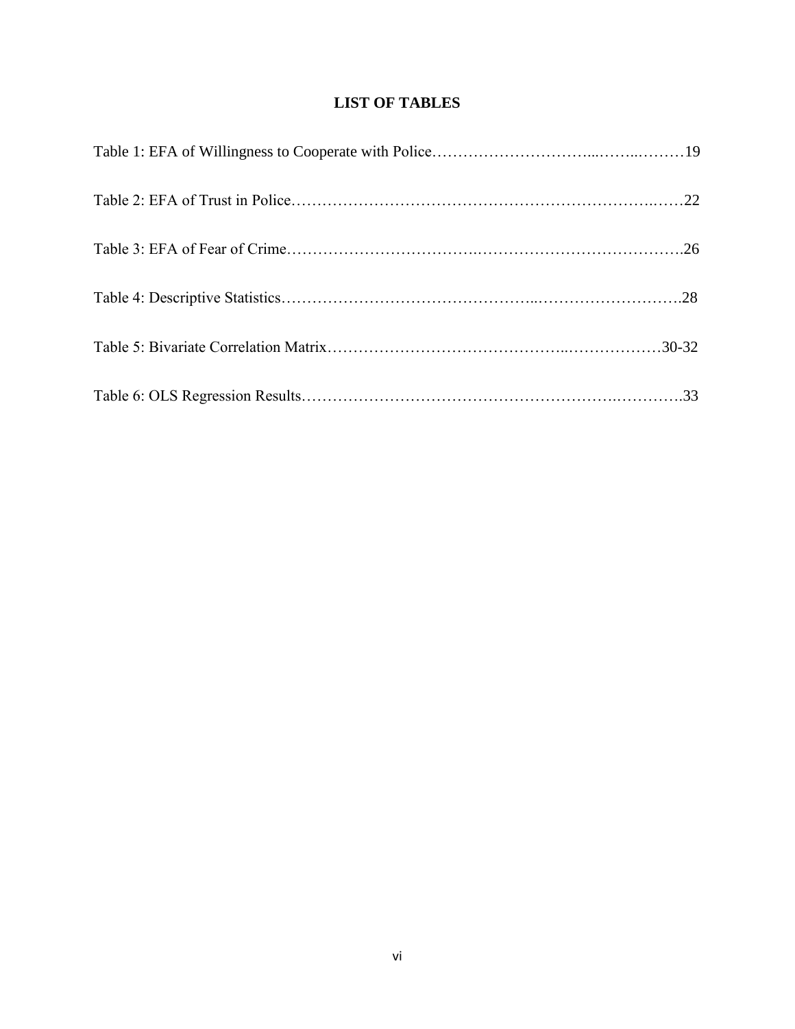# LIST OF TABLES

Table 1: EFA of Willingness to Cooperate with Police……………………………...……..………19

Table 2: EFA of Trust in Police………………………………………………………………..……22

Table 3: EFA of Fear of Crime……………………………….………………………………….26

Table 4: Descriptive Statistics………………………………………...……………………….28

Table 5: Bivariate Correlation Matrix……………………………………..………………30-32

Table 6: OLS Regression Results………………….…………………………………..………….33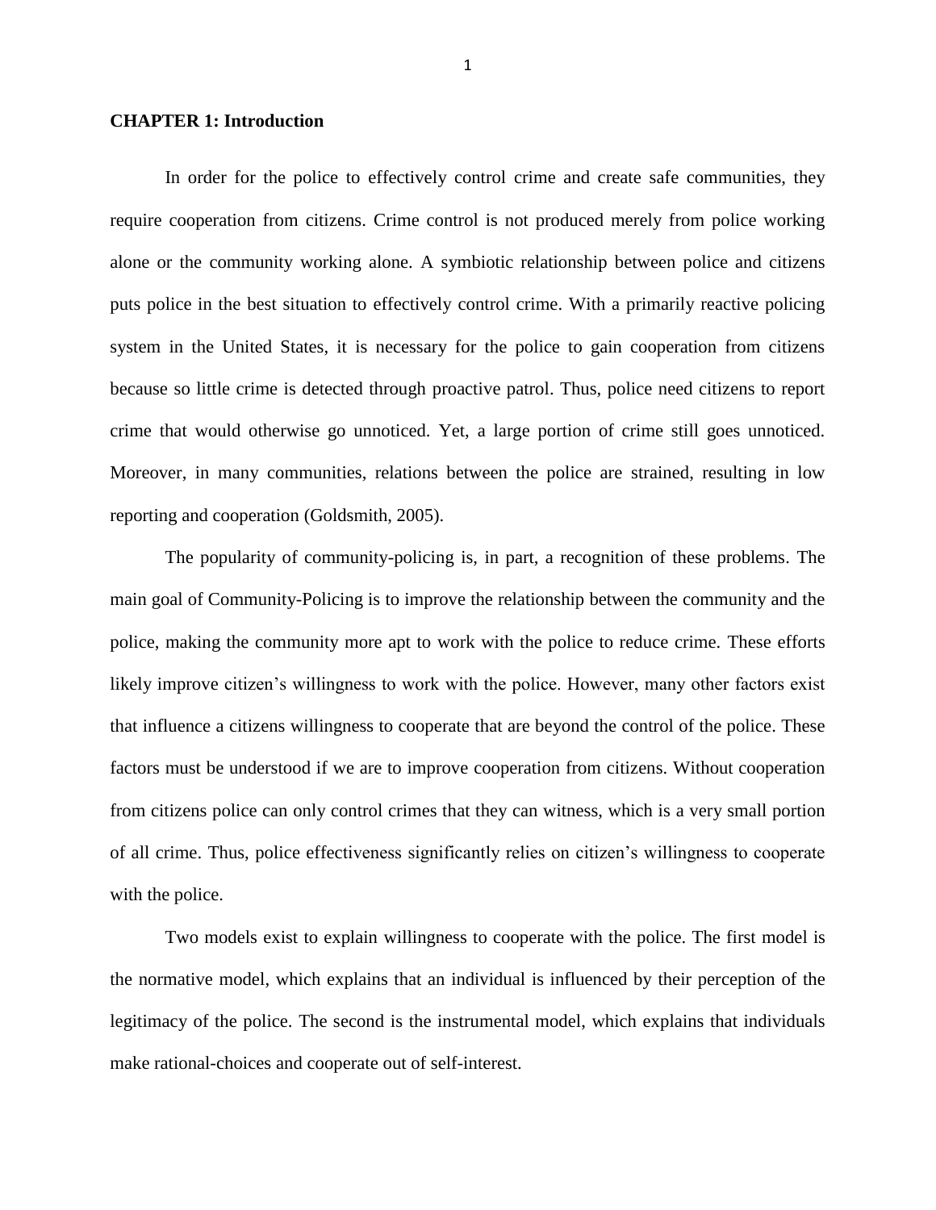# CHAPTER 1: Introduction

In order for the police to effectively control crime and create safe communities, they require cooperation from citizens. Crime control is not produced merely from police working alone or the community working alone. A symbiotic relationship between police and citizens puts police in the best situation to effectively control crime. With a primarily reactive policing system in the United States, it is necessary for the police to gain cooperation from citizens because so little crime is detected through proactive patrol. Thus, police need citizens to report crime that would otherwise go unnoticed. Yet, a large portion of crime still goes unnoticed. Moreover, in many communities, relations between the police are strained, resulting in low reporting and cooperation (Goldsmith, 2005).

The popularity of community-policing is, in part, a recognition of these problems. The main goal of Community-Policing is to improve the relationship between the community and the police, making the community more apt to work with the police to reduce crime. These efforts likely improve citizen's willingness to work with the police. However, many other factors exist that influence a citizens willingness to cooperate that are beyond the control of the police. These factors must be understood if we are to improve cooperation from citizens. Without cooperation from citizens police can only control crimes that they can witness, which is a very small portion of all crime. Thus, police effectiveness significantly relies on citizen's willingness to cooperate with the police.

Two models exist to explain willingness to cooperate with the police. The first model is the normative model, which explains that an individual is influenced by their perception of the legitimacy of the police. The second is the instrumental model, which explains that individuals make rational-choices and cooperate out of self-interest.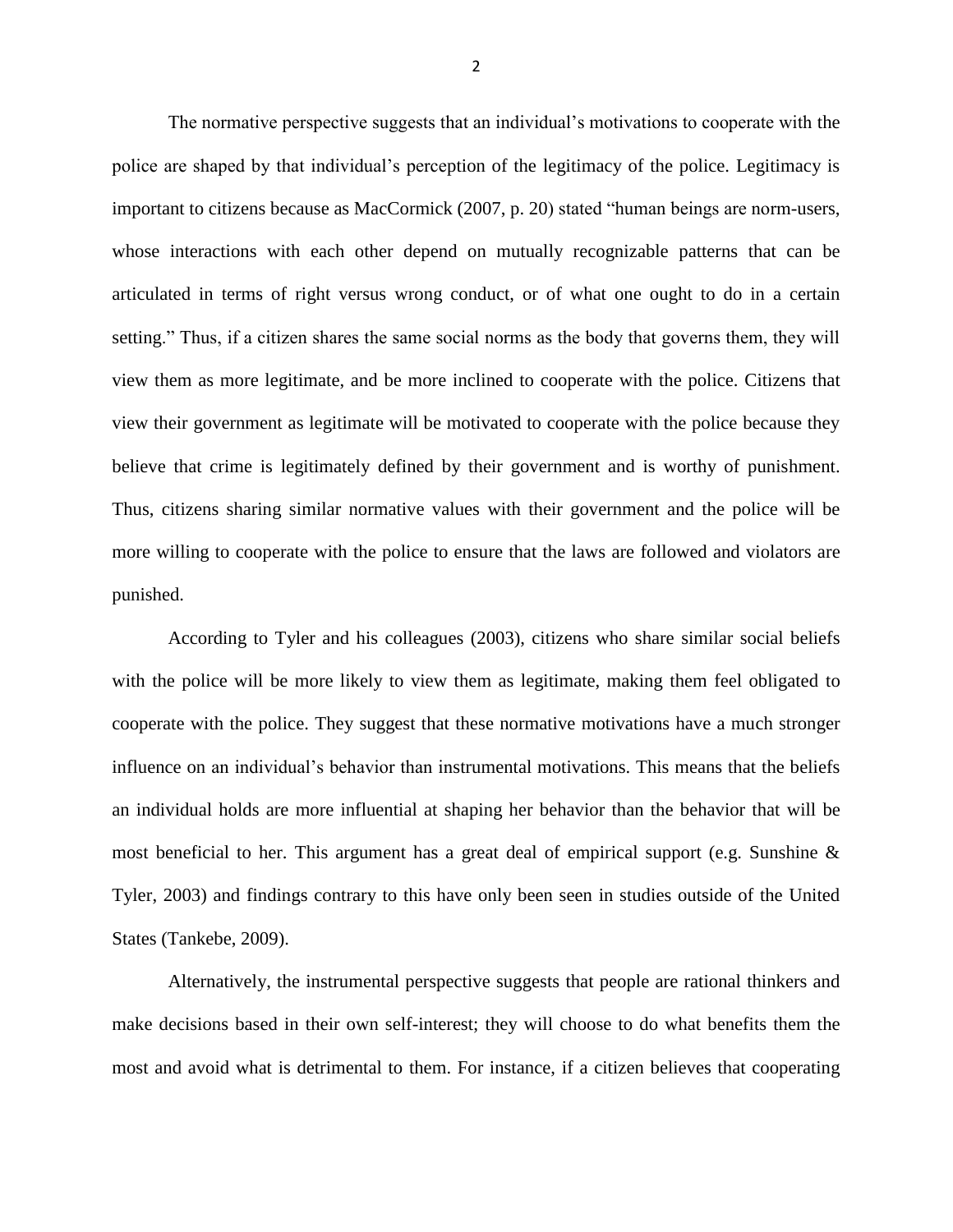The normative perspective suggests that an individual's motivations to cooperate with the police are shaped by that individual's perception of the legitimacy of the police. Legitimacy is important to citizens because as MacCormick (2007, p. 20) stated "human beings are norm-users, whose interactions with each other depend on mutually recognizable patterns that can be articulated in terms of right versus wrong conduct, or of what one ought to do in a certain setting." Thus, if a citizen shares the same social norms as the body that governs them, they will view them as more legitimate, and be more inclined to cooperate with the police. Citizens that view their government as legitimate will be motivated to cooperate with the police because they believe that crime is legitimately defined by their government and is worthy of punishment. Thus, citizens sharing similar normative values with their government and the police will be more willing to cooperate with the police to ensure that the laws are followed and violators are punished.

According to Tyler and his colleagues (2003), citizens who share similar social beliefs with the police will be more likely to view them as legitimate, making them feel obligated to cooperate with the police. They suggest that these normative motivations have a much stronger influence on an individual's behavior than instrumental motivations. This means that the beliefs an individual holds are more influential at shaping her behavior than the behavior that will be most beneficial to her. This argument has a great deal of empirical support (e.g. Sunshine & Tyler, 2003) and findings contrary to this have only been seen in studies outside of the United States (Tankebe, 2009).

Alternatively, the instrumental perspective suggests that people are rational thinkers and make decisions based in their own self-interest; they will choose to do what benefits them the most and avoid what is detrimental to them. For instance, if a citizen believes that cooperating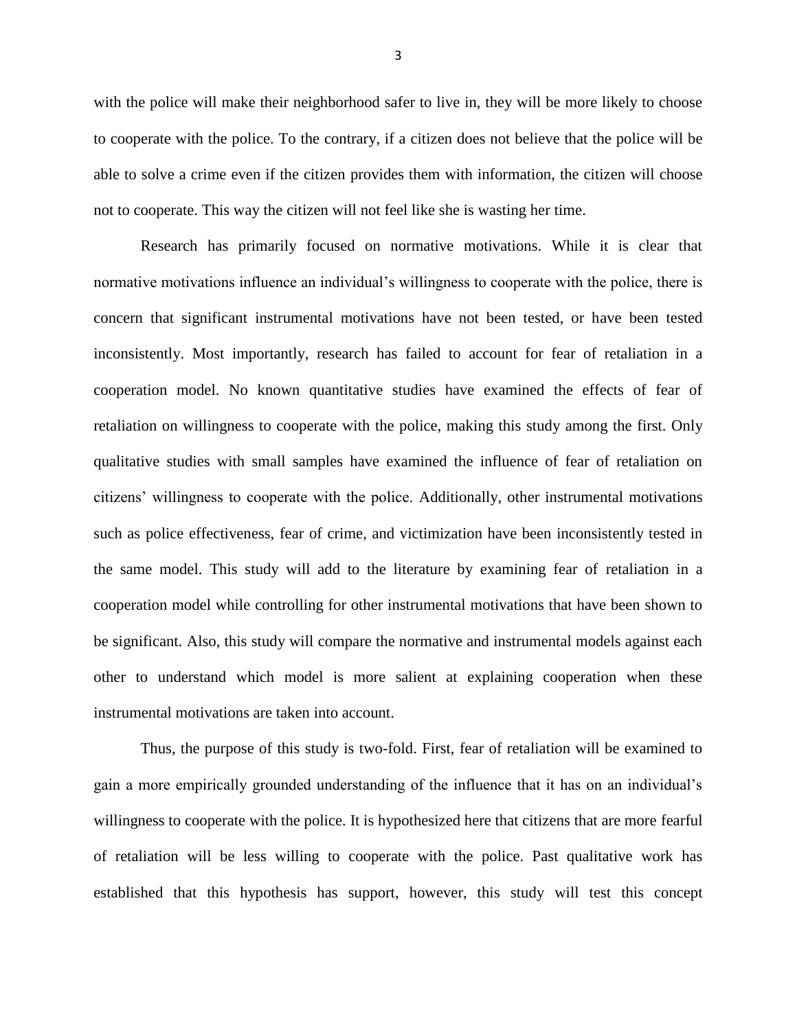with the police will make their neighborhood safer to live in, they will be more likely to choose to cooperate with the police. To the contrary, if a citizen does not believe that the police will be able to solve a crime even if the citizen provides them with information, the citizen will choose not to cooperate. This way the citizen will not feel like she is wasting her time.

Research has primarily focused on normative motivations. While it is clear that normative motivations influence an individual's willingness to cooperate with the police, there is concern that significant instrumental motivations have not been tested, or have been tested inconsistently. Most importantly, research has failed to account for fear of retaliation in a cooperation model. No known quantitative studies have examined the effects of fear of retaliation on willingness to cooperate with the police, making this study among the first. Only qualitative studies with small samples have examined the influence of fear of retaliation on citizens' willingness to cooperate with the police. Additionally, other instrumental motivations such as police effectiveness, fear of crime, and victimization have been inconsistently tested in the same model. This study will add to the literature by examining fear of retaliation in a cooperation model while controlling for other instrumental motivations that have been shown to be significant. Also, this study will compare the normative and instrumental models against each other to understand which model is more salient at explaining cooperation when these instrumental motivations are taken into account.

Thus, the purpose of this study is two-fold. First, fear of retaliation will be examined to gain a more empirically grounded understanding of the influence that it has on an individual's willingness to cooperate with the police. It is hypothesized here that citizens that are more fearful of retaliation will be less willing to cooperate with the police. Past qualitative work has established that this hypothesis has support, however, this study will test this concept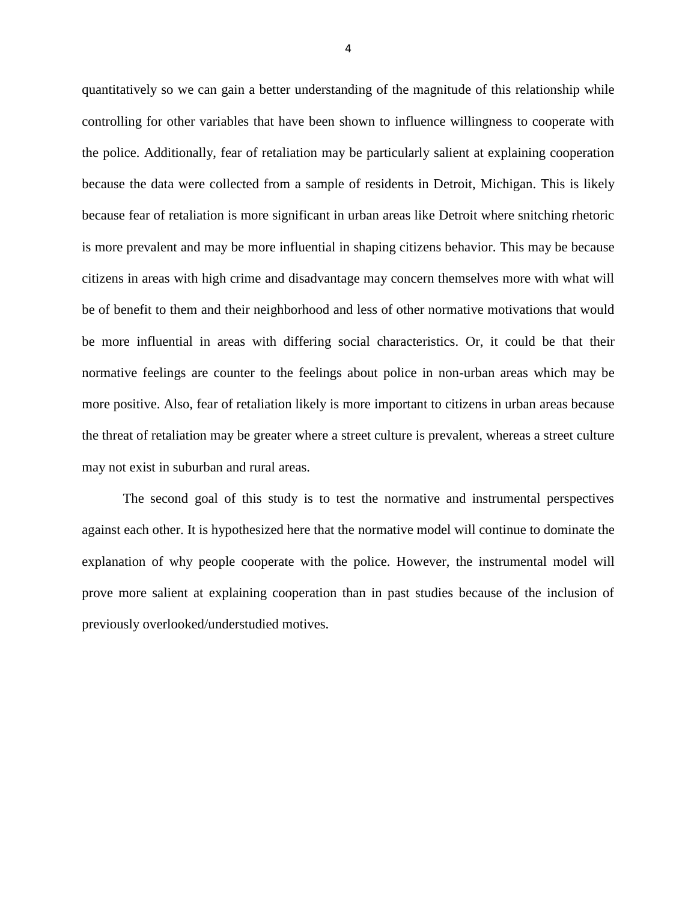quantitatively so we can gain a better understanding of the magnitude of this relationship while controlling for other variables that have been shown to influence willingness to cooperate with the police. Additionally, fear of retaliation may be particularly salient at explaining cooperation because the data were collected from a sample of residents in Detroit, Michigan. This is likely because fear of retaliation is more significant in urban areas like Detroit where snitching rhetoric is more prevalent and may be more influential in shaping citizens behavior. This may be because citizens in areas with high crime and disadvantage may concern themselves more with what will be of benefit to them and their neighborhood and less of other normative motivations that would be more influential in areas with differing social characteristics. Or, it could be that their normative feelings are counter to the feelings about police in non-urban areas which may be more positive. Also, fear of retaliation likely is more important to citizens in urban areas because the threat of retaliation may be greater where a street culture is prevalent, whereas a street culture may not exist in suburban and rural areas.

The second goal of this study is to test the normative and instrumental perspectives against each other. It is hypothesized here that the normative model will continue to dominate the explanation of why people cooperate with the police. However, the instrumental model will prove more salient at explaining cooperation than in past studies because of the inclusion of previously overlooked/understudied motives.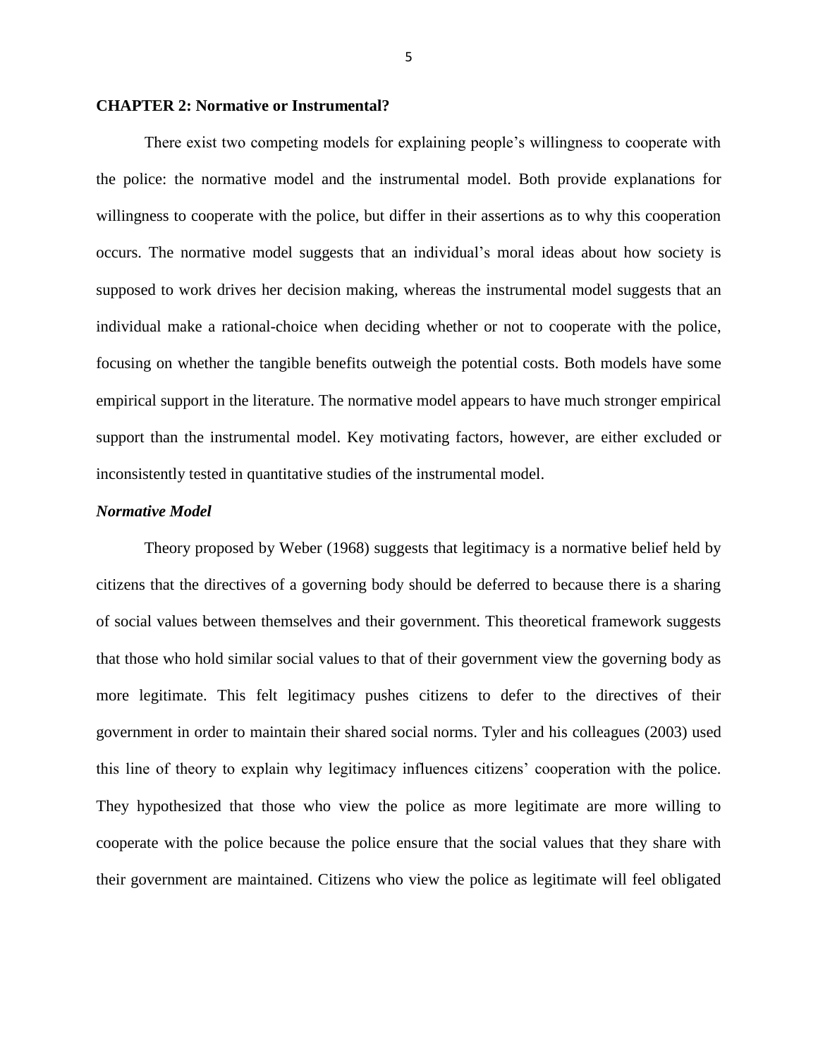## CHAPTER 2: Normative or Instrumental?

There exist two competing models for explaining people's willingness to cooperate with the police: the normative model and the instrumental model. Both provide explanations for willingness to cooperate with the police, but differ in their assertions as to why this cooperation occurs. The normative model suggests that an individual's moral ideas about how society is supposed to work drives her decision making, whereas the instrumental model suggests that an individual make a rational-choice when deciding whether or not to cooperate with the police, focusing on whether the tangible benefits outweigh the potential costs. Both models have some empirical support in the literature. The normative model appears to have much stronger empirical support than the instrumental model. Key motivating factors, however, are either excluded or inconsistently tested in quantitative studies of the instrumental model.

### *Normative Model*

Theory proposed by Weber (1968) suggests that legitimacy is a normative belief held by citizens that the directives of a governing body should be deferred to because there is a sharing of social values between themselves and their government. This theoretical framework suggests that those who hold similar social values to that of their government view the governing body as more legitimate. This felt legitimacy pushes citizens to defer to the directives of their government in order to maintain their shared social norms. Tyler and his colleagues (2003) used this line of theory to explain why legitimacy influences citizens' cooperation with the police. They hypothesized that those who view the police as more legitimate are more willing to cooperate with the police because the police ensure that the social values that they share with their government are maintained. Citizens who view the police as legitimate will feel obligated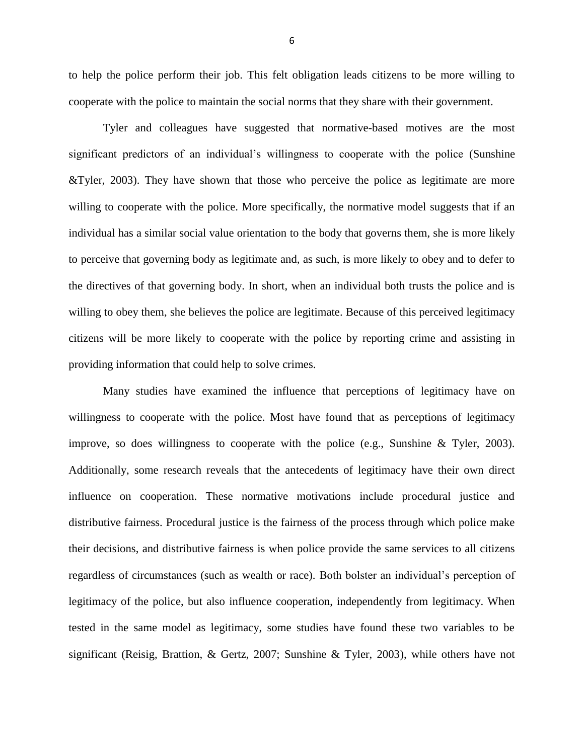to help the police perform their job. This felt obligation leads citizens to be more willing to cooperate with the police to maintain the social norms that they share with their government.

Tyler and colleagues have suggested that normative-based motives are the most significant predictors of an individual's willingness to cooperate with the police (Sunshine &Tyler, 2003). They have shown that those who perceive the police as legitimate are more willing to cooperate with the police. More specifically, the normative model suggests that if an individual has a similar social value orientation to the body that governs them, she is more likely to perceive that governing body as legitimate and, as such, is more likely to obey and to defer to the directives of that governing body. In short, when an individual both trusts the police and is willing to obey them, she believes the police are legitimate. Because of this perceived legitimacy citizens will be more likely to cooperate with the police by reporting crime and assisting in providing information that could help to solve crimes.

Many studies have examined the influence that perceptions of legitimacy have on willingness to cooperate with the police. Most have found that as perceptions of legitimacy improve, so does willingness to cooperate with the police (e.g., Sunshine & Tyler, 2003). Additionally, some research reveals that the antecedents of legitimacy have their own direct influence on cooperation. These normative motivations include procedural justice and distributive fairness. Procedural justice is the fairness of the process through which police make their decisions, and distributive fairness is when police provide the same services to all citizens regardless of circumstances (such as wealth or race). Both bolster an individual's perception of legitimacy of the police, but also influence cooperation, independently from legitimacy. When tested in the same model as legitimacy, some studies have found these two variables to be significant (Reisig, Brattion, & Gertz, 2007; Sunshine & Tyler, 2003), while others have not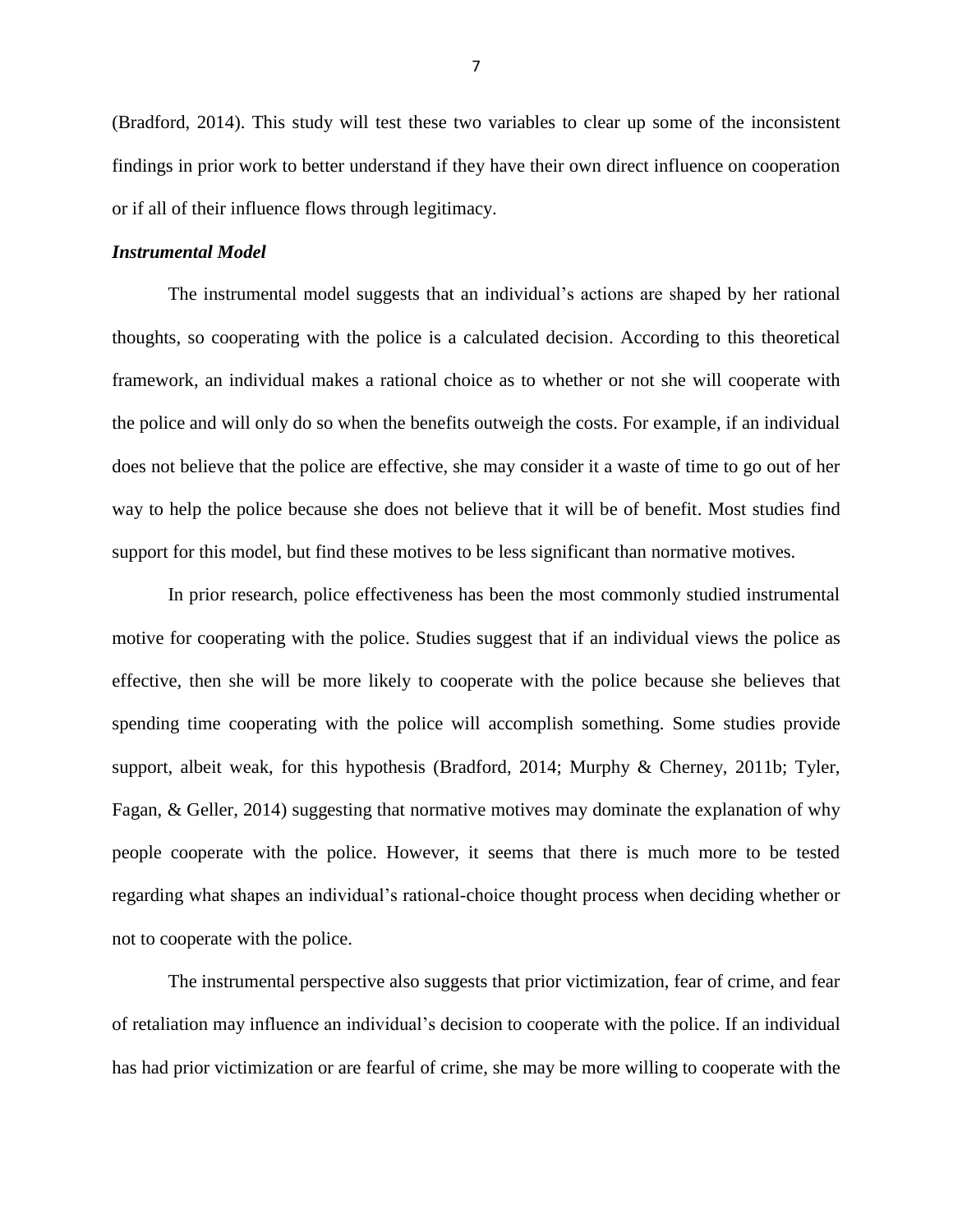(Bradford, 2014). This study will test these two variables to clear up some of the inconsistent findings in prior work to better understand if they have their own direct influence on cooperation or if all of their influence flows through legitimacy.

### *Instrumental Model*

The instrumental model suggests that an individual's actions are shaped by her rational thoughts, so cooperating with the police is a calculated decision. According to this theoretical framework, an individual makes a rational choice as to whether or not she will cooperate with the police and will only do so when the benefits outweigh the costs. For example, if an individual does not believe that the police are effective, she may consider it a waste of time to go out of her way to help the police because she does not believe that it will be of benefit. Most studies find support for this model, but find these motives to be less significant than normative motives.

In prior research, police effectiveness has been the most commonly studied instrumental motive for cooperating with the police. Studies suggest that if an individual views the police as effective, then she will be more likely to cooperate with the police because she believes that spending time cooperating with the police will accomplish something. Some studies provide support, albeit weak, for this hypothesis (Bradford, 2014; Murphy & Cherney, 2011b; Tyler, Fagan, & Geller, 2014) suggesting that normative motives may dominate the explanation of why people cooperate with the police. However, it seems that there is much more to be tested regarding what shapes an individual's rational-choice thought process when deciding whether or not to cooperate with the police.

The instrumental perspective also suggests that prior victimization, fear of crime, and fear of retaliation may influence an individual's decision to cooperate with the police. If an individual has had prior victimization or are fearful of crime, she may be more willing to cooperate with the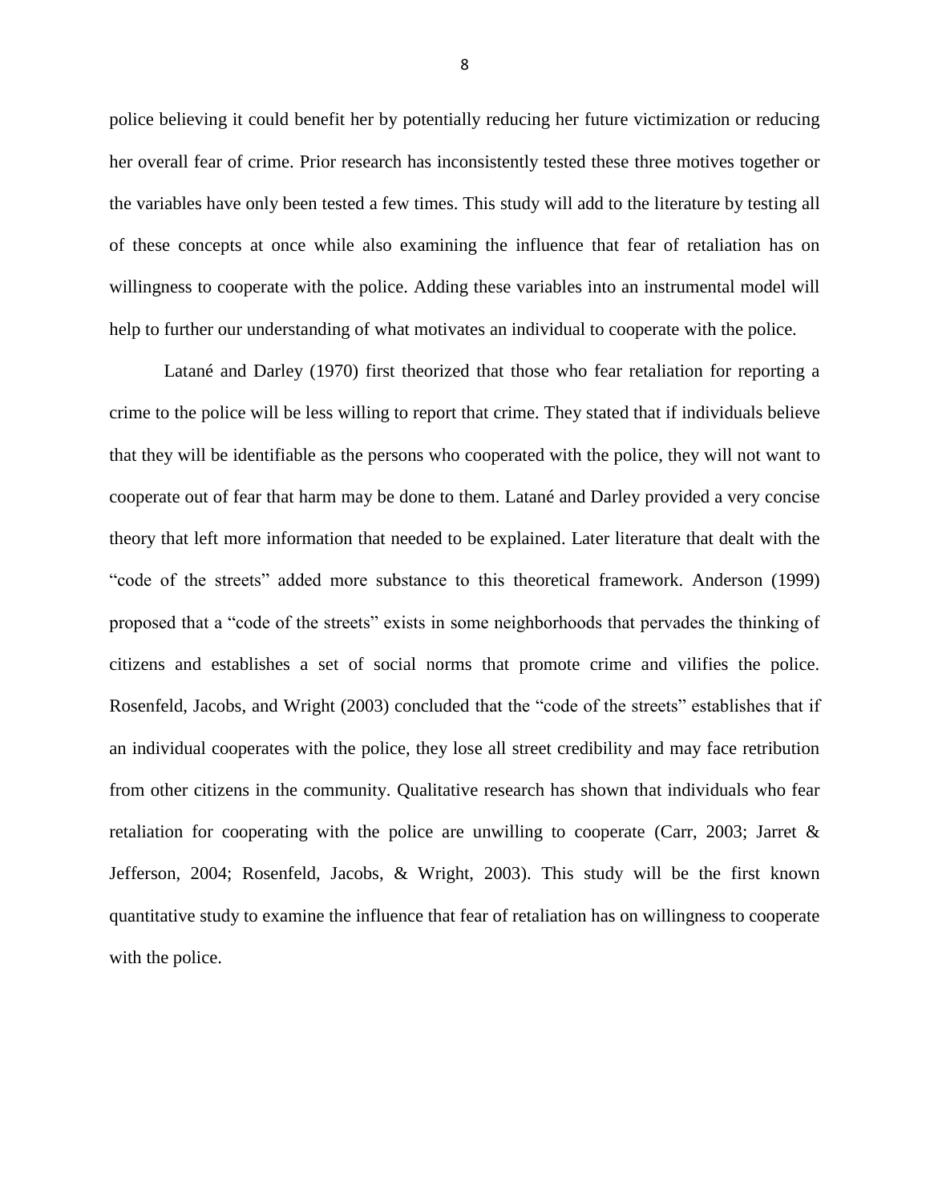police believing it could benefit her by potentially reducing her future victimization or reducing her overall fear of crime. Prior research has inconsistently tested these three motives together or the variables have only been tested a few times. This study will add to the literature by testing all of these concepts at once while also examining the influence that fear of retaliation has on willingness to cooperate with the police. Adding these variables into an instrumental model will help to further our understanding of what motivates an individual to cooperate with the police.

Latané and Darley (1970) first theorized that those who fear retaliation for reporting a crime to the police will be less willing to report that crime. They stated that if individuals believe that they will be identifiable as the persons who cooperated with the police, they will not want to cooperate out of fear that harm may be done to them. Latané and Darley provided a very concise theory that left more information that needed to be explained. Later literature that dealt with the "code of the streets" added more substance to this theoretical framework. Anderson (1999) proposed that a "code of the streets" exists in some neighborhoods that pervades the thinking of citizens and establishes a set of social norms that promote crime and vilifies the police. Rosenfeld, Jacobs, and Wright (2003) concluded that the "code of the streets" establishes that if an individual cooperates with the police, they lose all street credibility and may face retribution from other citizens in the community. Qualitative research has shown that individuals who fear retaliation for cooperating with the police are unwilling to cooperate (Carr, 2003; Jarret & Jefferson, 2004; Rosenfeld, Jacobs, & Wright, 2003). This study will be the first known quantitative study to examine the influence that fear of retaliation has on willingness to cooperate with the police.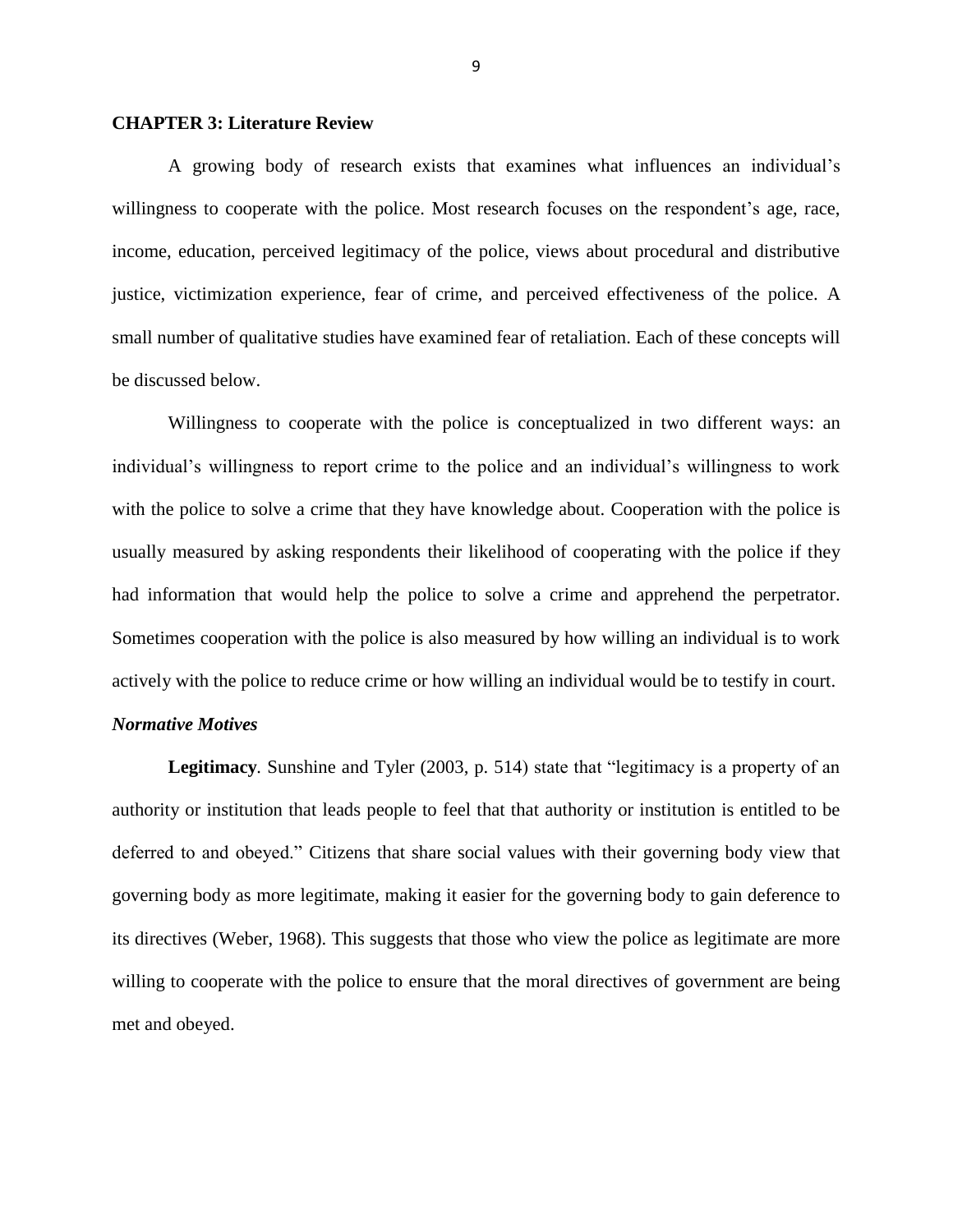## CHAPTER 3: Literature Review

A growing body of research exists that examines what influences an individual's willingness to cooperate with the police. Most research focuses on the respondent's age, race, income, education, perceived legitimacy of the police, views about procedural and distributive justice, victimization experience, fear of crime, and perceived effectiveness of the police. A small number of qualitative studies have examined fear of retaliation. Each of these concepts will be discussed below.

Willingness to cooperate with the police is conceptualized in two different ways: an individual's willingness to report crime to the police and an individual's willingness to work with the police to solve a crime that they have knowledge about. Cooperation with the police is usually measured by asking respondents their likelihood of cooperating with the police if they had information that would help the police to solve a crime and apprehend the perpetrator. Sometimes cooperation with the police is also measured by how willing an individual is to work actively with the police to reduce crime or how willing an individual would be to testify in court.

### *Normative Motives*

**Legitimacy**. Sunshine and Tyler (2003, p. 514) state that "legitimacy is a property of an authority or institution that leads people to feel that that authority or institution is entitled to be deferred to and obeyed." Citizens that share social values with their governing body view that governing body as more legitimate, making it easier for the governing body to gain deference to its directives (Weber, 1968). This suggests that those who view the police as legitimate are more willing to cooperate with the police to ensure that the moral directives of government are being met and obeyed.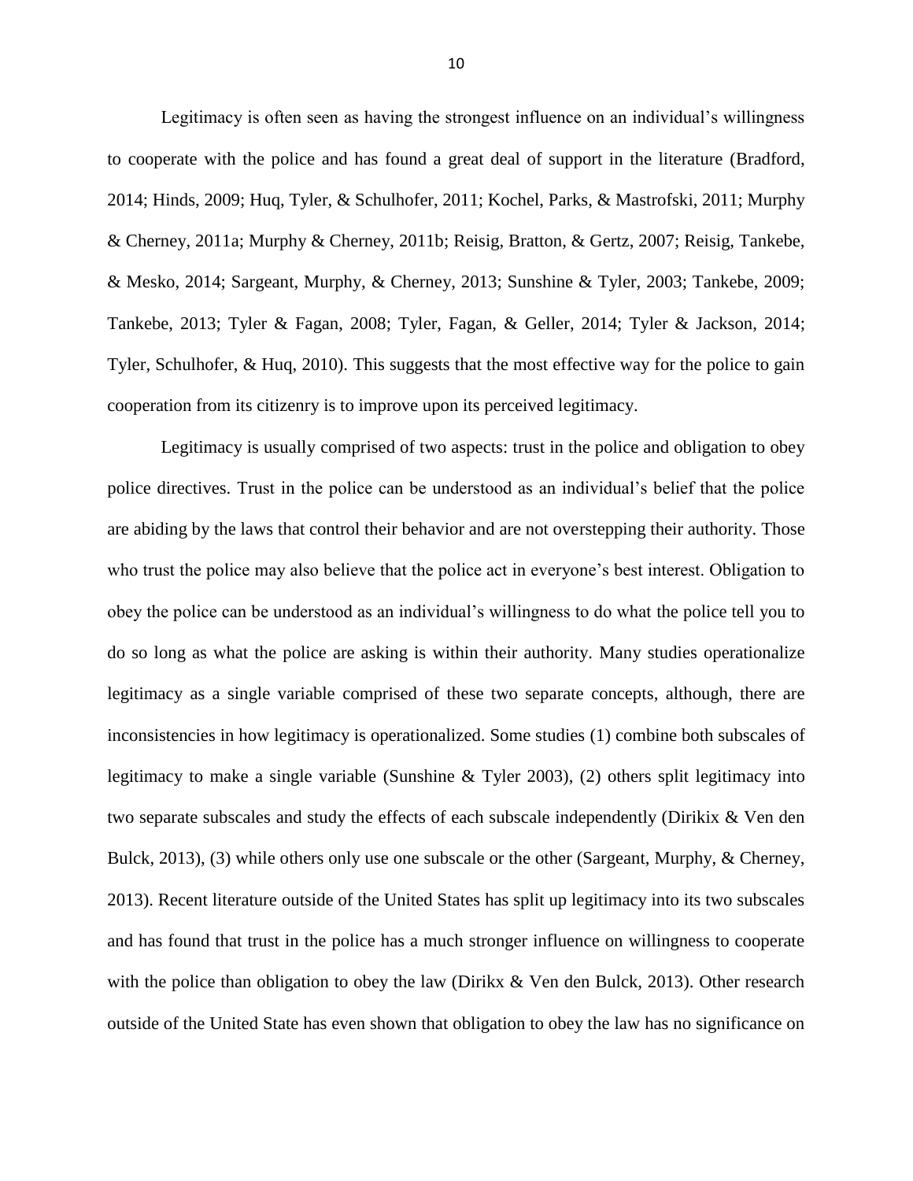Legitimacy is often seen as having the strongest influence on an individual's willingness to cooperate with the police and has found a great deal of support in the literature (Bradford, 2014; Hinds, 2009; Huq, Tyler, & Schulhofer, 2011; Kochel, Parks, & Mastrofski, 2011; Murphy & Cherney, 2011a; Murphy & Cherney, 2011b; Reisig, Bratton, & Gertz, 2007; Reisig, Tankebe, & Mesko, 2014; Sargeant, Murphy, & Cherney, 2013; Sunshine & Tyler, 2003; Tankebe, 2009; Tankebe, 2013; Tyler & Fagan, 2008; Tyler, Fagan, & Geller, 2014; Tyler & Jackson, 2014; Tyler, Schulhofer, & Huq, 2010). This suggests that the most effective way for the police to gain cooperation from its citizenry is to improve upon its perceived legitimacy.

Legitimacy is usually comprised of two aspects: trust in the police and obligation to obey police directives. Trust in the police can be understood as an individual's belief that the police are abiding by the laws that control their behavior and are not overstepping their authority. Those who trust the police may also believe that the police act in everyone's best interest. Obligation to obey the police can be understood as an individual's willingness to do what the police tell you to do so long as what the police are asking is within their authority. Many studies operationalize legitimacy as a single variable comprised of these two separate concepts, although, there are inconsistencies in how legitimacy is operationalized. Some studies (1) combine both subscales of legitimacy to make a single variable (Sunshine & Tyler 2003), (2) others split legitimacy into two separate subscales and study the effects of each subscale independently (Dirikix & Ven den Bulck, 2013), (3) while others only use one subscale or the other (Sargeant, Murphy, & Cherney, 2013). Recent literature outside of the United States has split up legitimacy into its two subscales and has found that trust in the police has a much stronger influence on willingness to cooperate with the police than obligation to obey the law (Dirikx & Ven den Bulck, 2013). Other research outside of the United State has even shown that obligation to obey the law has no significance on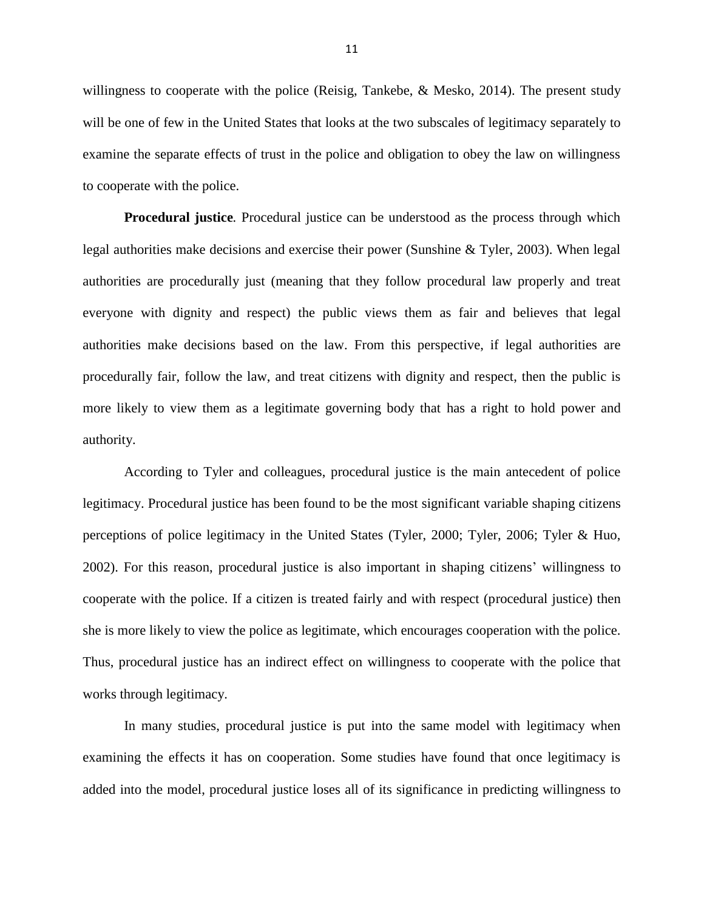willingness to cooperate with the police (Reisig, Tankebe, & Mesko, 2014). The present study will be one of few in the United States that looks at the two subscales of legitimacy separately to examine the separate effects of trust in the police and obligation to obey the law on willingness to cooperate with the police.

**Procedural justice**. Procedural justice can be understood as the process through which legal authorities make decisions and exercise their power (Sunshine & Tyler, 2003). When legal authorities are procedurally just (meaning that they follow procedural law properly and treat everyone with dignity and respect) the public views them as fair and believes that legal authorities make decisions based on the law. From this perspective, if legal authorities are procedurally fair, follow the law, and treat citizens with dignity and respect, then the public is more likely to view them as a legitimate governing body that has a right to hold power and authority.

According to Tyler and colleagues, procedural justice is the main antecedent of police legitimacy. Procedural justice has been found to be the most significant variable shaping citizens perceptions of police legitimacy in the United States (Tyler, 2000; Tyler, 2006; Tyler & Huo, 2002). For this reason, procedural justice is also important in shaping citizens' willingness to cooperate with the police. If a citizen is treated fairly and with respect (procedural justice) then she is more likely to view the police as legitimate, which encourages cooperation with the police. Thus, procedural justice has an indirect effect on willingness to cooperate with the police that works through legitimacy.

In many studies, procedural justice is put into the same model with legitimacy when examining the effects it has on cooperation. Some studies have found that once legitimacy is added into the model, procedural justice loses all of its significance in predicting willingness to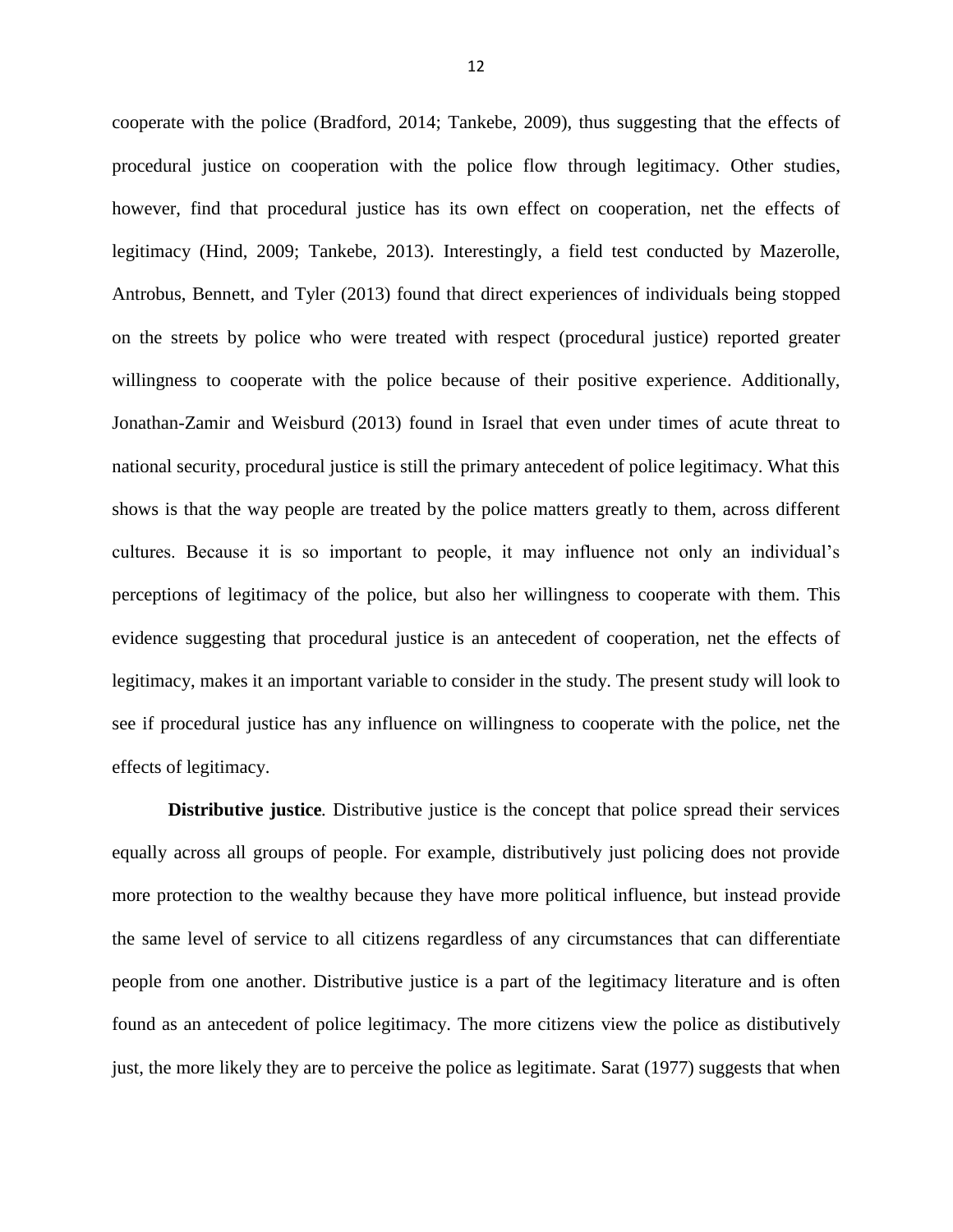cooperate with the police (Bradford, 2014; Tankebe, 2009), thus suggesting that the effects of procedural justice on cooperation with the police flow through legitimacy. Other studies, however, find that procedural justice has its own effect on cooperation, net the effects of legitimacy (Hind, 2009; Tankebe, 2013). Interestingly, a field test conducted by Mazerolle, Antrobus, Bennett, and Tyler (2013) found that direct experiences of individuals being stopped on the streets by police who were treated with respect (procedural justice) reported greater willingness to cooperate with the police because of their positive experience. Additionally, Jonathan-Zamir and Weisburd (2013) found in Israel that even under times of acute threat to national security, procedural justice is still the primary antecedent of police legitimacy. What this shows is that the way people are treated by the police matters greatly to them, across different cultures. Because it is so important to people, it may influence not only an individual's perceptions of legitimacy of the police, but also her willingness to cooperate with them. This evidence suggesting that procedural justice is an antecedent of cooperation, net the effects of legitimacy, makes it an important variable to consider in the study. The present study will look to see if procedural justice has any influence on willingness to cooperate with the police, net the effects of legitimacy.

**Distributive justice***.* Distributive justice is the concept that police spread their services equally across all groups of people. For example, distributively just policing does not provide more protection to the wealthy because they have more political influence, but instead provide the same level of service to all citizens regardless of any circumstances that can differentiate people from one another. Distributive justice is a part of the legitimacy literature and is often found as an antecedent of police legitimacy. The more citizens view the police as distibutively just, the more likely they are to perceive the police as legitimate. Sarat (1977) suggests that when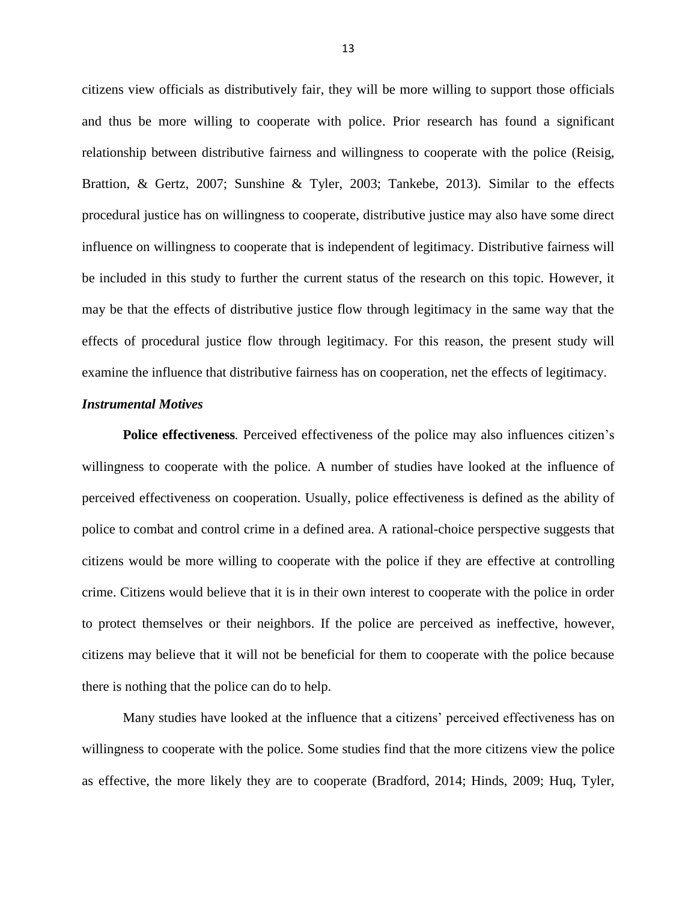citizens view officials as distributively fair, they will be more willing to support those officials and thus be more willing to cooperate with police. Prior research has found a significant relationship between distributive fairness and willingness to cooperate with the police (Reisig, Brattion, & Gertz, 2007; Sunshine & Tyler, 2003; Tankebe, 2013). Similar to the effects procedural justice has on willingness to cooperate, distributive justice may also have some direct influence on willingness to cooperate that is independent of legitimacy. Distributive fairness will be included in this study to further the current status of the research on this topic. However, it may be that the effects of distributive justice flow through legitimacy in the same way that the effects of procedural justice flow through legitimacy. For this reason, the present study will examine the influence that distributive fairness has on cooperation, net the effects of legitimacy.

### *Instrumental Motives*

**Police effectiveness**. Perceived effectiveness of the police may also influences citizen's willingness to cooperate with the police. A number of studies have looked at the influence of perceived effectiveness on cooperation. Usually, police effectiveness is defined as the ability of police to combat and control crime in a defined area. A rational-choice perspective suggests that citizens would be more willing to cooperate with the police if they are effective at controlling crime. Citizens would believe that it is in their own interest to cooperate with the police in order to protect themselves or their neighbors. If the police are perceived as ineffective, however, citizens may believe that it will not be beneficial for them to cooperate with the police because there is nothing that the police can do to help.

Many studies have looked at the influence that a citizens' perceived effectiveness has on willingness to cooperate with the police. Some studies find that the more citizens view the police as effective, the more likely they are to cooperate (Bradford, 2014; Hinds, 2009; Huq, Tyler,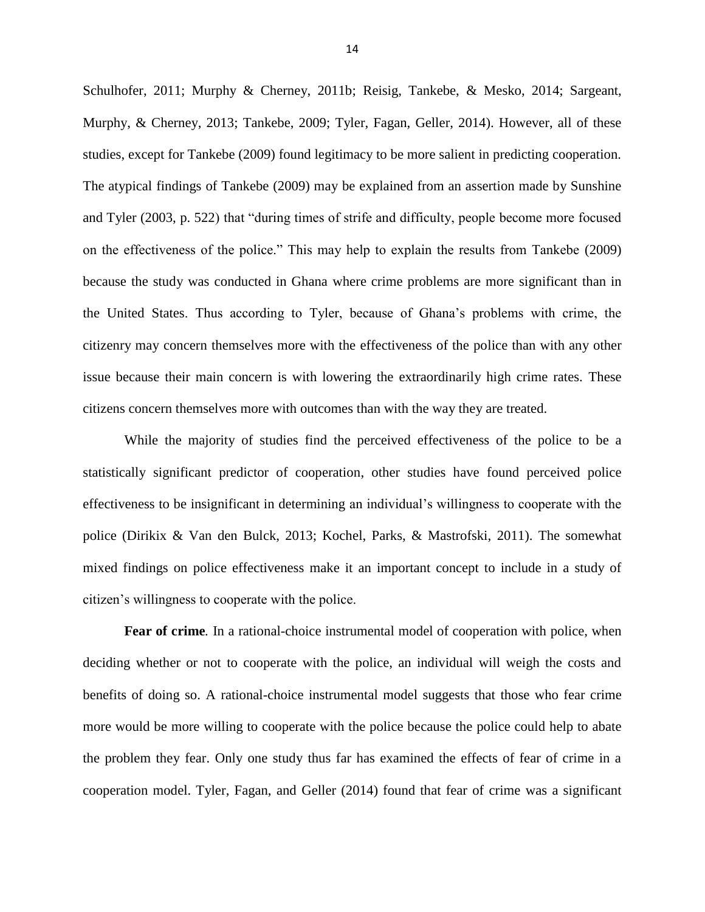Schulhofer, 2011; Murphy & Cherney, 2011b; Reisig, Tankebe, & Mesko, 2014; Sargeant, Murphy, & Cherney, 2013; Tankebe, 2009; Tyler, Fagan, Geller, 2014). However, all of these studies, except for Tankebe (2009) found legitimacy to be more salient in predicting cooperation. The atypical findings of Tankebe (2009) may be explained from an assertion made by Sunshine and Tyler (2003, p. 522) that "during times of strife and difficulty, people become more focused on the effectiveness of the police." This may help to explain the results from Tankebe (2009) because the study was conducted in Ghana where crime problems are more significant than in the United States. Thus according to Tyler, because of Ghana's problems with crime, the citizenry may concern themselves more with the effectiveness of the police than with any other issue because their main concern is with lowering the extraordinarily high crime rates. These citizens concern themselves more with outcomes than with the way they are treated.

While the majority of studies find the perceived effectiveness of the police to be a statistically significant predictor of cooperation, other studies have found perceived police effectiveness to be insignificant in determining an individual's willingness to cooperate with the police (Dirikix & Van den Bulck, 2013; Kochel, Parks, & Mastrofski, 2011). The somewhat mixed findings on police effectiveness make it an important concept to include in a study of citizen's willingness to cooperate with the police.

**Fear of crime***.* In a rational-choice instrumental model of cooperation with police, when deciding whether or not to cooperate with the police, an individual will weigh the costs and benefits of doing so. A rational-choice instrumental model suggests that those who fear crime more would be more willing to cooperate with the police because the police could help to abate the problem they fear. Only one study thus far has examined the effects of fear of crime in a cooperation model. Tyler, Fagan, and Geller (2014) found that fear of crime was a significant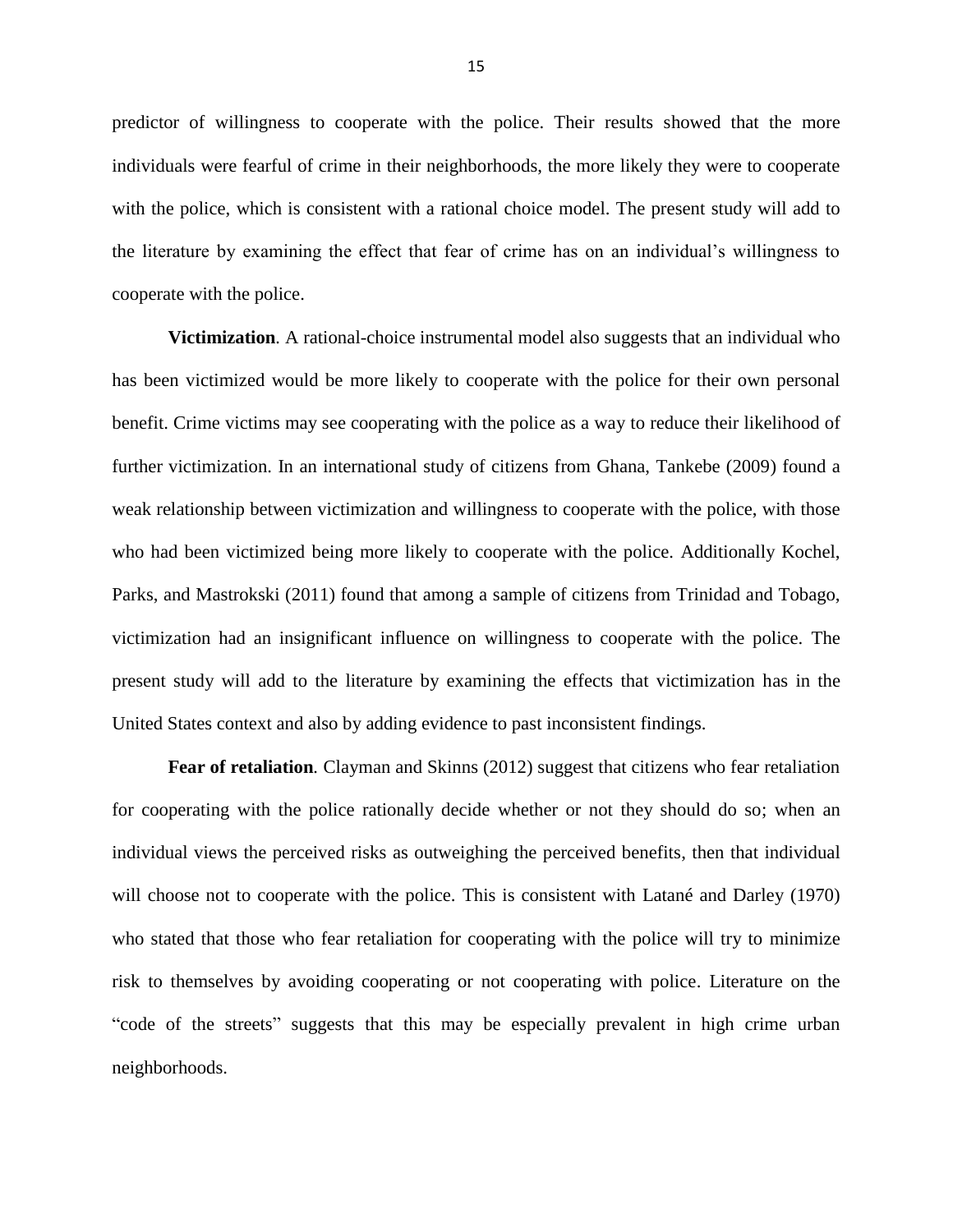predictor of willingness to cooperate with the police. Their results showed that the more individuals were fearful of crime in their neighborhoods, the more likely they were to cooperate with the police, which is consistent with a rational choice model. The present study will add to the literature by examining the effect that fear of crime has on an individual's willingness to cooperate with the police.

**Victimization**. A rational-choice instrumental model also suggests that an individual who has been victimized would be more likely to cooperate with the police for their own personal benefit. Crime victims may see cooperating with the police as a way to reduce their likelihood of further victimization. In an international study of citizens from Ghana, Tankebe (2009) found a weak relationship between victimization and willingness to cooperate with the police, with those who had been victimized being more likely to cooperate with the police. Additionally Kochel, Parks, and Mastrokski (2011) found that among a sample of citizens from Trinidad and Tobago, victimization had an insignificant influence on willingness to cooperate with the police. The present study will add to the literature by examining the effects that victimization has in the United States context and also by adding evidence to past inconsistent findings.

**Fear of retaliation**. Clayman and Skinns (2012) suggest that citizens who fear retaliation for cooperating with the police rationally decide whether or not they should do so; when an individual views the perceived risks as outweighing the perceived benefits, then that individual will choose not to cooperate with the police. This is consistent with Latané and Darley (1970) who stated that those who fear retaliation for cooperating with the police will try to minimize risk to themselves by avoiding cooperating or not cooperating with police. Literature on the "code of the streets" suggests that this may be especially prevalent in high crime urban neighborhoods.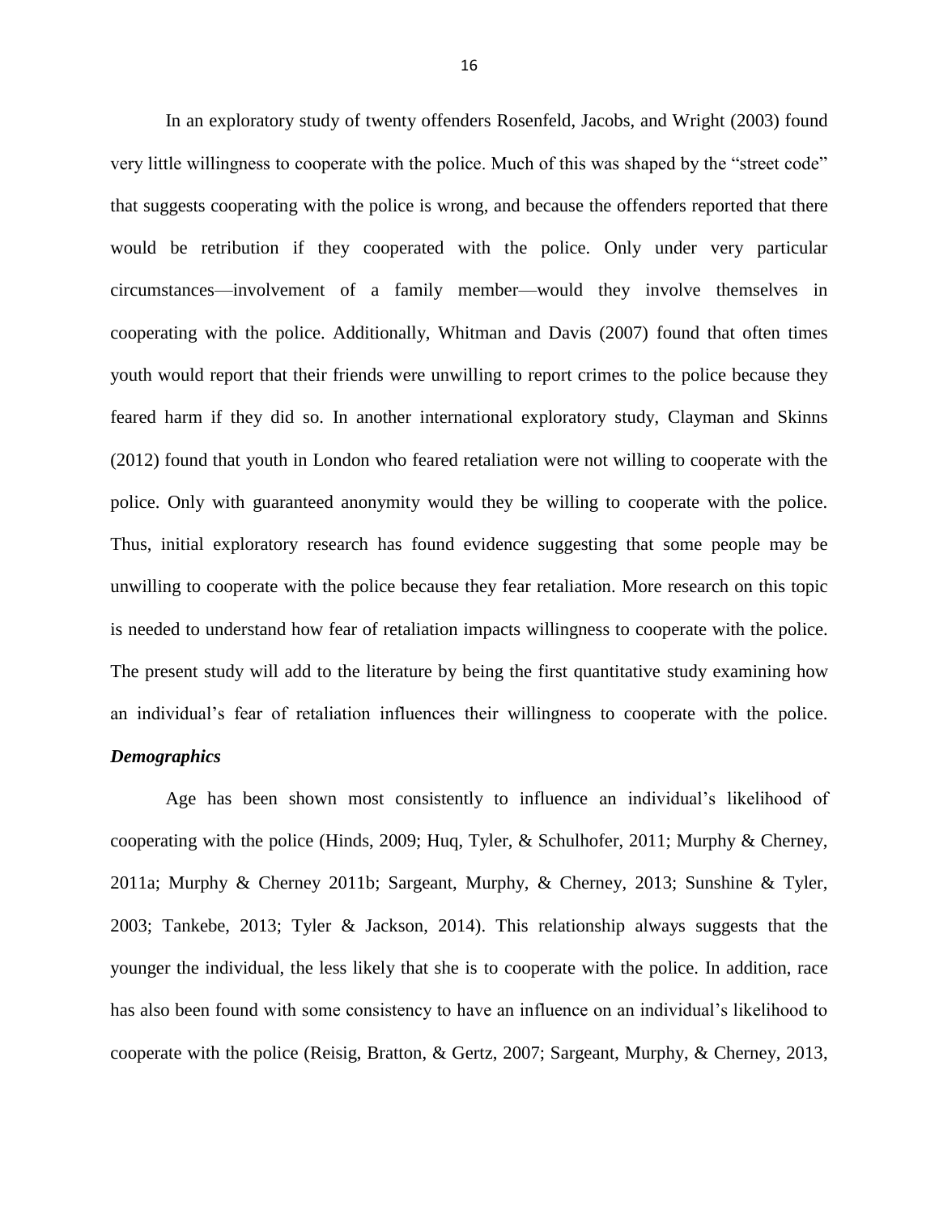In an exploratory study of twenty offenders Rosenfeld, Jacobs, and Wright (2003) found very little willingness to cooperate with the police. Much of this was shaped by the "street code" that suggests cooperating with the police is wrong, and because the offenders reported that there would be retribution if they cooperated with the police. Only under very particular circumstances—involvement of a family member—would they involve themselves in cooperating with the police. Additionally, Whitman and Davis (2007) found that often times youth would report that their friends were unwilling to report crimes to the police because they feared harm if they did so. In another international exploratory study, Clayman and Skinns (2012) found that youth in London who feared retaliation were not willing to cooperate with the police. Only with guaranteed anonymity would they be willing to cooperate with the police. Thus, initial exploratory research has found evidence suggesting that some people may be unwilling to cooperate with the police because they fear retaliation. More research on this topic is needed to understand how fear of retaliation impacts willingness to cooperate with the police. The present study will add to the literature by being the first quantitative study examining how an individual's fear of retaliation influences their willingness to cooperate with the police.

### *Demographics*

Age has been shown most consistently to influence an individual's likelihood of cooperating with the police (Hinds, 2009; Huq, Tyler, & Schulhofer, 2011; Murphy & Cherney, 2011a; Murphy & Cherney 2011b; Sargeant, Murphy, & Cherney, 2013; Sunshine & Tyler, 2003; Tankebe, 2013; Tyler & Jackson, 2014). This relationship always suggests that the younger the individual, the less likely that she is to cooperate with the police. In addition, race has also been found with some consistency to have an influence on an individual's likelihood to cooperate with the police (Reisig, Bratton, & Gertz, 2007; Sargeant, Murphy, & Cherney, 2013,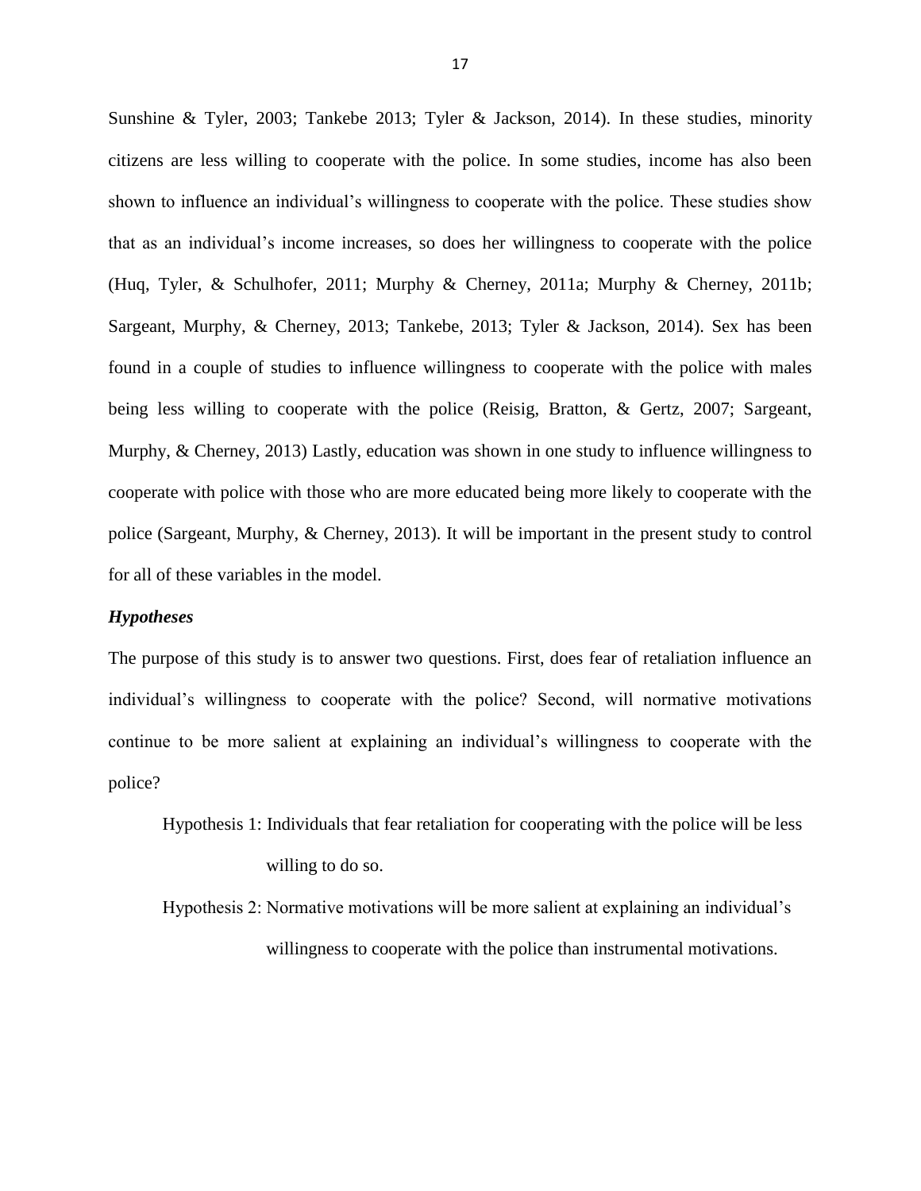Sunshine & Tyler, 2003; Tankebe 2013; Tyler & Jackson, 2014). In these studies, minority citizens are less willing to cooperate with the police. In some studies, income has also been shown to influence an individual's willingness to cooperate with the police. These studies show that as an individual's income increases, so does her willingness to cooperate with the police (Huq, Tyler, & Schulhofer, 2011; Murphy & Cherney, 2011a; Murphy & Cherney, 2011b; Sargeant, Murphy, & Cherney, 2013; Tankebe, 2013; Tyler & Jackson, 2014). Sex has been found in a couple of studies to influence willingness to cooperate with the police with males being less willing to cooperate with the police (Reisig, Bratton, & Gertz, 2007; Sargeant, Murphy, & Cherney, 2013) Lastly, education was shown in one study to influence willingness to cooperate with police with those who are more educated being more likely to cooperate with the police (Sargeant, Murphy, & Cherney, 2013). It will be important in the present study to control for all of these variables in the model.

### *Hypotheses*

The purpose of this study is to answer two questions. First, does fear of retaliation influence an individual's willingness to cooperate with the police? Second, will normative motivations continue to be more salient at explaining an individual's willingness to cooperate with the police?

Hypothesis 1: Individuals that fear retaliation for cooperating with the police will be less willing to do so.

Hypothesis 2: Normative motivations will be more salient at explaining an individual's willingness to cooperate with the police than instrumental motivations.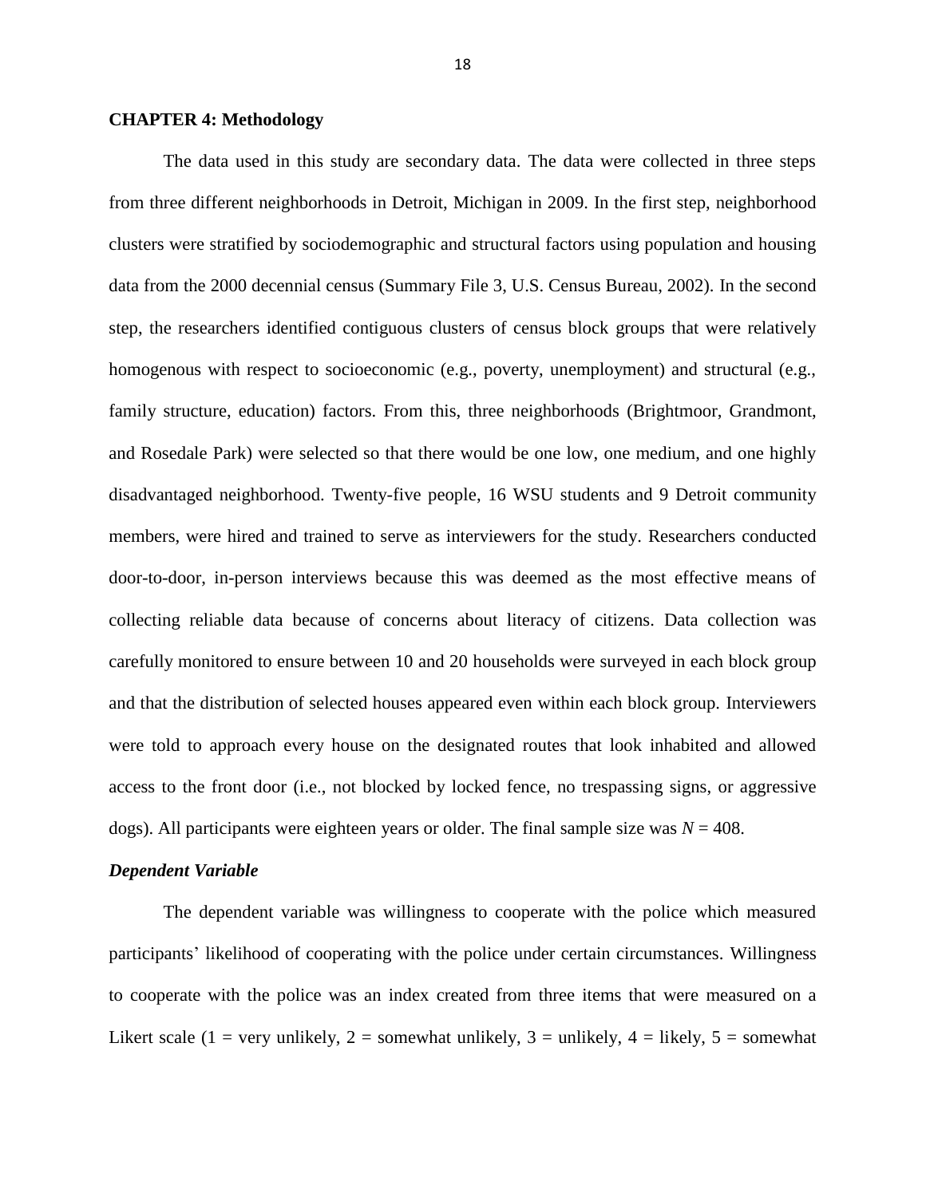**CHAPTER 4: Methodology**

The data used in this study are secondary data. The data were collected in three steps from three different neighborhoods in Detroit, Michigan in 2009. In the first step, neighborhood clusters were stratified by sociodemographic and structural factors using population and housing data from the 2000 decennial census (Summary File 3, U.S. Census Bureau, 2002). In the second step, the researchers identified contiguous clusters of census block groups that were relatively homogenous with respect to socioeconomic (e.g., poverty, unemployment) and structural (e.g., family structure, education) factors. From this, three neighborhoods (Brightmoor, Grandmont, and Rosedale Park) were selected so that there would be one low, one medium, and one highly disadvantaged neighborhood. Twenty-five people, 16 WSU students and 9 Detroit community members, were hired and trained to serve as interviewers for the study. Researchers conducted door-to-door, in-person interviews because this was deemed as the most effective means of collecting reliable data because of concerns about literacy of citizens. Data collection was carefully monitored to ensure between 10 and 20 households were surveyed in each block group and that the distribution of selected houses appeared even within each block group. Interviewers were told to approach every house on the designated routes that look inhabited and allowed access to the front door (i.e., not blocked by locked fence, no trespassing signs, or aggressive dogs). All participants were eighteen years or older. The final sample size was $N = 408$.

***Dependent Variable***

The dependent variable was willingness to cooperate with the police which measured participants' likelihood of cooperating with the police under certain circumstances. Willingness to cooperate with the police was an index created from three items that were measured on a Likert scale (1 = very unlikely, 2 = somewhat unlikely, 3 = unlikely, 4 = likely, 5 = somewhat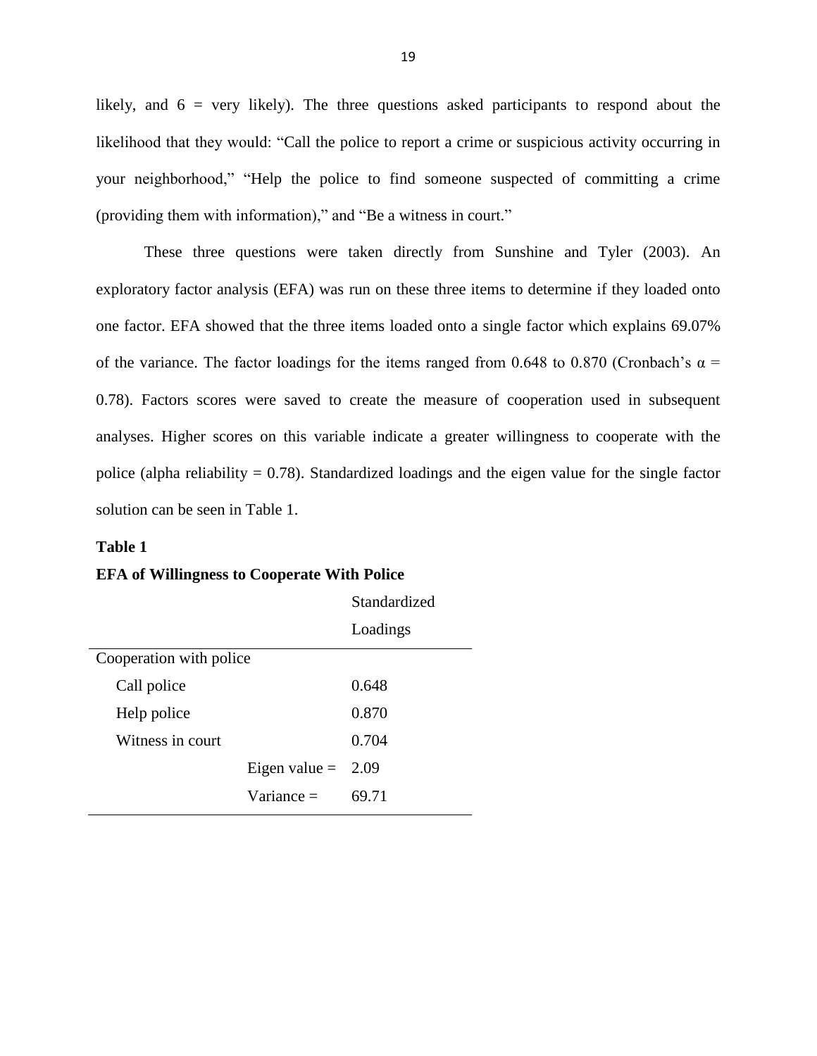likely, and 6 = very likely). The three questions asked participants to respond about the likelihood that they would: "Call the police to report a crime or suspicious activity occurring in your neighborhood," "Help the police to find someone suspected of committing a crime (providing them with information)," and "Be a witness in court."

These three questions were taken directly from Sunshine and Tyler (2003). An exploratory factor analysis (EFA) was run on these three items to determine if they loaded onto one factor. EFA showed that the three items loaded onto a single factor which explains 69.07% of the variance. The factor loadings for the items ranged from 0.648 to 0.870 (Cronbach's α = 0.78). Factors scores were saved to create the measure of cooperation used in subsequent analyses. Higher scores on this variable indicate a greater willingness to cooperate with the police (alpha reliability = 0.78). Standardized loadings and the eigen value for the single factor solution can be seen in Table 1.

**Table 1**

**EFA of Willingness to Cooperate With Police**

| | | Standardized Loadings |
|---|---|---|
| Cooperation with police | | |
| Call police | | 0.648 |
| Help police | | 0.870 |
| Witness in court | | 0.704 |
| | Eigen value = | 2.09 |
| | Variance = | 69.71 |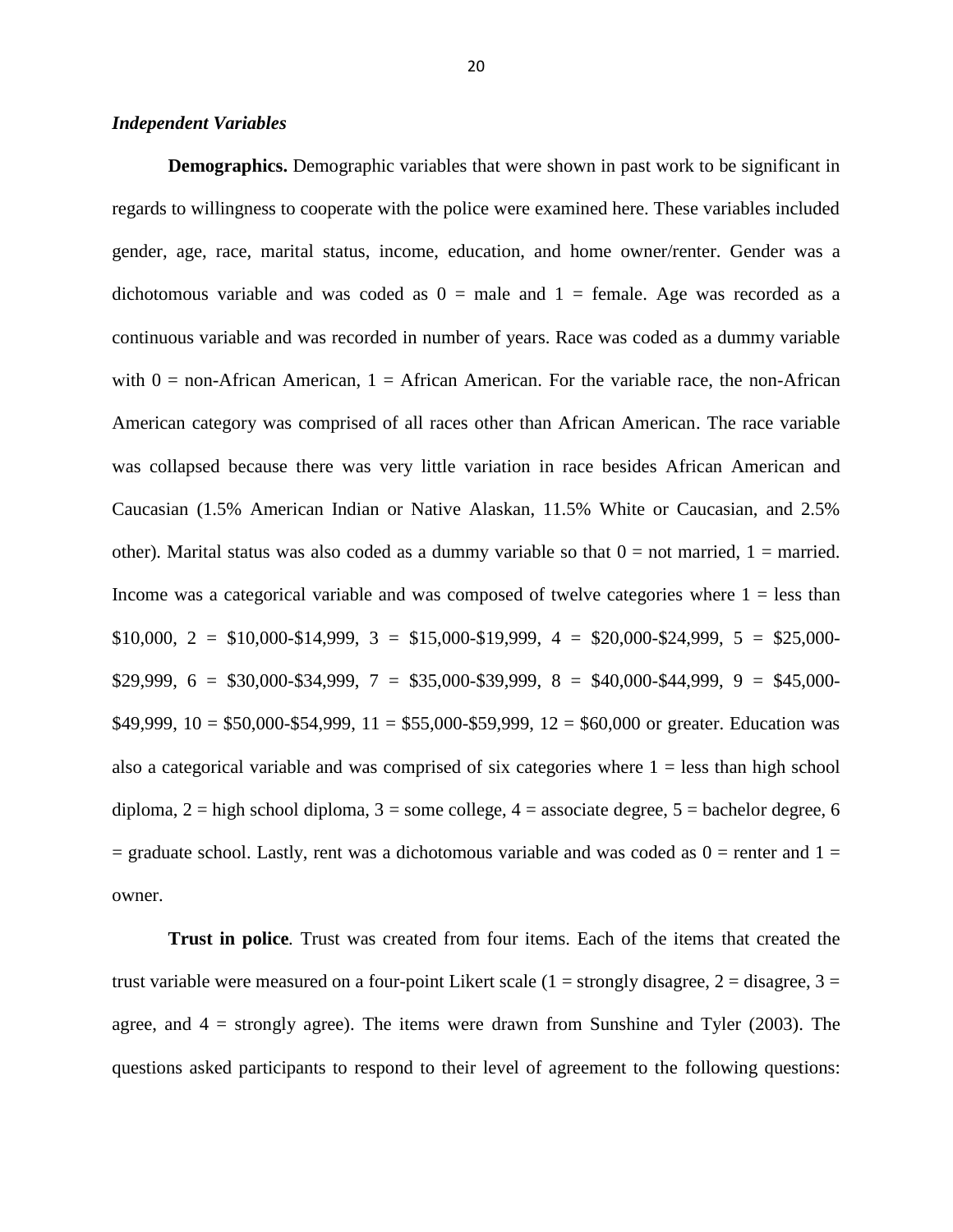### *Independent Variables*

**Demographics.** Demographic variables that were shown in past work to be significant in regards to willingness to cooperate with the police were examined here. These variables included gender, age, race, marital status, income, education, and home owner/renter. Gender was a dichotomous variable and was coded as 0 = male and 1 = female. Age was recorded as a continuous variable and was recorded in number of years. Race was coded as a dummy variable with 0 = non-African American, 1 = African American. For the variable race, the non-African American category was comprised of all races other than African American. The race variable was collapsed because there was very little variation in race besides African American and Caucasian (1.5% American Indian or Native Alaskan, 11.5% White or Caucasian, and 2.5% other). Marital status was also coded as a dummy variable so that 0 = not married, 1 = married. Income was a categorical variable and was composed of twelve categories where 1 = less than \$10,000, 2 = \$10,000-\$14,999, 3 = \$15,000-\$19,999, 4 = \$20,000-\$24,999, 5 = \$25,000-\$29,999, 6 = \$30,000-\$34,999, 7 = \$35,000-\$39,999, 8 = \$40,000-\$44,999, 9 = \$45,000-\$49,999, 10 = \$50,000-\$54,999, 11 = \$55,000-\$59,999, 12 = \$60,000 or greater. Education was also a categorical variable and was comprised of six categories where 1 = less than high school diploma, 2 = high school diploma, 3 = some college, 4 = associate degree, 5 = bachelor degree, 6 = graduate school. Lastly, rent was a dichotomous variable and was coded as 0 = renter and 1 = owner.

**Trust in police***.* Trust was created from four items. Each of the items that created the trust variable were measured on a four-point Likert scale (1 = strongly disagree, 2 = disagree, 3 = agree, and 4 = strongly agree). The items were drawn from Sunshine and Tyler (2003). The questions asked participants to respond to their level of agreement to the following questions: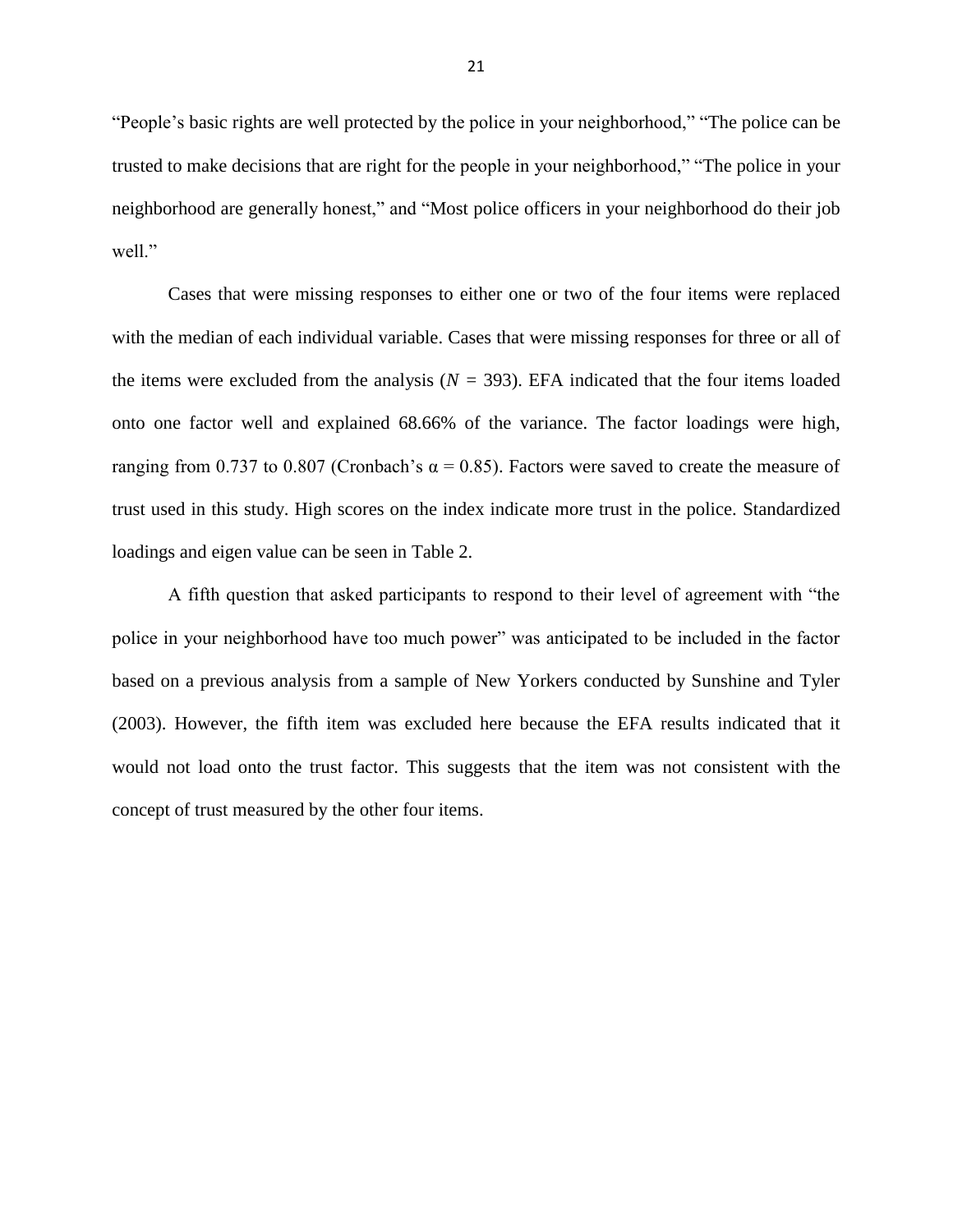"People's basic rights are well protected by the police in your neighborhood," "The police can be trusted to make decisions that are right for the people in your neighborhood," "The police in your neighborhood are generally honest," and "Most police officers in your neighborhood do their job well."

Cases that were missing responses to either one or two of the four items were replaced with the median of each individual variable. Cases that were missing responses for three or all of the items were excluded from the analysis ($N$ = 393). EFA indicated that the four items loaded onto one factor well and explained 68.66% of the variance. The factor loadings were high, ranging from 0.737 to 0.807 (Cronbach's α = 0.85). Factors were saved to create the measure of trust used in this study. High scores on the index indicate more trust in the police. Standardized loadings and eigen value can be seen in Table 2.

A fifth question that asked participants to respond to their level of agreement with "the police in your neighborhood have too much power" was anticipated to be included in the factor based on a previous analysis from a sample of New Yorkers conducted by Sunshine and Tyler (2003). However, the fifth item was excluded here because the EFA results indicated that it would not load onto the trust factor. This suggests that the item was not consistent with the concept of trust measured by the other four items.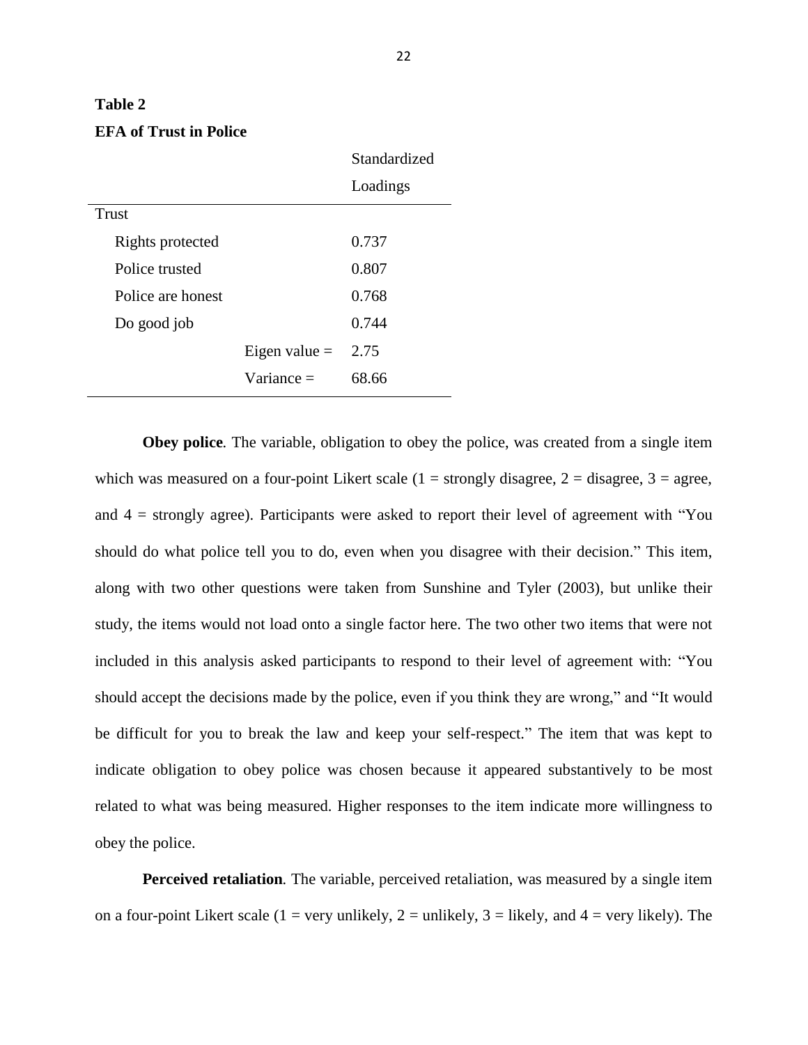**Table 2**

**EFA of Trust in Police**

| | | Standardized Loadings |
|---|---|---|
| Trust | | |
| Rights protected | | 0.737 |
| Police trusted | | 0.807 |
| Police are honest | | 0.768 |
| Do good job | | 0.744 |
| | Eigen value = | 2.75 |
| | Variance = | 68.66 |

**Obey police***.* The variable, obligation to obey the police, was created from a single item which was measured on a four-point Likert scale (1 = strongly disagree, 2 = disagree, 3 = agree, and 4 = strongly agree). Participants were asked to report their level of agreement with "You should do what police tell you to do, even when you disagree with their decision." This item, along with two other questions were taken from Sunshine and Tyler (2003), but unlike their study, the items would not load onto a single factor here. The two other two items that were not included in this analysis asked participants to respond to their level of agreement with: "You should accept the decisions made by the police, even if you think they are wrong," and "It would be difficult for you to break the law and keep your self-respect." The item that was kept to indicate obligation to obey police was chosen because it appeared substantively to be most related to what was being measured. Higher responses to the item indicate more willingness to obey the police.

**Perceived retaliation***.* The variable, perceived retaliation, was measured by a single item on a four-point Likert scale (1 = very unlikely, 2 = unlikely, 3 = likely, and 4 = very likely). The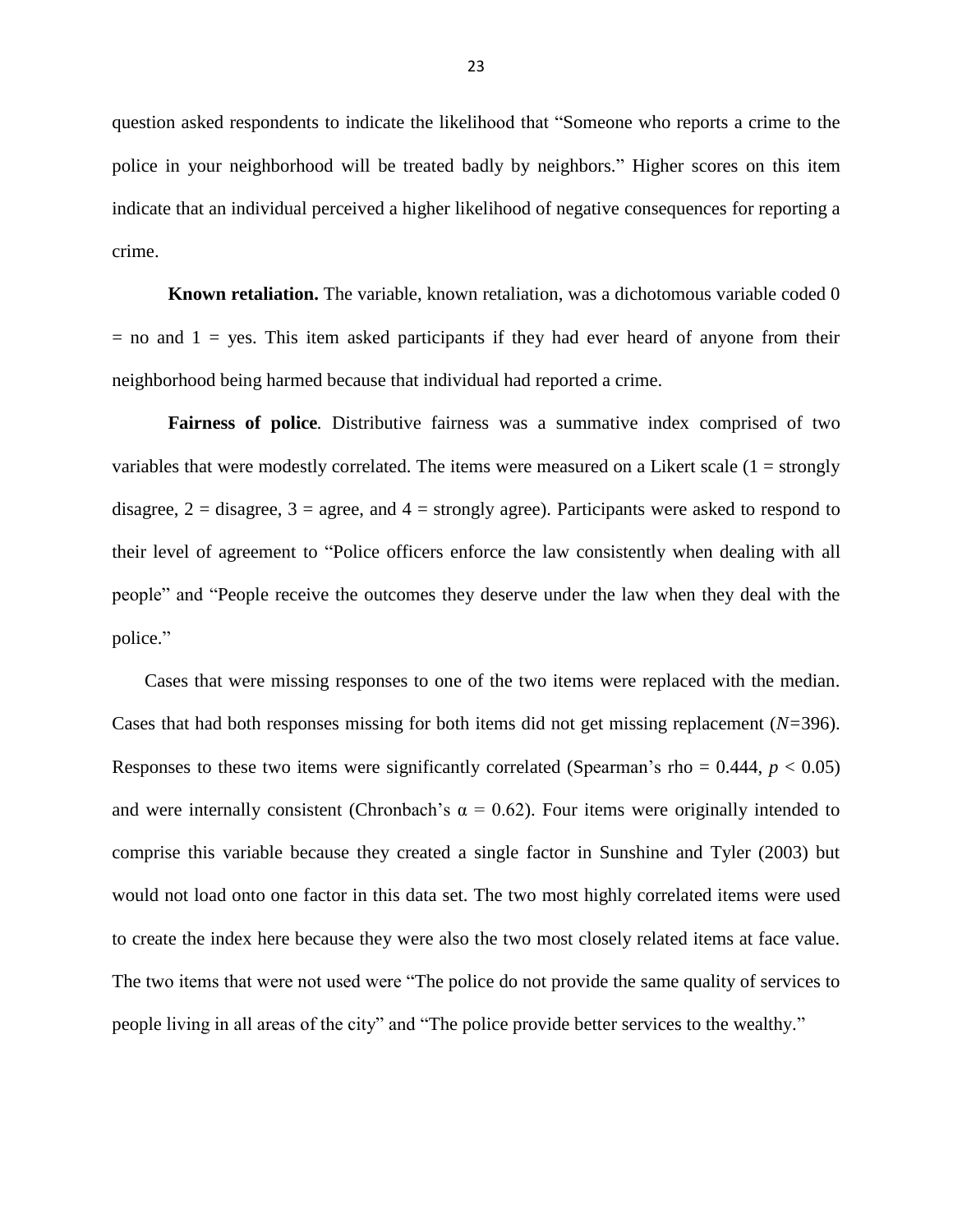question asked respondents to indicate the likelihood that "Someone who reports a crime to the police in your neighborhood will be treated badly by neighbors." Higher scores on this item indicate that an individual perceived a higher likelihood of negative consequences for reporting a crime.

**Known retaliation.** The variable, known retaliation, was a dichotomous variable coded 0 = no and 1 = yes. This item asked participants if they had ever heard of anyone from their neighborhood being harmed because that individual had reported a crime.

**Fairness of police***.* Distributive fairness was a summative index comprised of two variables that were modestly correlated. The items were measured on a Likert scale (1 = strongly disagree, 2 = disagree, 3 = agree, and 4 = strongly agree). Participants were asked to respond to their level of agreement to "Police officers enforce the law consistently when dealing with all people" and "People receive the outcomes they deserve under the law when they deal with the police."

Cases that were missing responses to one of the two items were replaced with the median. Cases that had both responses missing for both items did not get missing replacement ($N$=396). Responses to these two items were significantly correlated (Spearman's rho = 0.444, $p < 0.05$) and were internally consistent (Chronbach's $\alpha = 0.62$). Four items were originally intended to comprise this variable because they created a single factor in Sunshine and Tyler (2003) but would not load onto one factor in this data set. The two most highly correlated items were used to create the index here because they were also the two most closely related items at face value. The two items that were not used were "The police do not provide the same quality of services to people living in all areas of the city" and "The police provide better services to the wealthy."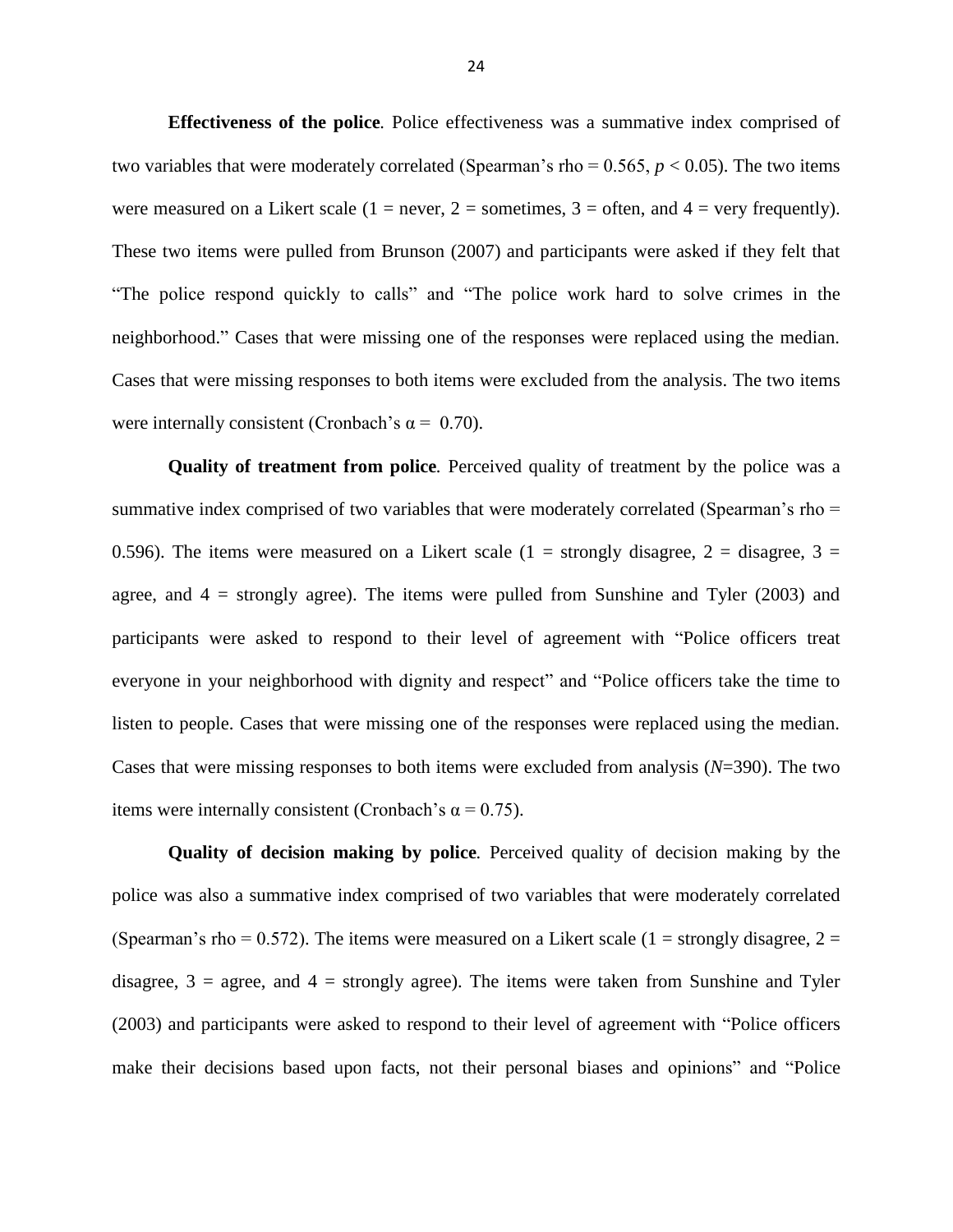**Effectiveness of the police**. Police effectiveness was a summative index comprised of two variables that were moderately correlated (Spearman's rho = 0.565, $p < 0.05$). The two items were measured on a Likert scale (1 = never, 2 = sometimes, 3 = often, and 4 = very frequently). These two items were pulled from Brunson (2007) and participants were asked if they felt that "The police respond quickly to calls" and "The police work hard to solve crimes in the neighborhood." Cases that were missing one of the responses were replaced using the median. Cases that were missing responses to both items were excluded from the analysis. The two items were internally consistent (Cronbach's α = 0.70).

**Quality of treatment from police**. Perceived quality of treatment by the police was a summative index comprised of two variables that were moderately correlated (Spearman's rho = 0.596). The items were measured on a Likert scale (1 = strongly disagree, 2 = disagree, 3 = agree, and 4 = strongly agree). The items were pulled from Sunshine and Tyler (2003) and participants were asked to respond to their level of agreement with "Police officers treat everyone in your neighborhood with dignity and respect" and "Police officers take the time to listen to people. Cases that were missing one of the responses were replaced using the median. Cases that were missing responses to both items were excluded from analysis (*N*=390). The two items were internally consistent (Cronbach's α = 0.75).

**Quality of decision making by police**. Perceived quality of decision making by the police was also a summative index comprised of two variables that were moderately correlated (Spearman's rho = 0.572). The items were measured on a Likert scale (1 = strongly disagree, 2 = disagree, 3 = agree, and 4 = strongly agree). The items were taken from Sunshine and Tyler (2003) and participants were asked to respond to their level of agreement with "Police officers make their decisions based upon facts, not their personal biases and opinions" and "Police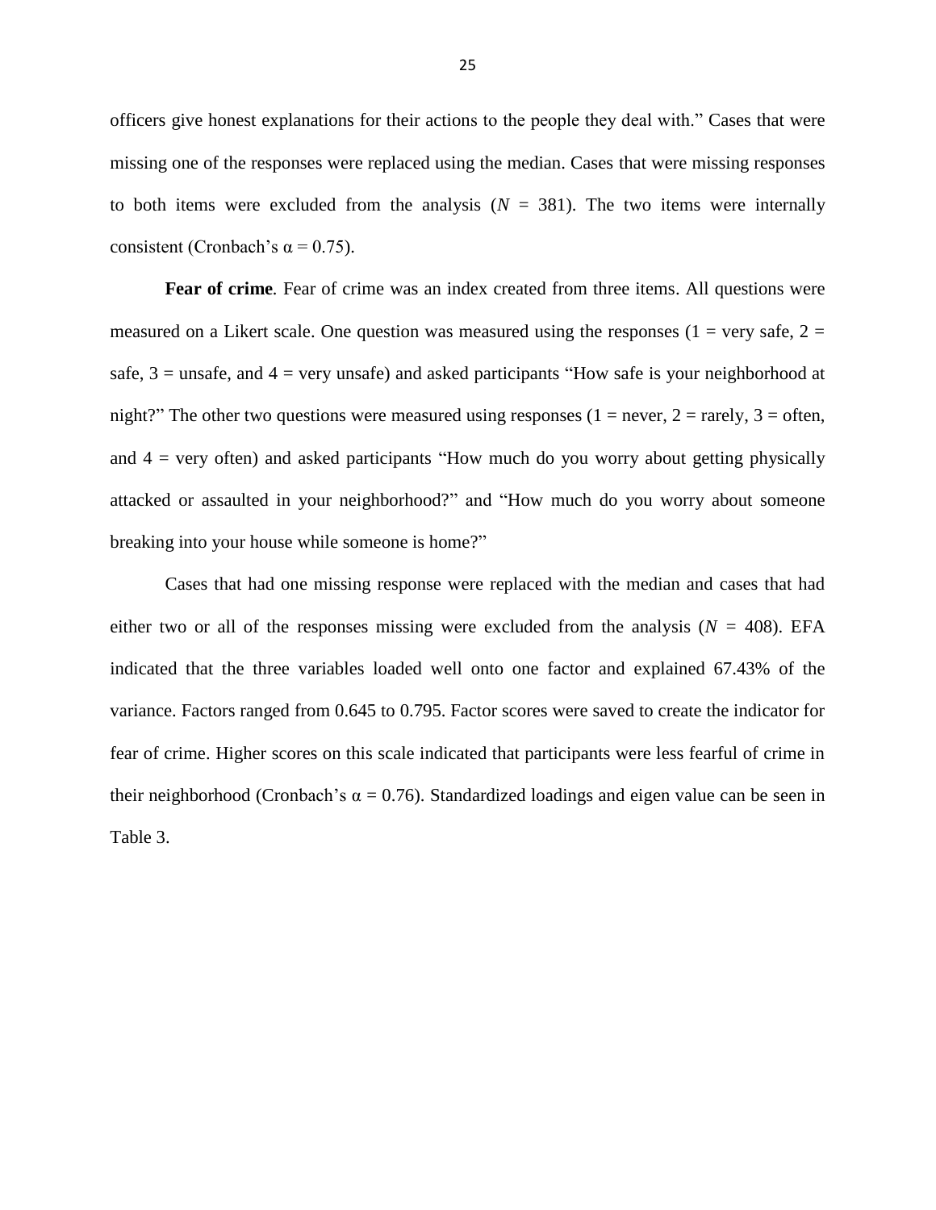officers give honest explanations for their actions to the people they deal with." Cases that were missing one of the responses were replaced using the median. Cases that were missing responses to both items were excluded from the analysis ($N$ = 381). The two items were internally consistent (Cronbach's $\alpha = 0.75$).

**Fear of crime**. Fear of crime was an index created from three items. All questions were measured on a Likert scale. One question was measured using the responses (1 = very safe, 2 = safe, 3 = unsafe, and 4 = very unsafe) and asked participants "How safe is your neighborhood at night?" The other two questions were measured using responses (1 = never, 2 = rarely, 3 = often, and 4 = very often) and asked participants "How much do you worry about getting physically attacked or assaulted in your neighborhood?" and "How much do you worry about someone breaking into your house while someone is home?"

Cases that had one missing response were replaced with the median and cases that had either two or all of the responses missing were excluded from the analysis ($N$ = 408). EFA indicated that the three variables loaded well onto one factor and explained 67.43% of the variance. Factors ranged from 0.645 to 0.795. Factor scores were saved to create the indicator for fear of crime. Higher scores on this scale indicated that participants were less fearful of crime in their neighborhood (Cronbach's $\alpha = 0.76$). Standardized loadings and eigen value can be seen in Table 3.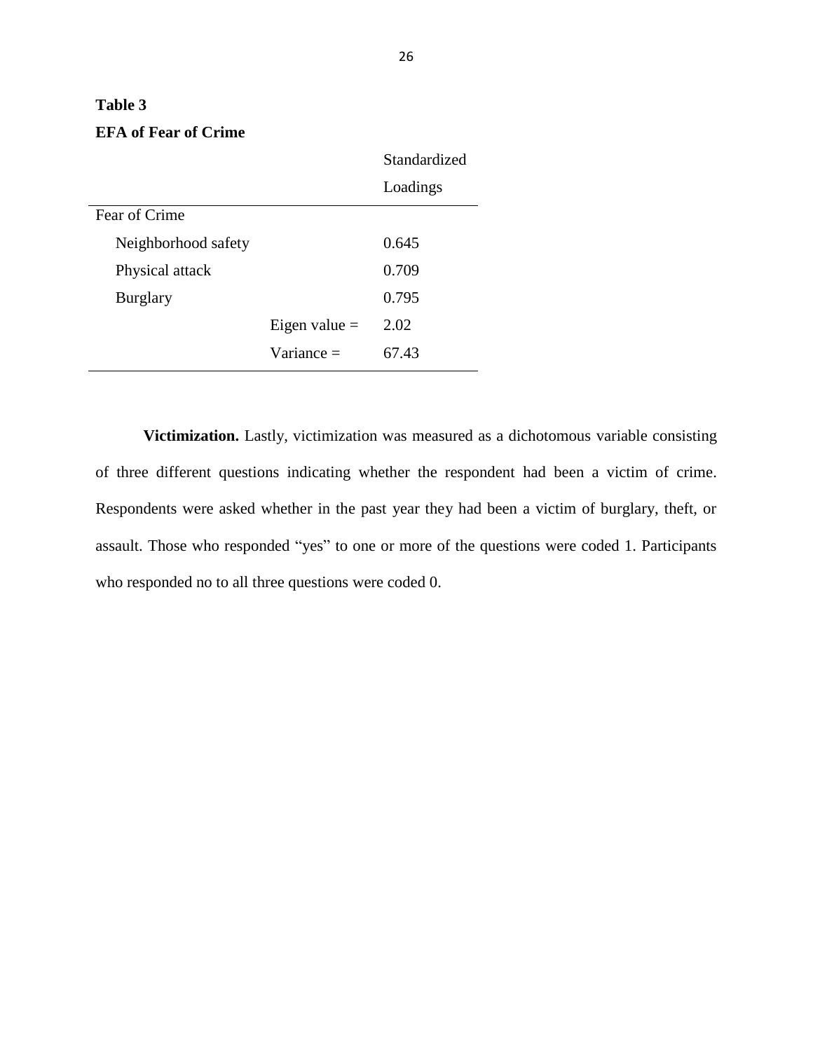**Table 3**

**EFA of Fear of Crime**

| | | Standardized Loadings |
|---|---|---|
| Fear of Crime | | |
| Neighborhood safety | | 0.645 |
| Physical attack | | 0.709 |
| Burglary | | 0.795 |
| | Eigen value = | 2.02 |
| | Variance = | 67.43 |

**Victimization.** Lastly, victimization was measured as a dichotomous variable consisting of three different questions indicating whether the respondent had been a victim of crime. Respondents were asked whether in the past year they had been a victim of burglary, theft, or assault. Those who responded "yes" to one or more of the questions were coded 1. Participants who responded no to all three questions were coded 0.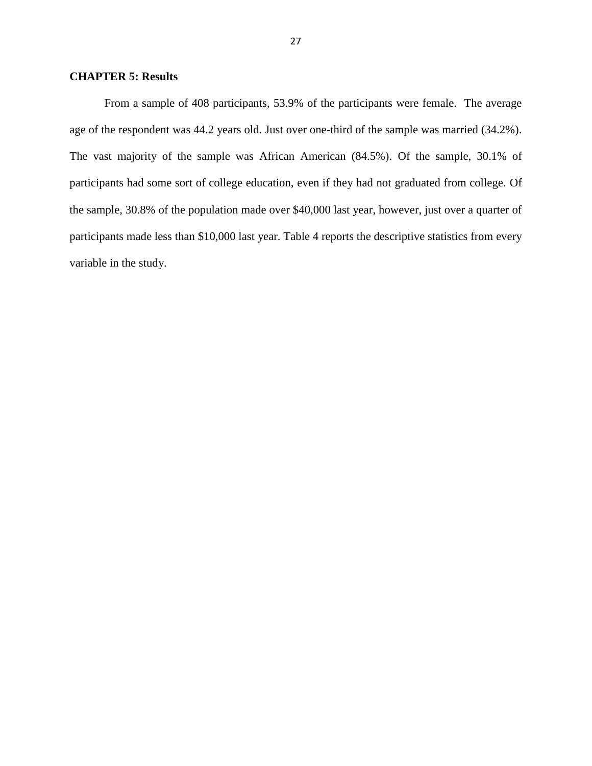## CHAPTER 5: Results

From a sample of 408 participants, 53.9% of the participants were female. The average age of the respondent was 44.2 years old. Just over one-third of the sample was married (34.2%). The vast majority of the sample was African American (84.5%). Of the sample, 30.1% of participants had some sort of college education, even if they had not graduated from college. Of the sample, 30.8% of the population made over $40,000 last year, however, just over a quarter of participants made less than $10,000 last year. Table 4 reports the descriptive statistics from every variable in the study.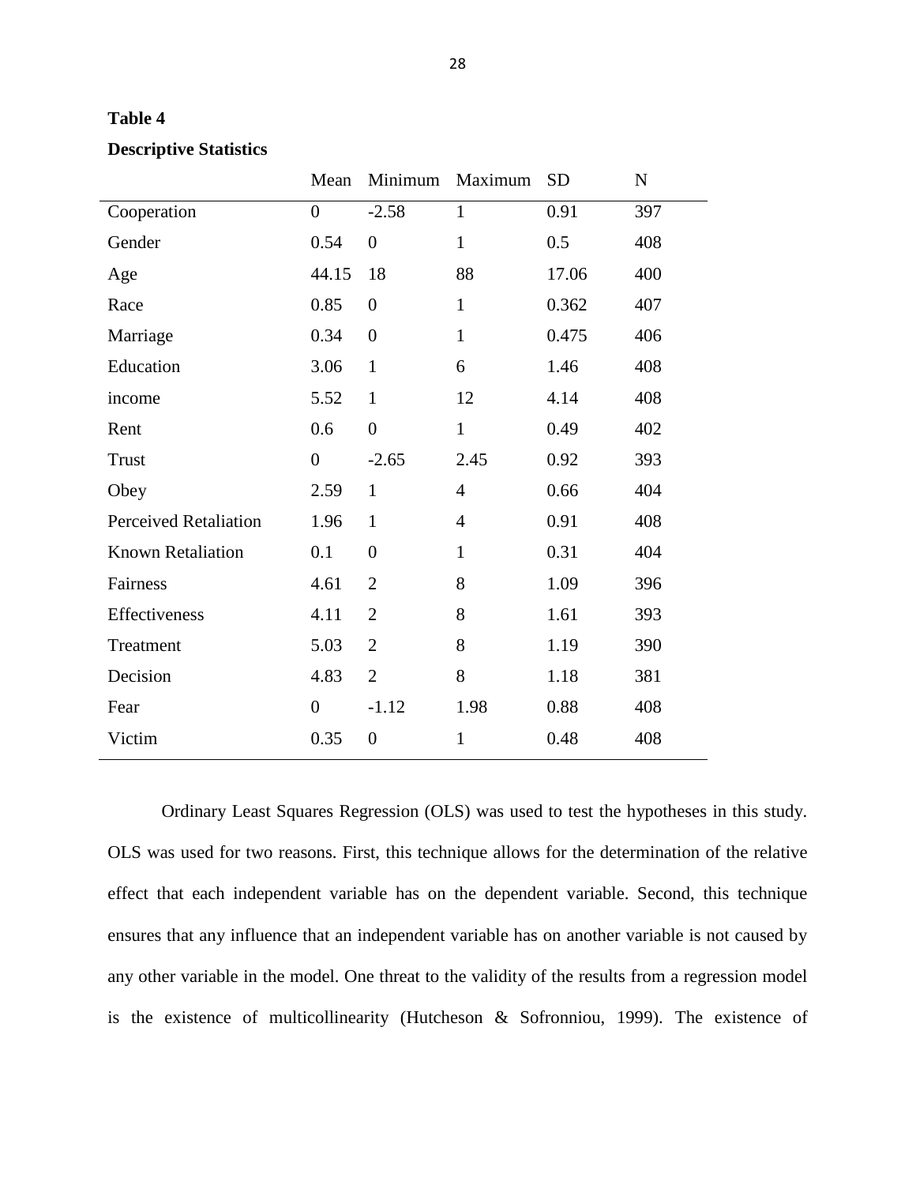**Table 4**

**Descriptive Statistics**

| | Mean | Minimum | Maximum | SD | N |
|---|---|---|---|---|---|
| Cooperation | 0 | -2.58 | 1 | 0.91 | 397 |
| Gender | 0.54 | 0 | 1 | 0.5 | 408 |
| Age | 44.15 | 18 | 88 | 17.06 | 400 |
| Race | 0.85 | 0 | 1 | 0.362 | 407 |
| Marriage | 0.34 | 0 | 1 | 0.475 | 406 |
| Education | 3.06 | 1 | 6 | 1.46 | 408 |
| income | 5.52 | 1 | 12 | 4.14 | 408 |
| Rent | 0.6 | 0 | 1 | 0.49 | 402 |
| Trust | 0 | -2.65 | 2.45 | 0.92 | 393 |
| Obey | 2.59 | 1 | 4 | 0.66 | 404 |
| Perceived Retaliation | 1.96 | 1 | 4 | 0.91 | 408 |
| Known Retaliation | 0.1 | 0 | 1 | 0.31 | 404 |
| Fairness | 4.61 | 2 | 8 | 1.09 | 396 |
| Effectiveness | 4.11 | 2 | 8 | 1.61 | 393 |
| Treatment | 5.03 | 2 | 8 | 1.19 | 390 |
| Decision | 4.83 | 2 | 8 | 1.18 | 381 |
| Fear | 0 | -1.12 | 1.98 | 0.88 | 408 |
| Victim | 0.35 | 0 | 1 | 0.48 | 408 |

Ordinary Least Squares Regression (OLS) was used to test the hypotheses in this study. OLS was used for two reasons. First, this technique allows for the determination of the relative effect that each independent variable has on the dependent variable. Second, this technique ensures that any influence that an independent variable has on another variable is not caused by any other variable in the model. One threat to the validity of the results from a regression model is the existence of multicollinearity (Hutcheson & Sofronniou, 1999). The existence of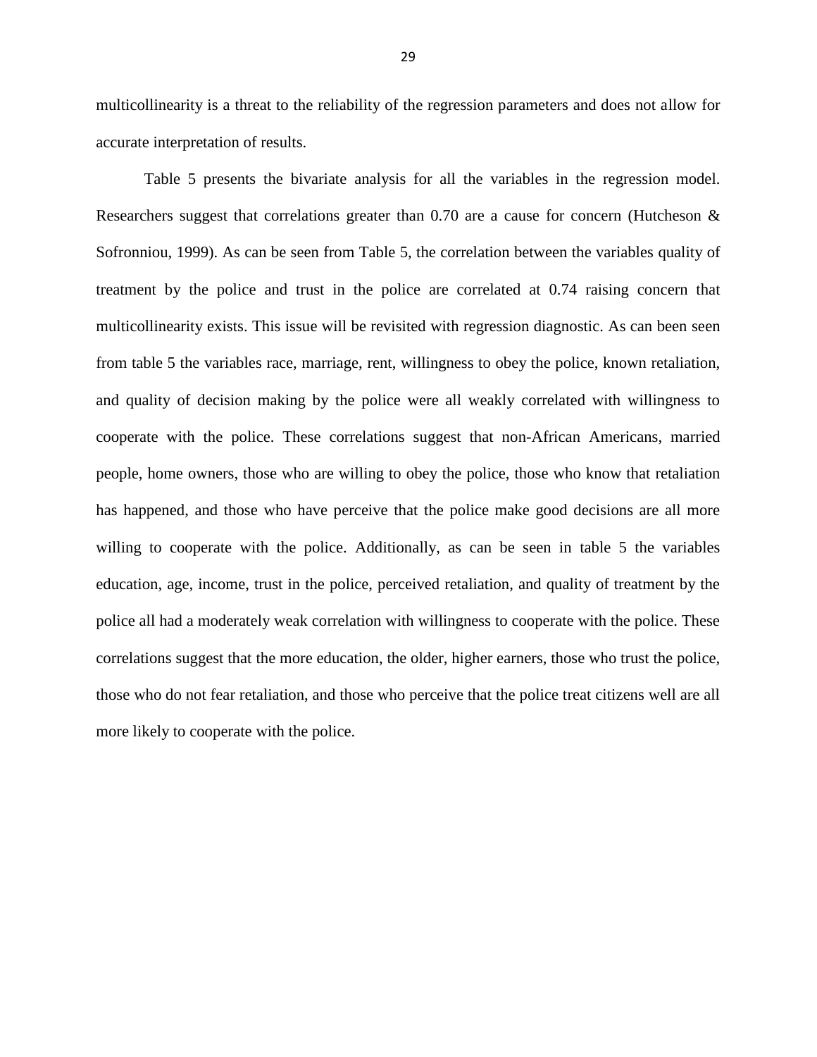multicollinearity is a threat to the reliability of the regression parameters and does not allow for accurate interpretation of results.

Table 5 presents the bivariate analysis for all the variables in the regression model. Researchers suggest that correlations greater than 0.70 are a cause for concern (Hutcheson & Sofronniou, 1999). As can be seen from Table 5, the correlation between the variables quality of treatment by the police and trust in the police are correlated at 0.74 raising concern that multicollinearity exists. This issue will be revisited with regression diagnostic. As can been seen from table 5 the variables race, marriage, rent, willingness to obey the police, known retaliation, and quality of decision making by the police were all weakly correlated with willingness to cooperate with the police. These correlations suggest that non-African Americans, married people, home owners, those who are willing to obey the police, those who know that retaliation has happened, and those who have perceive that the police make good decisions are all more willing to cooperate with the police. Additionally, as can be seen in table 5 the variables education, age, income, trust in the police, perceived retaliation, and quality of treatment by the police all had a moderately weak correlation with willingness to cooperate with the police. These correlations suggest that the more education, the older, higher earners, those who trust the police, those who do not fear retaliation, and those who perceive that the police treat citizens well are all more likely to cooperate with the police.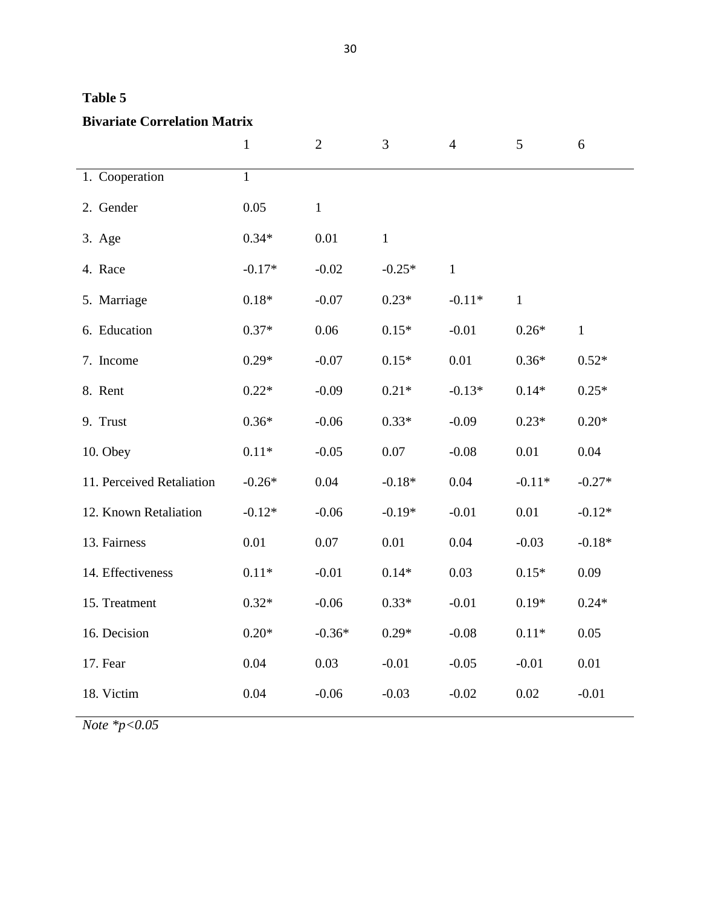**Table 5**

**Bivariate Correlation Matrix**

| | 1 | 2 | 3 | 4 | 5 | 6 |
|---|---|---|---|---|---|---|
| 1. Cooperation | 1 | | | | | |
| 2. Gender | 0.05 | 1 | | | | |
| 3. Age | 0.34* | 0.01 | 1 | | | |
| 4. Race | -0.17* | -0.02 | -0.25* | 1 | | |
| 5. Marriage | 0.18* | -0.07 | 0.23* | -0.11* | 1 | |
| 6. Education | 0.37* | 0.06 | 0.15* | -0.01 | 0.26* | 1 |
| 7. Income | 0.29* | -0.07 | 0.15* | 0.01 | 0.36* | 0.52* |
| 8. Rent | 0.22* | -0.09 | 0.21* | -0.13* | 0.14* | 0.25* |
| 9. Trust | 0.36* | -0.06 | 0.33* | -0.09 | 0.23* | 0.20* |
| 10. Obey | 0.11* | -0.05 | 0.07 | -0.08 | 0.01 | 0.04 |
| 11. Perceived Retaliation | -0.26* | 0.04 | -0.18* | 0.04 | -0.11* | -0.27* |
| 12. Known Retaliation | -0.12* | -0.06 | -0.19* | -0.01 | 0.01 | -0.12* |
| 13. Fairness | 0.01 | 0.07 | 0.01 | 0.04 | -0.03 | -0.18* |
| 14. Effectiveness | 0.11* | -0.01 | 0.14* | 0.03 | 0.15* | 0.09 |
| 15. Treatment | 0.32* | -0.06 | 0.33* | -0.01 | 0.19* | 0.24* |
| 16. Decision | 0.20* | -0.36* | 0.29* | -0.08 | 0.11* | 0.05 |
| 17. Fear | 0.04 | 0.03 | -0.01 | -0.05 | -0.01 | 0.01 |
| 18. Victim | 0.04 | -0.06 | -0.03 | -0.02 | 0.02 | -0.01 |

*Note* \*$p<0.05$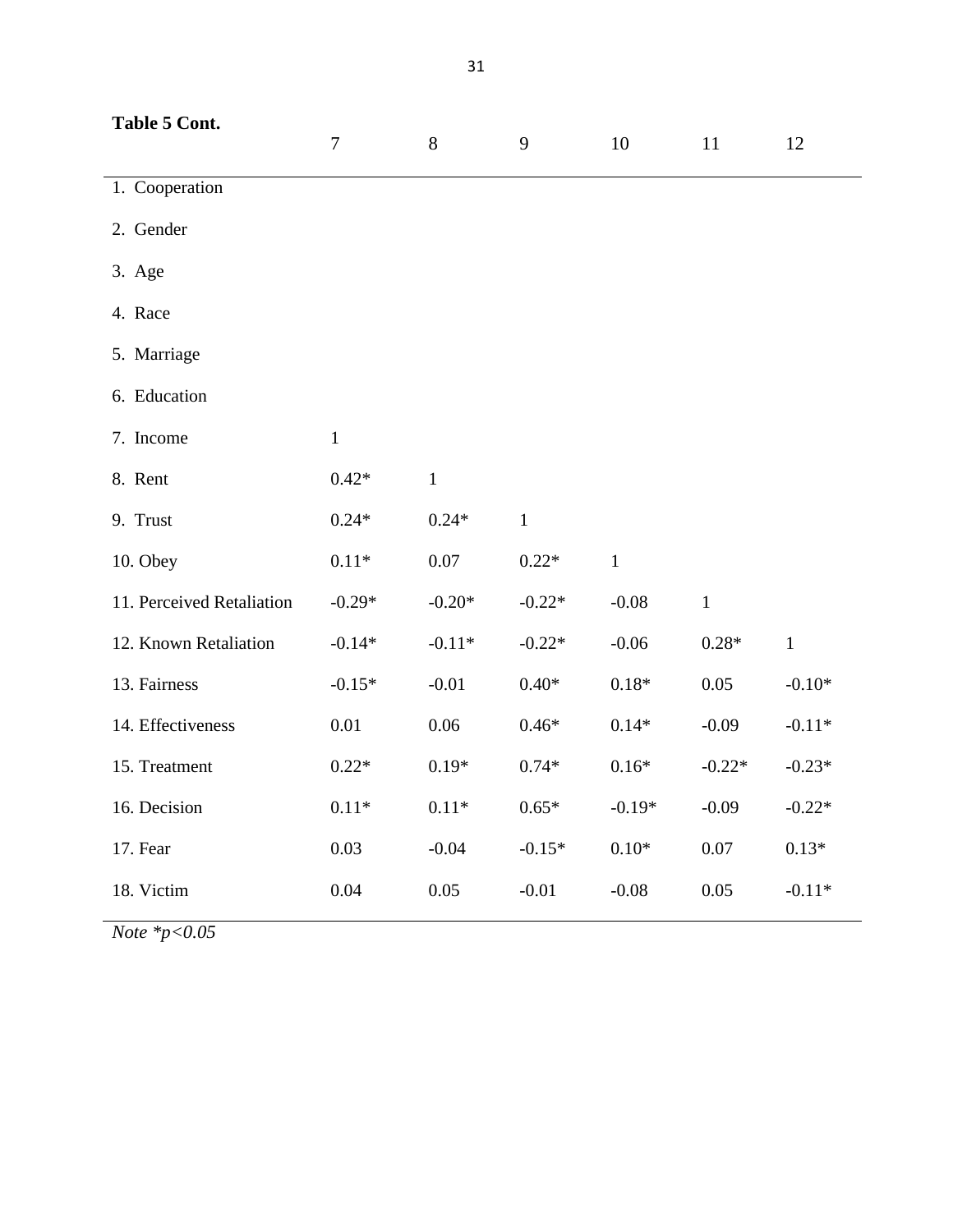**Table 5 Cont.**

| | 7 | 8 | 9 | 10 | 11 | 12 |
|---|---|---|---|---|---|---|
| 1. Cooperation | | | | | | |
| 2. Gender | | | | | | |
| 3. Age | | | | | | |
| 4. Race | | | | | | |
| 5. Marriage | | | | | | |
| 6. Education | | | | | | |
| 7. Income | 1 | | | | | |
| 8. Rent | 0.42* | 1 | | | | |
| 9. Trust | 0.24* | 0.24* | 1 | | | |
| 10. Obey | 0.11* | 0.07 | 0.22* | 1 | | |
| 11. Perceived Retaliation | -0.29* | -0.20* | -0.22* | -0.08 | 1 | |
| 12. Known Retaliation | -0.14* | -0.11* | -0.22* | -0.06 | 0.28* | 1 |
| 13. Fairness | -0.15* | -0.01 | 0.40* | 0.18* | 0.05 | -0.10* |
| 14. Effectiveness | 0.01 | 0.06 | 0.46* | 0.14* | -0.09 | -0.11* |
| 15. Treatment | 0.22* | 0.19* | 0.74* | 0.16* | -0.22* | -0.23* |
| 16. Decision | 0.11* | 0.11* | 0.65* | -0.19* | -0.09 | -0.22* |
| 17. Fear | 0.03 | -0.04 | -0.15* | 0.10* | 0.07 | 0.13* |
| 18. Victim | 0.04 | 0.05 | -0.01 | -0.08 | 0.05 | -0.11* |

*Note *p<0.05*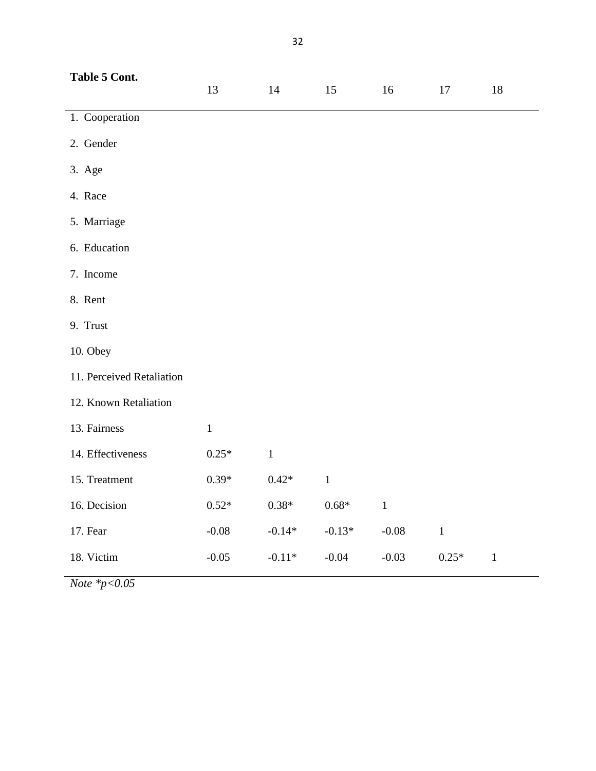**Table 5 Cont.**

| | 13 | 14 | 15 | 16 | 17 | 18 |
|---|---|---|---|---|---|---|
| 1. Cooperation | | | | | | |
| 2. Gender | | | | | | |
| 3. Age | | | | | | |
| 4. Race | | | | | | |
| 5. Marriage | | | | | | |
| 6. Education | | | | | | |
| 7. Income | | | | | | |
| 8. Rent | | | | | | |
| 9. Trust | | | | | | |
| 10. Obey | | | | | | |
| 11. Perceived Retaliation | | | | | | |
| 12. Known Retaliation | | | | | | |
| 13. Fairness | 1 | | | | | |
| 14. Effectiveness | 0.25* | 1 | | | | |
| 15. Treatment | 0.39* | 0.42* | 1 | | | |
| 16. Decision | 0.52* | 0.38* | 0.68* | 1 | | |
| 17. Fear | -0.08 | -0.14* | -0.13* | -0.08 | 1 | |
| 18. Victim | -0.05 | -0.11* | -0.04 | -0.03 | 0.25* | 1 |

*Note \*p<0.05*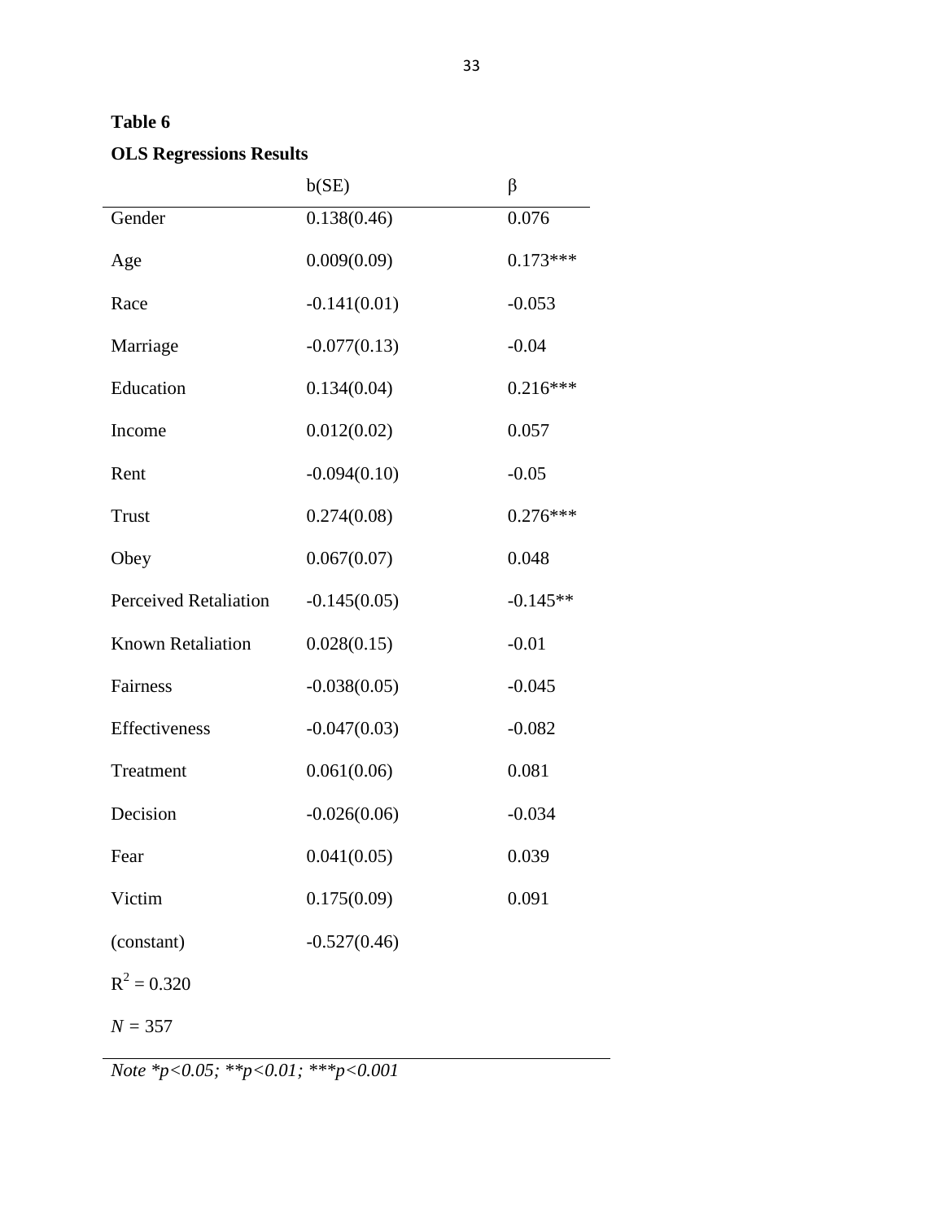**Table 6**

**OLS Regressions Results**

| | b(SE) | β |
|---|---|---|
| Gender | 0.138(0.46) | 0.076 |
| Age | 0.009(0.09) | 0.173*** |
| Race | -0.141(0.01) | -0.053 |
| Marriage | -0.077(0.13) | -0.04 |
| Education | 0.134(0.04) | 0.216*** |
| Income | 0.012(0.02) | 0.057 |
| Rent | -0.094(0.10) | -0.05 |
| Trust | 0.274(0.08) | 0.276*** |
| Obey | 0.067(0.07) | 0.048 |
| Perceived Retaliation | -0.145(0.05) | -0.145** |
| Known Retaliation | 0.028(0.15) | -0.01 |
| Fairness | -0.038(0.05) | -0.045 |
| Effectiveness | -0.047(0.03) | -0.082 |
| Treatment | 0.061(0.06) | 0.081 |
| Decision | -0.026(0.06) | -0.034 |
| Fear | 0.041(0.05) | 0.039 |
| Victim | 0.175(0.09) | 0.091 |
| (constant) | -0.527(0.46) | |
| $R^2 = 0.320$ | | |
| *N* = 357 | | |

*Note *p<0.05; **p<0.01; ***p<0.001*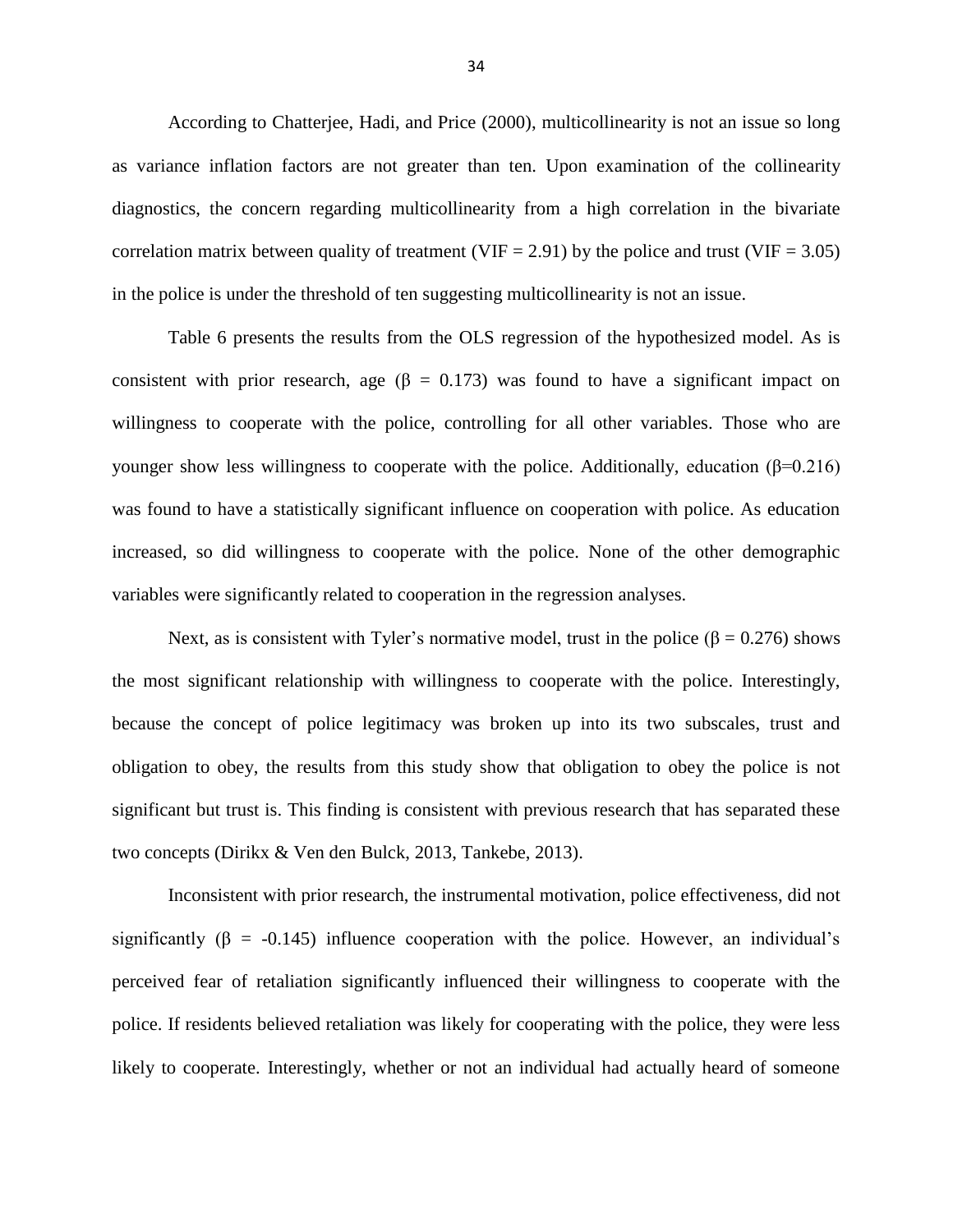According to Chatterjee, Hadi, and Price (2000), multicollinearity is not an issue so long as variance inflation factors are not greater than ten. Upon examination of the collinearity diagnostics, the concern regarding multicollinearity from a high correlation in the bivariate correlation matrix between quality of treatment (VIF = 2.91) by the police and trust (VIF = 3.05) in the police is under the threshold of ten suggesting multicollinearity is not an issue.

Table 6 presents the results from the OLS regression of the hypothesized model. As is consistent with prior research, age ($\beta = 0.173$) was found to have a significant impact on willingness to cooperate with the police, controlling for all other variables. Those who are younger show less willingness to cooperate with the police. Additionally, education ($\beta$=0.216) was found to have a statistically significant influence on cooperation with police. As education increased, so did willingness to cooperate with the police. None of the other demographic variables were significantly related to cooperation in the regression analyses.

Next, as is consistent with Tyler's normative model, trust in the police ($\beta = 0.276$) shows the most significant relationship with willingness to cooperate with the police. Interestingly, because the concept of police legitimacy was broken up into its two subscales, trust and obligation to obey, the results from this study show that obligation to obey the police is not significant but trust is. This finding is consistent with previous research that has separated these two concepts (Dirikx & Ven den Bulck, 2013, Tankebe, 2013).

Inconsistent with prior research, the instrumental motivation, police effectiveness, did not significantly ($\beta = -0.145$) influence cooperation with the police. However, an individual's perceived fear of retaliation significantly influenced their willingness to cooperate with the police. If residents believed retaliation was likely for cooperating with the police, they were less likely to cooperate. Interestingly, whether or not an individual had actually heard of someone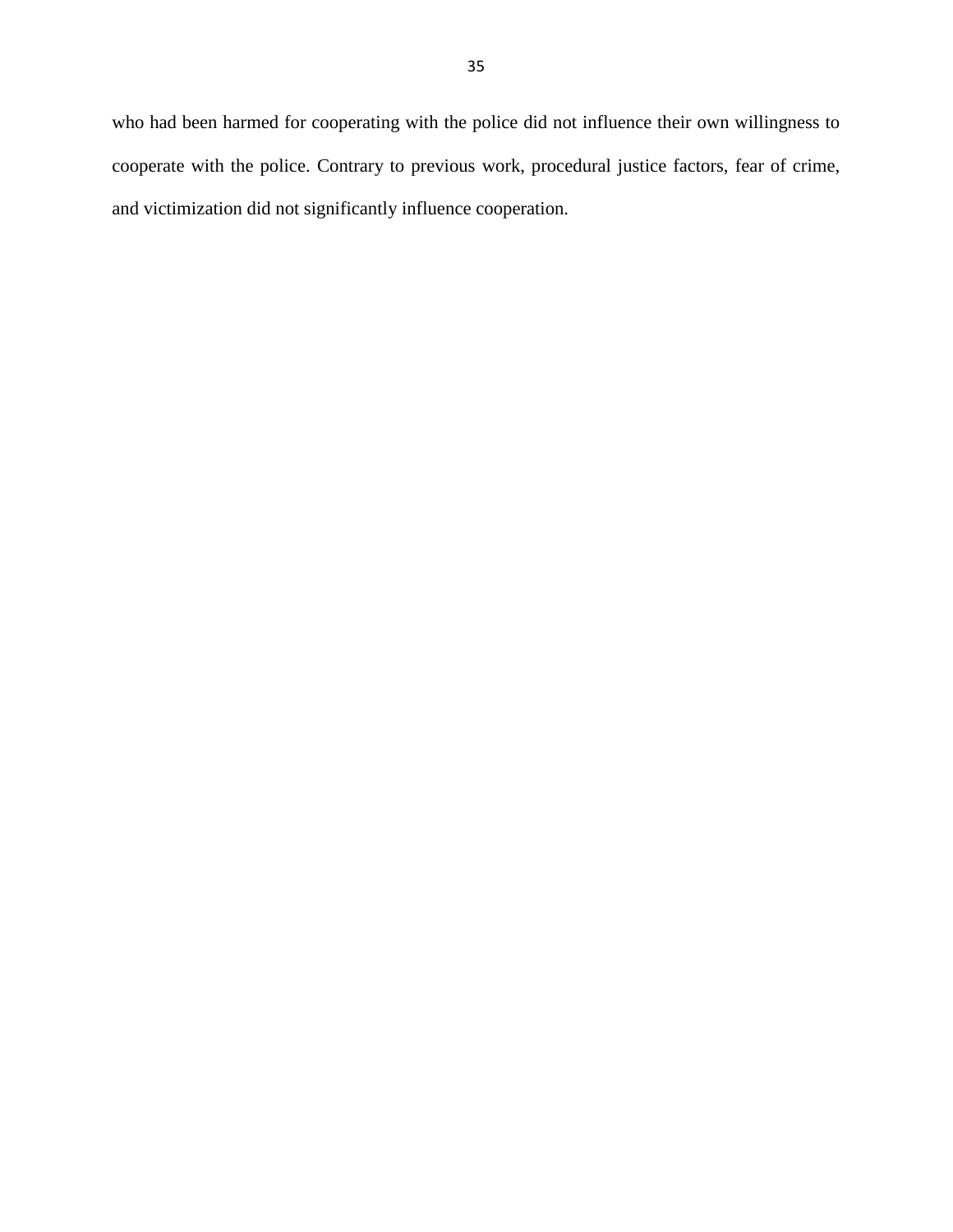who had been harmed for cooperating with the police did not influence their own willingness to cooperate with the police. Contrary to previous work, procedural justice factors, fear of crime, and victimization did not significantly influence cooperation.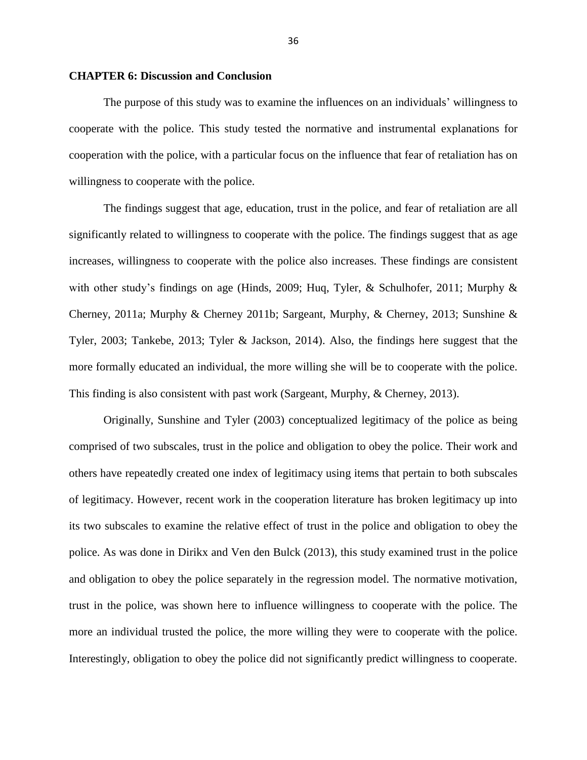**CHAPTER 6: Discussion and Conclusion**

The purpose of this study was to examine the influences on an individuals' willingness to cooperate with the police. This study tested the normative and instrumental explanations for cooperation with the police, with a particular focus on the influence that fear of retaliation has on willingness to cooperate with the police.

The findings suggest that age, education, trust in the police, and fear of retaliation are all significantly related to willingness to cooperate with the police. The findings suggest that as age increases, willingness to cooperate with the police also increases. These findings are consistent with other study's findings on age (Hinds, 2009; Huq, Tyler, & Schulhofer, 2011; Murphy & Cherney, 2011a; Murphy & Cherney 2011b; Sargeant, Murphy, & Cherney, 2013; Sunshine & Tyler, 2003; Tankebe, 2013; Tyler & Jackson, 2014). Also, the findings here suggest that the more formally educated an individual, the more willing she will be to cooperate with the police. This finding is also consistent with past work (Sargeant, Murphy, & Cherney, 2013).

Originally, Sunshine and Tyler (2003) conceptualized legitimacy of the police as being comprised of two subscales, trust in the police and obligation to obey the police. Their work and others have repeatedly created one index of legitimacy using items that pertain to both subscales of legitimacy. However, recent work in the cooperation literature has broken legitimacy up into its two subscales to examine the relative effect of trust in the police and obligation to obey the police. As was done in Dirikx and Ven den Bulck (2013), this study examined trust in the police and obligation to obey the police separately in the regression model. The normative motivation, trust in the police, was shown here to influence willingness to cooperate with the police. The more an individual trusted the police, the more willing they were to cooperate with the police. Interestingly, obligation to obey the police did not significantly predict willingness to cooperate.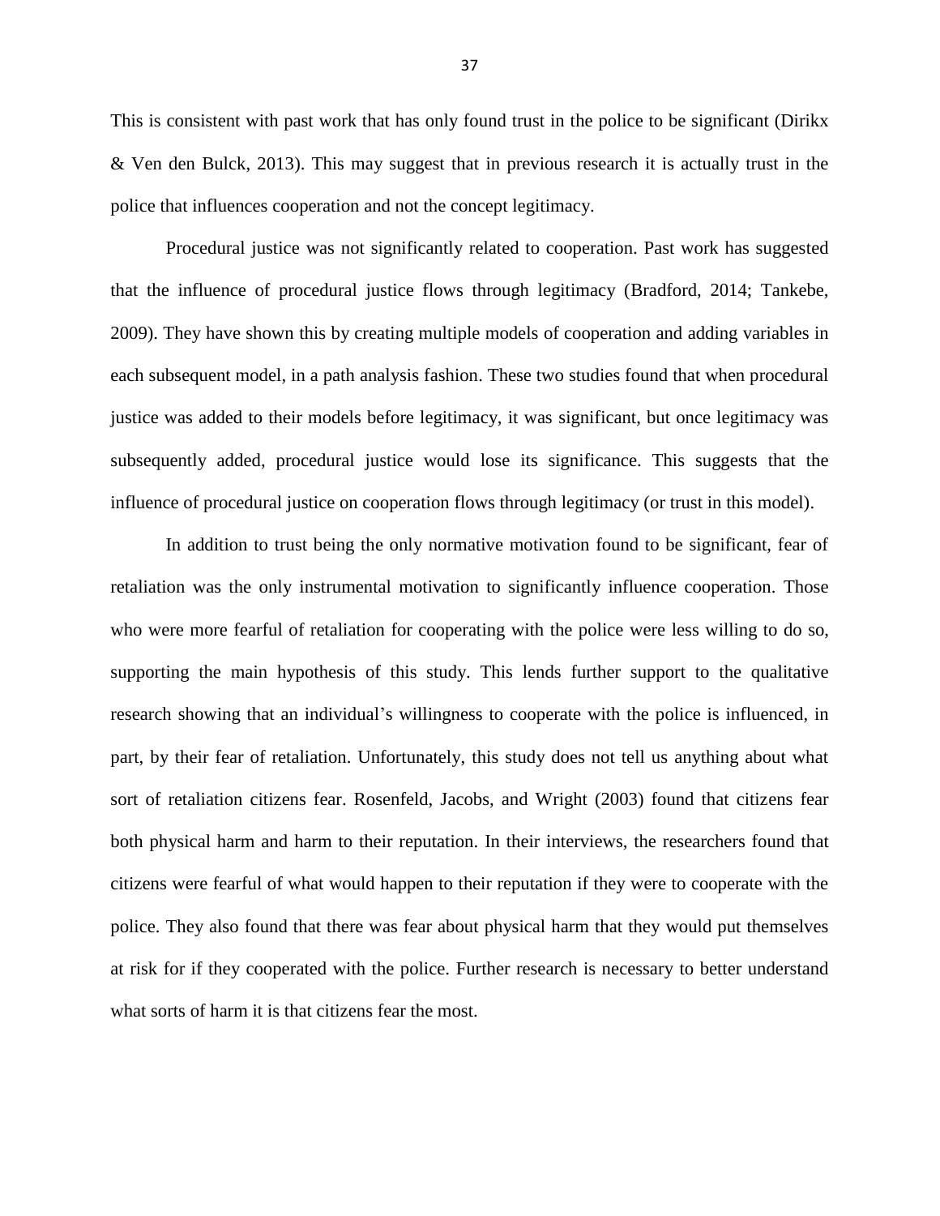This is consistent with past work that has only found trust in the police to be significant (Dirikx & Ven den Bulck, 2013). This may suggest that in previous research it is actually trust in the police that influences cooperation and not the concept legitimacy.

Procedural justice was not significantly related to cooperation. Past work has suggested that the influence of procedural justice flows through legitimacy (Bradford, 2014; Tankebe, 2009). They have shown this by creating multiple models of cooperation and adding variables in each subsequent model, in a path analysis fashion. These two studies found that when procedural justice was added to their models before legitimacy, it was significant, but once legitimacy was subsequently added, procedural justice would lose its significance. This suggests that the influence of procedural justice on cooperation flows through legitimacy (or trust in this model).

In addition to trust being the only normative motivation found to be significant, fear of retaliation was the only instrumental motivation to significantly influence cooperation. Those who were more fearful of retaliation for cooperating with the police were less willing to do so, supporting the main hypothesis of this study. This lends further support to the qualitative research showing that an individual's willingness to cooperate with the police is influenced, in part, by their fear of retaliation. Unfortunately, this study does not tell us anything about what sort of retaliation citizens fear. Rosenfeld, Jacobs, and Wright (2003) found that citizens fear both physical harm and harm to their reputation. In their interviews, the researchers found that citizens were fearful of what would happen to their reputation if they were to cooperate with the police. They also found that there was fear about physical harm that they would put themselves at risk for if they cooperated with the police. Further research is necessary to better understand what sorts of harm it is that citizens fear the most.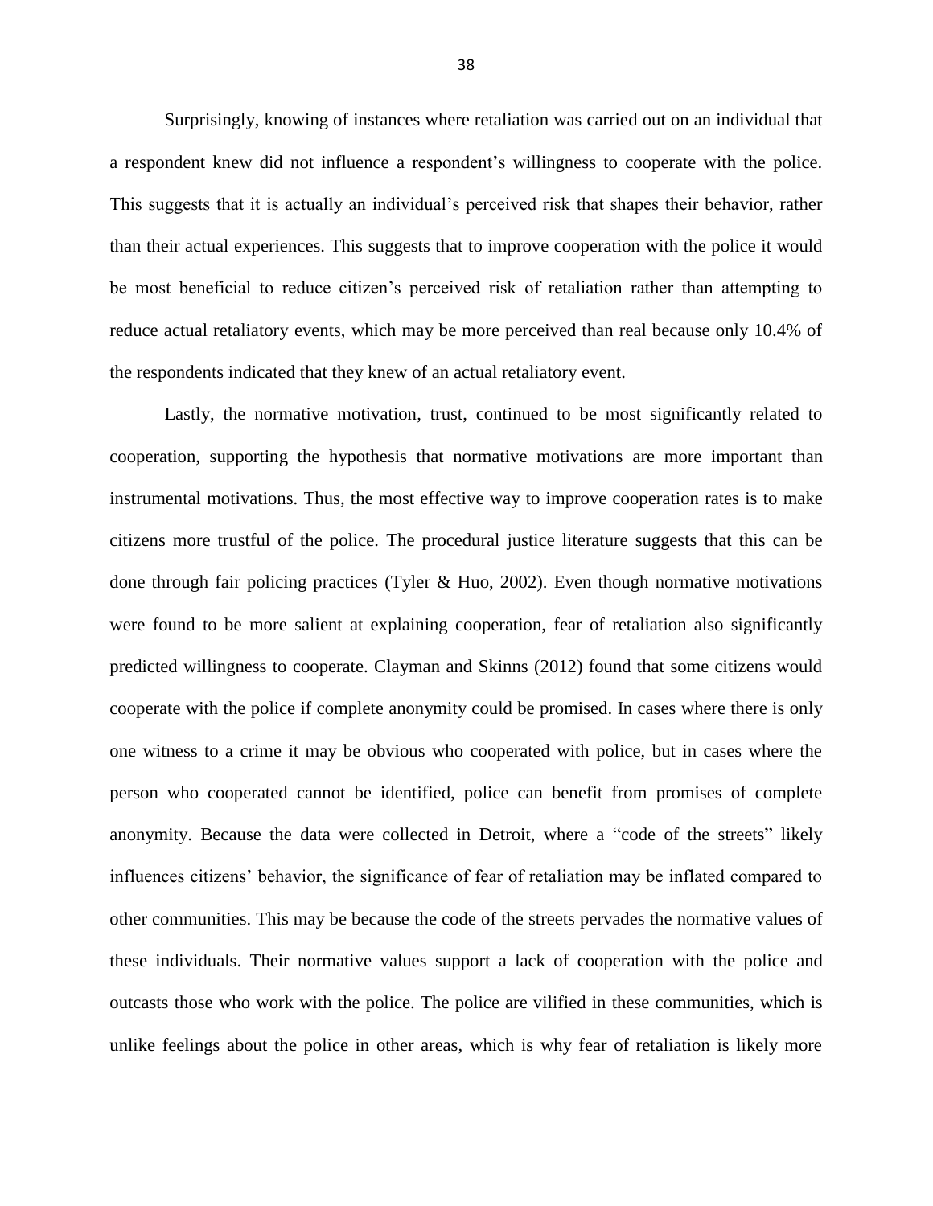Surprisingly, knowing of instances where retaliation was carried out on an individual that a respondent knew did not influence a respondent's willingness to cooperate with the police. This suggests that it is actually an individual's perceived risk that shapes their behavior, rather than their actual experiences. This suggests that to improve cooperation with the police it would be most beneficial to reduce citizen's perceived risk of retaliation rather than attempting to reduce actual retaliatory events, which may be more perceived than real because only 10.4% of the respondents indicated that they knew of an actual retaliatory event.

Lastly, the normative motivation, trust, continued to be most significantly related to cooperation, supporting the hypothesis that normative motivations are more important than instrumental motivations. Thus, the most effective way to improve cooperation rates is to make citizens more trustful of the police. The procedural justice literature suggests that this can be done through fair policing practices (Tyler & Huo, 2002). Even though normative motivations were found to be more salient at explaining cooperation, fear of retaliation also significantly predicted willingness to cooperate. Clayman and Skinns (2012) found that some citizens would cooperate with the police if complete anonymity could be promised. In cases where there is only one witness to a crime it may be obvious who cooperated with police, but in cases where the person who cooperated cannot be identified, police can benefit from promises of complete anonymity. Because the data were collected in Detroit, where a "code of the streets" likely influences citizens' behavior, the significance of fear of retaliation may be inflated compared to other communities. This may be because the code of the streets pervades the normative values of these individuals. Their normative values support a lack of cooperation with the police and outcasts those who work with the police. The police are vilified in these communities, which is unlike feelings about the police in other areas, which is why fear of retaliation is likely more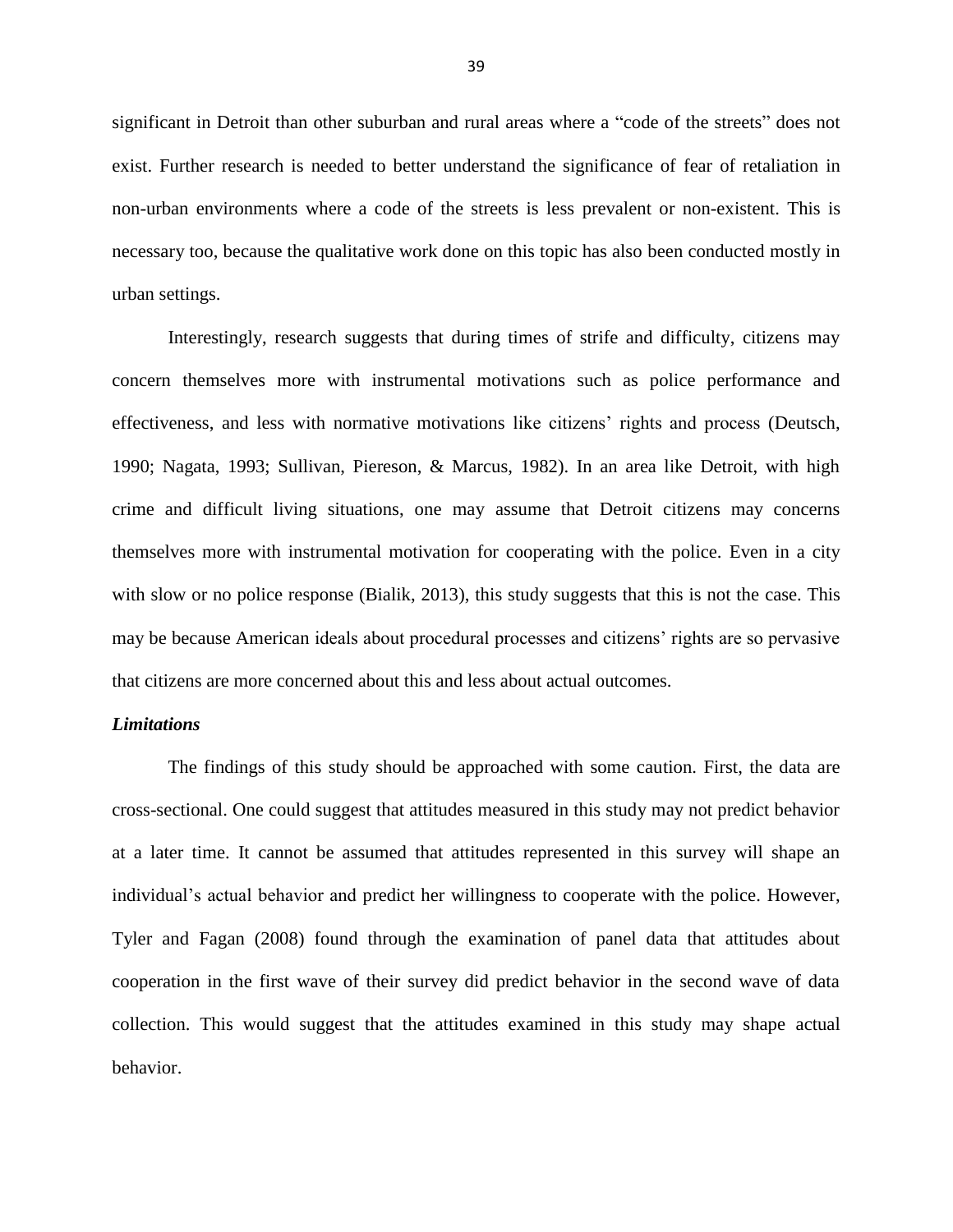significant in Detroit than other suburban and rural areas where a "code of the streets" does not exist. Further research is needed to better understand the significance of fear of retaliation in non-urban environments where a code of the streets is less prevalent or non-existent. This is necessary too, because the qualitative work done on this topic has also been conducted mostly in urban settings.

Interestingly, research suggests that during times of strife and difficulty, citizens may concern themselves more with instrumental motivations such as police performance and effectiveness, and less with normative motivations like citizens' rights and process (Deutsch, 1990; Nagata, 1993; Sullivan, Piereson, & Marcus, 1982). In an area like Detroit, with high crime and difficult living situations, one may assume that Detroit citizens may concerns themselves more with instrumental motivation for cooperating with the police. Even in a city with slow or no police response (Bialik, 2013), this study suggests that this is not the case. This may be because American ideals about procedural processes and citizens' rights are so pervasive that citizens are more concerned about this and less about actual outcomes.

***Limitations***

The findings of this study should be approached with some caution. First, the data are cross-sectional. One could suggest that attitudes measured in this study may not predict behavior at a later time. It cannot be assumed that attitudes represented in this survey will shape an individual's actual behavior and predict her willingness to cooperate with the police. However, Tyler and Fagan (2008) found through the examination of panel data that attitudes about cooperation in the first wave of their survey did predict behavior in the second wave of data collection. This would suggest that the attitudes examined in this study may shape actual behavior.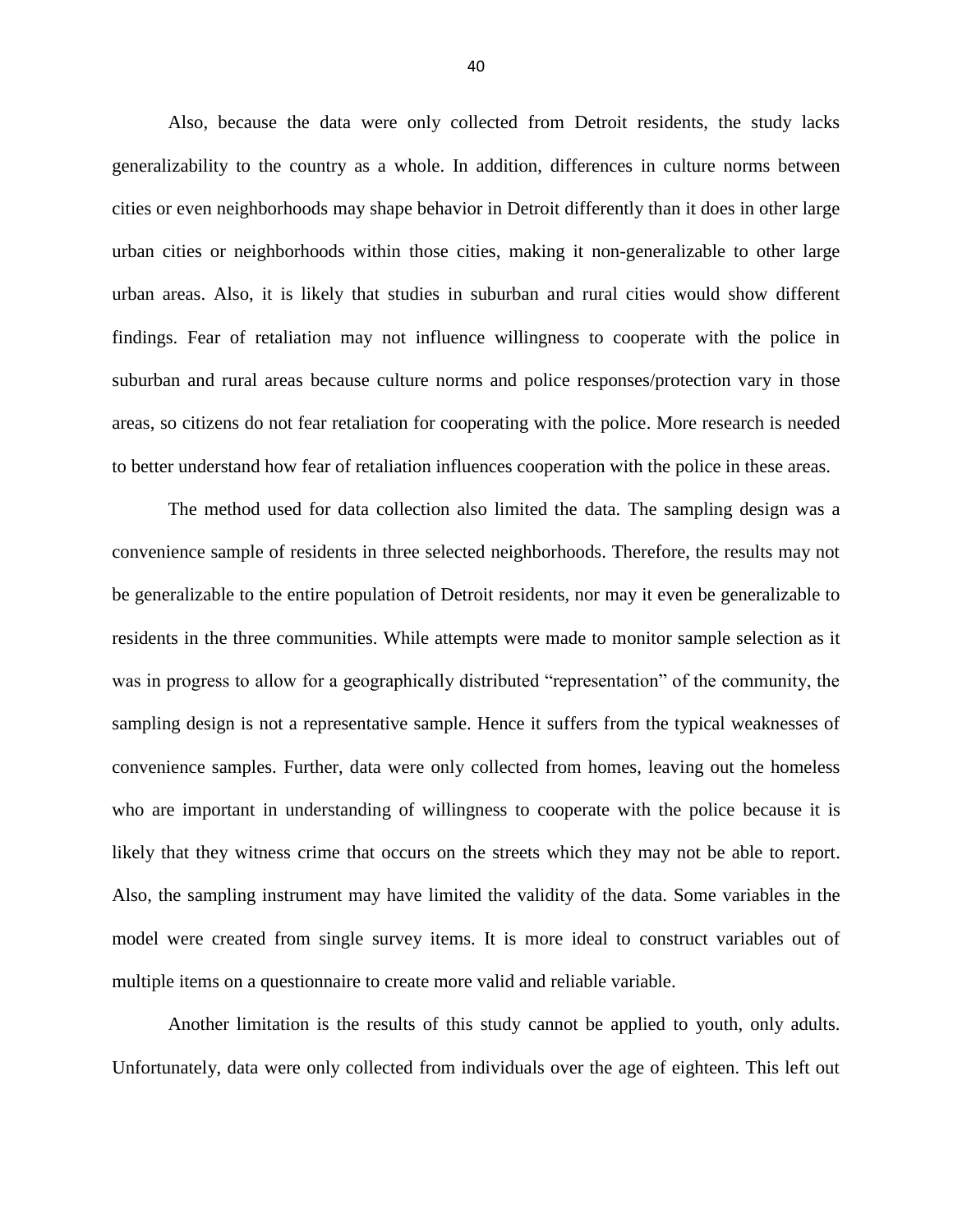Also, because the data were only collected from Detroit residents, the study lacks generalizability to the country as a whole. In addition, differences in culture norms between cities or even neighborhoods may shape behavior in Detroit differently than it does in other large urban cities or neighborhoods within those cities, making it non-generalizable to other large urban areas. Also, it is likely that studies in suburban and rural cities would show different findings. Fear of retaliation may not influence willingness to cooperate with the police in suburban and rural areas because culture norms and police responses/protection vary in those areas, so citizens do not fear retaliation for cooperating with the police. More research is needed to better understand how fear of retaliation influences cooperation with the police in these areas.

The method used for data collection also limited the data. The sampling design was a convenience sample of residents in three selected neighborhoods. Therefore, the results may not be generalizable to the entire population of Detroit residents, nor may it even be generalizable to residents in the three communities. While attempts were made to monitor sample selection as it was in progress to allow for a geographically distributed "representation" of the community, the sampling design is not a representative sample. Hence it suffers from the typical weaknesses of convenience samples. Further, data were only collected from homes, leaving out the homeless who are important in understanding of willingness to cooperate with the police because it is likely that they witness crime that occurs on the streets which they may not be able to report. Also, the sampling instrument may have limited the validity of the data. Some variables in the model were created from single survey items. It is more ideal to construct variables out of multiple items on a questionnaire to create more valid and reliable variable.

Another limitation is the results of this study cannot be applied to youth, only adults. Unfortunately, data were only collected from individuals over the age of eighteen. This left out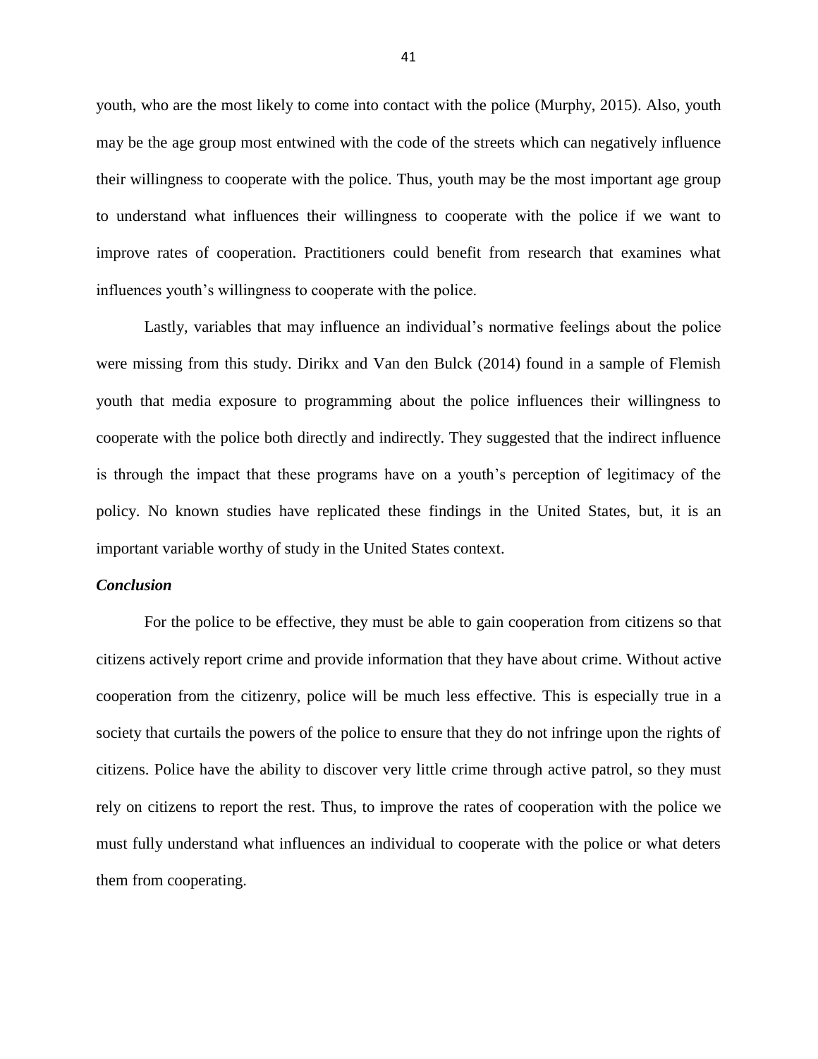youth, who are the most likely to come into contact with the police (Murphy, 2015). Also, youth may be the age group most entwined with the code of the streets which can negatively influence their willingness to cooperate with the police. Thus, youth may be the most important age group to understand what influences their willingness to cooperate with the police if we want to improve rates of cooperation. Practitioners could benefit from research that examines what influences youth's willingness to cooperate with the police.

Lastly, variables that may influence an individual's normative feelings about the police were missing from this study. Dirikx and Van den Bulck (2014) found in a sample of Flemish youth that media exposure to programming about the police influences their willingness to cooperate with the police both directly and indirectly. They suggested that the indirect influence is through the impact that these programs have on a youth's perception of legitimacy of the policy. No known studies have replicated these findings in the United States, but, it is an important variable worthy of study in the United States context.

### *Conclusion*

For the police to be effective, they must be able to gain cooperation from citizens so that citizens actively report crime and provide information that they have about crime. Without active cooperation from the citizenry, police will be much less effective. This is especially true in a society that curtails the powers of the police to ensure that they do not infringe upon the rights of citizens. Police have the ability to discover very little crime through active patrol, so they must rely on citizens to report the rest. Thus, to improve the rates of cooperation with the police we must fully understand what influences an individual to cooperate with the police or what deters them from cooperating.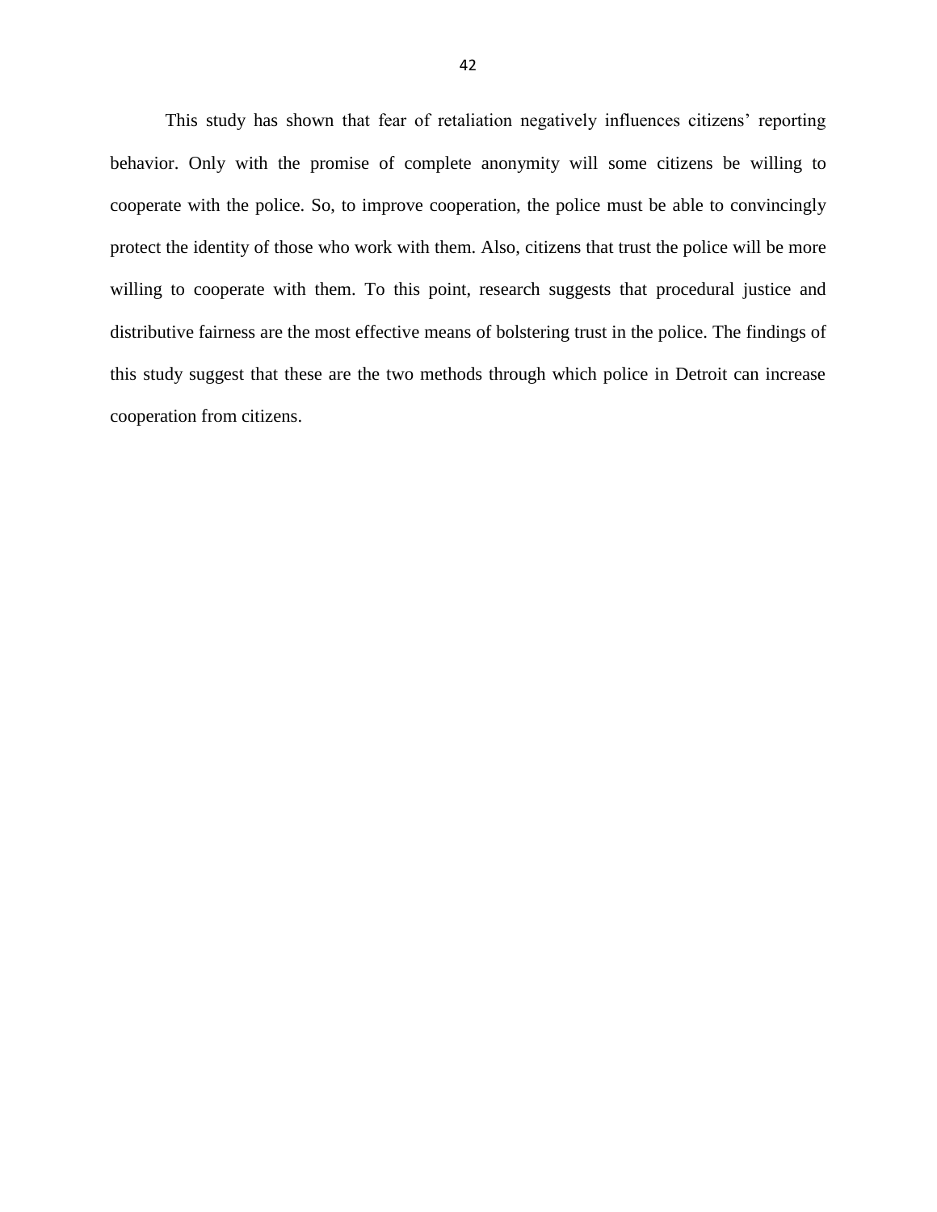This study has shown that fear of retaliation negatively influences citizens' reporting behavior. Only with the promise of complete anonymity will some citizens be willing to cooperate with the police. So, to improve cooperation, the police must be able to convincingly protect the identity of those who work with them. Also, citizens that trust the police will be more willing to cooperate with them. To this point, research suggests that procedural justice and distributive fairness are the most effective means of bolstering trust in the police. The findings of this study suggest that these are the two methods through which police in Detroit can increase cooperation from citizens.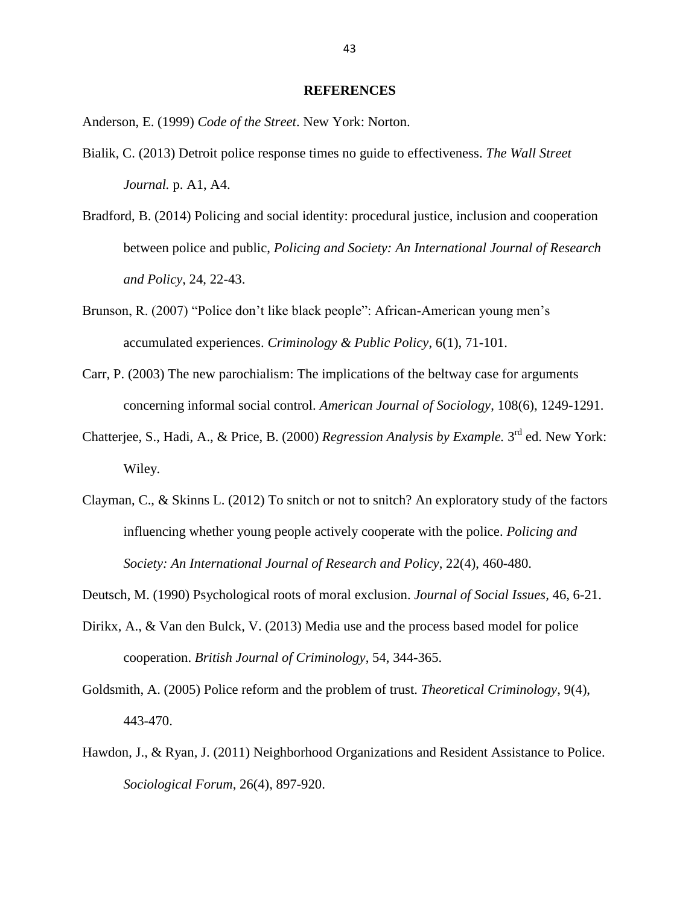# REFERENCES

Anderson, E. (1999) *Code of the Street*. New York: Norton.

Bialik, C. (2013) Detroit police response times no guide to effectiveness. *The Wall Street Journal.* p. A1, A4.

Bradford, B. (2014) Policing and social identity: procedural justice, inclusion and cooperation between police and public, *Policing and Society: An International Journal of Research and Policy*, 24, 22-43.

Brunson, R. (2007) "Police don't like black people": African-American young men's accumulated experiences. *Criminology & Public Policy*, 6(1), 71-101.

Carr, P. (2003) The new parochialism: The implications of the beltway case for arguments concerning informal social control. *American Journal of Sociology*, 108(6), 1249-1291.

Chatterjee, S., Hadi, A., & Price, B. (2000) *Regression Analysis by Example.* 3rd ed. New York: Wiley.

Clayman, C., & Skinns L. (2012) To snitch or not to snitch? An exploratory study of the factors influencing whether young people actively cooperate with the police. *Policing and Society: An International Journal of Research and Policy*, 22(4), 460-480.

Deutsch, M. (1990) Psychological roots of moral exclusion. *Journal of Social Issues*, 46, 6-21.

Dirikx, A., & Van den Bulck, V. (2013) Media use and the process based model for police cooperation. *British Journal of Criminology*, 54, 344-365.

Goldsmith, A. (2005) Police reform and the problem of trust. *Theoretical Criminology*, 9(4), 443-470.

Hawdon, J., & Ryan, J. (2011) Neighborhood Organizations and Resident Assistance to Police. *Sociological Forum*, 26(4), 897-920.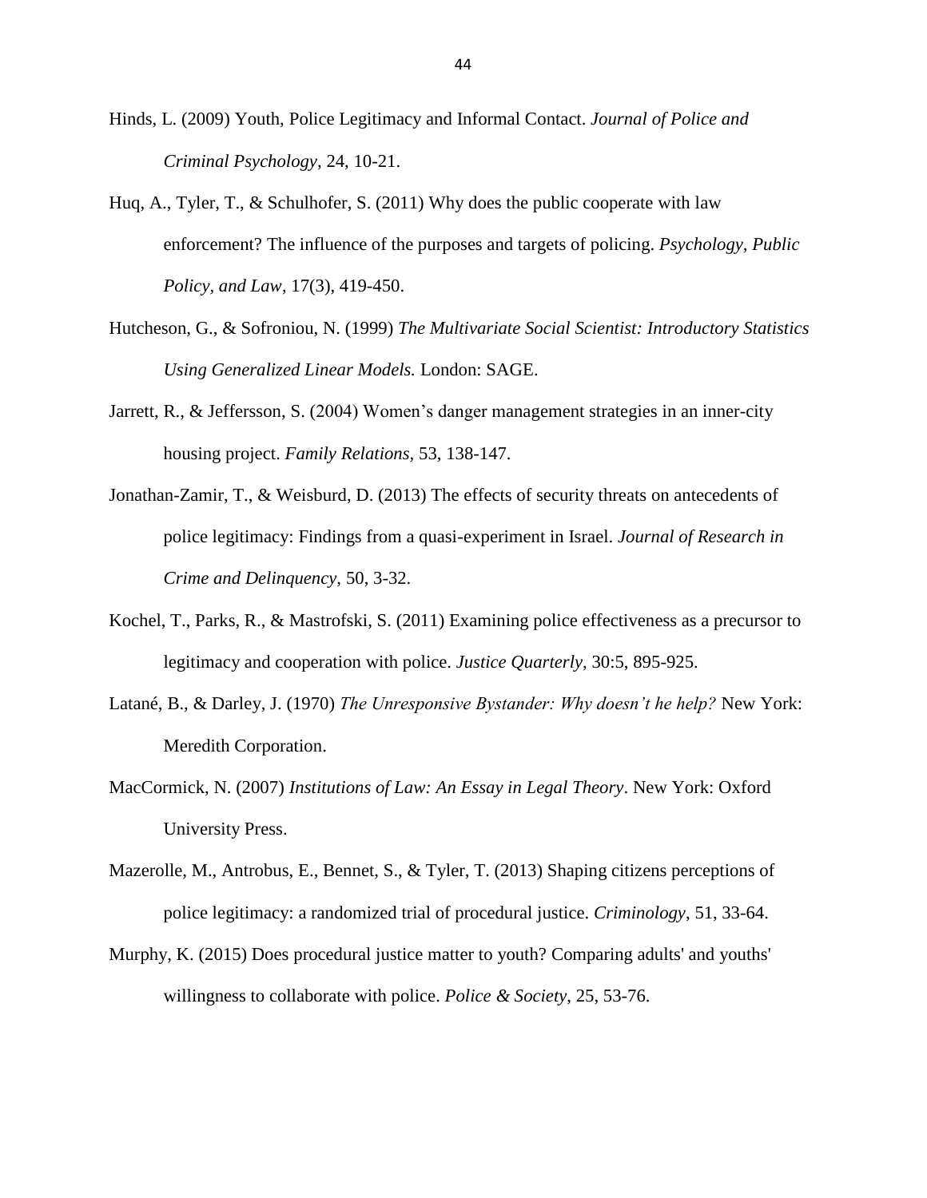Hinds, L. (2009) Youth, Police Legitimacy and Informal Contact. *Journal of Police and Criminal Psychology*, 24, 10-21.

Huq, A., Tyler, T., & Schulhofer, S. (2011) Why does the public cooperate with law enforcement? The influence of the purposes and targets of policing. *Psychology, Public Policy, and Law*, 17(3), 419-450.

Hutcheson, G., & Sofroniou, N. (1999) *The Multivariate Social Scientist: Introductory Statistics Using Generalized Linear Models.* London: SAGE.

Jarrett, R., & Jeffersson, S. (2004) Women's danger management strategies in an inner-city housing project. *Family Relations*, 53, 138-147.

Jonathan-Zamir, T., & Weisburd, D. (2013) The effects of security threats on antecedents of police legitimacy: Findings from a quasi-experiment in Israel. *Journal of Research in Crime and Delinquency*, 50, 3-32.

Kochel, T., Parks, R., & Mastrofski, S. (2011) Examining police effectiveness as a precursor to legitimacy and cooperation with police. *Justice Quarterly*, 30:5, 895-925.

Latané, B., & Darley, J. (1970) *The Unresponsive Bystander: Why doesn't he help?* New York: Meredith Corporation.

MacCormick, N. (2007) *Institutions of Law: An Essay in Legal Theory*. New York: Oxford University Press.

Mazerolle, M., Antrobus, E., Bennet, S., & Tyler, T. (2013) Shaping citizens perceptions of police legitimacy: a randomized trial of procedural justice. *Criminology*, 51, 33-64.

Murphy, K. (2015) Does procedural justice matter to youth? Comparing adults' and youths' willingness to collaborate with police. *Police & Society*, 25, 53-76.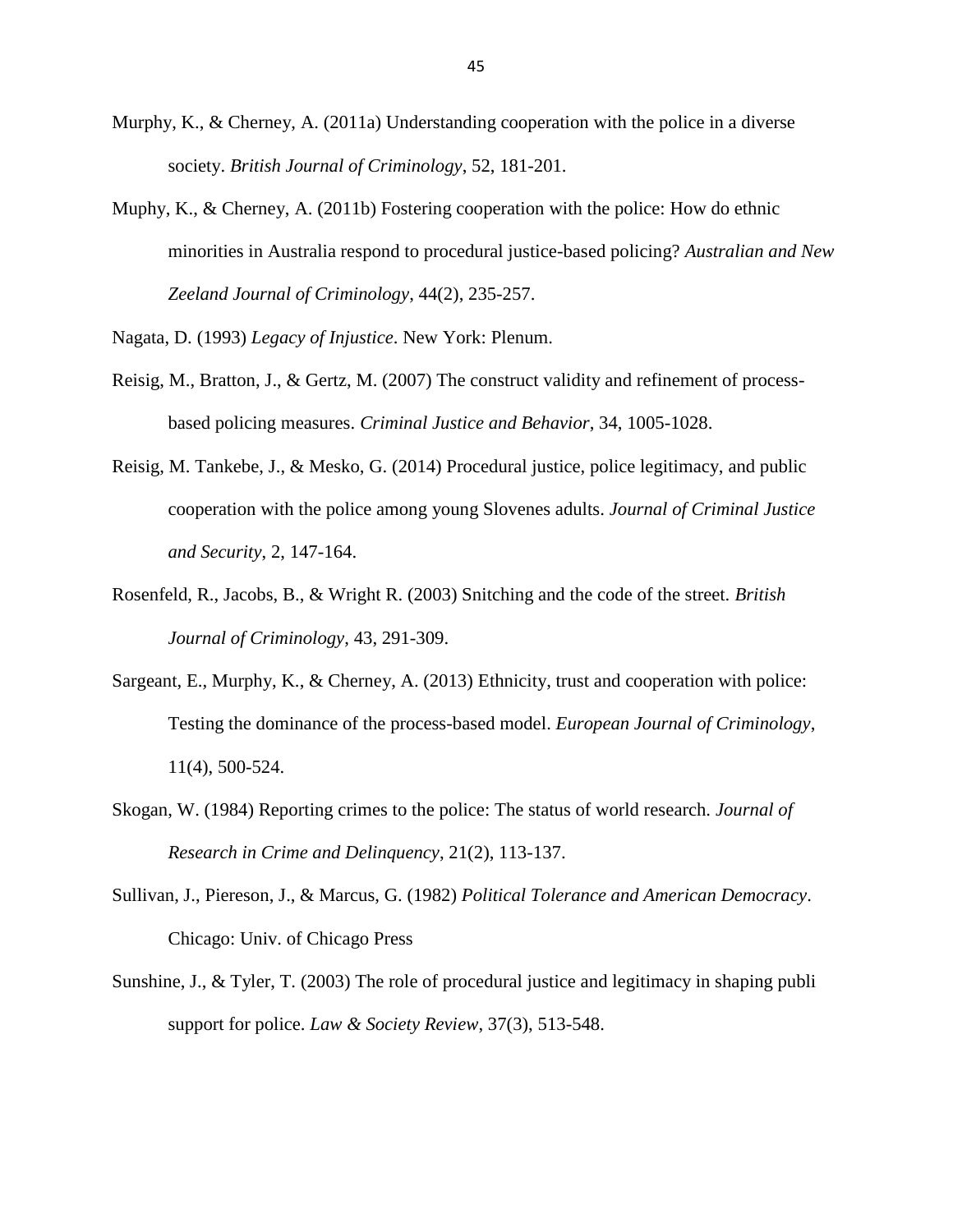Murphy, K., & Cherney, A. (2011a) Understanding cooperation with the police in a diverse society. *British Journal of Criminology*, 52, 181-201.

Muphy, K., & Cherney, A. (2011b) Fostering cooperation with the police: How do ethnic minorities in Australia respond to procedural justice-based policing? *Australian and New Zeeland Journal of Criminology*, 44(2), 235-257.

Nagata, D. (1993) *Legacy of Injustice*. New York: Plenum.

Reisig, M., Bratton, J., & Gertz, M. (2007) The construct validity and refinement of process-based policing measures. *Criminal Justice and Behavior*, 34, 1005-1028.

Reisig, M. Tankebe, J., & Mesko, G. (2014) Procedural justice, police legitimacy, and public cooperation with the police among young Slovenes adults. *Journal of Criminal Justice and Security*, 2, 147-164.

Rosenfeld, R., Jacobs, B., & Wright R. (2003) Snitching and the code of the street. *British Journal of Criminology*, 43, 291-309.

Sargeant, E., Murphy, K., & Cherney, A. (2013) Ethnicity, trust and cooperation with police: Testing the dominance of the process-based model. *European Journal of Criminology*, 11(4), 500-524.

Skogan, W. (1984) Reporting crimes to the police: The status of world research. *Journal of Research in Crime and Delinquency*, 21(2), 113-137.

Sullivan, J., Piereson, J., & Marcus, G. (1982) *Political Tolerance and American Democracy*. Chicago: Univ. of Chicago Press

Sunshine, J., & Tyler, T. (2003) The role of procedural justice and legitimacy in shaping publi support for police. *Law & Society Review*, 37(3), 513-548.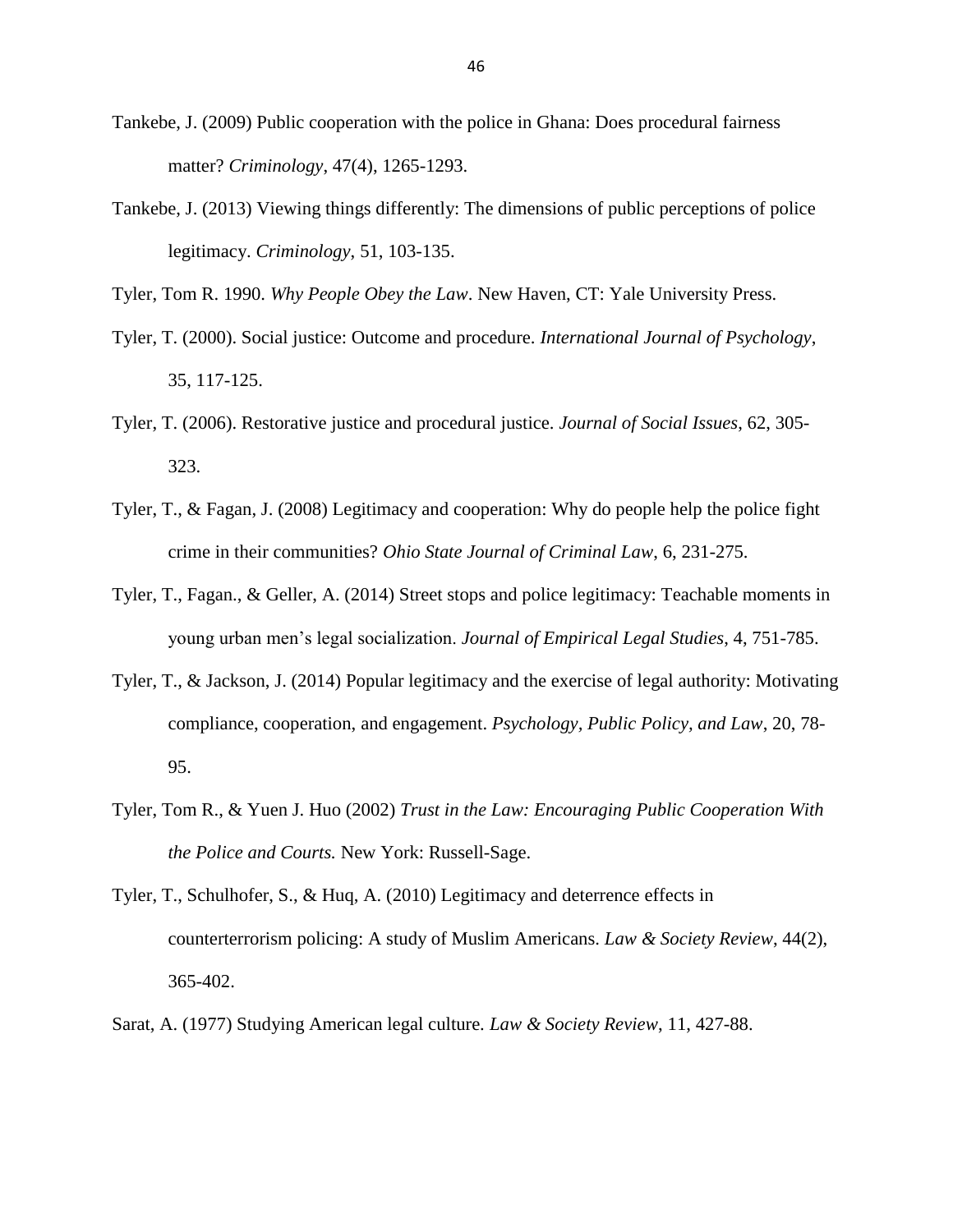Tankebe, J. (2009) Public cooperation with the police in Ghana: Does procedural fairness matter? *Criminology*, 47(4), 1265-1293.

Tankebe, J. (2013) Viewing things differently: The dimensions of public perceptions of police legitimacy. *Criminology*, 51, 103-135.

Tyler, Tom R. 1990. *Why People Obey the Law*. New Haven, CT: Yale University Press.

Tyler, T. (2000). Social justice: Outcome and procedure. *International Journal of Psychology*, 35, 117-125.

Tyler, T. (2006). Restorative justice and procedural justice. *Journal of Social Issues*, 62, 305-323.

Tyler, T., & Fagan, J. (2008) Legitimacy and cooperation: Why do people help the police fight crime in their communities? *Ohio State Journal of Criminal Law*, 6, 231-275.

Tyler, T., Fagan., & Geller, A. (2014) Street stops and police legitimacy: Teachable moments in young urban men's legal socialization. *Journal of Empirical Legal Studies*, 4, 751-785.

Tyler, T., & Jackson, J. (2014) Popular legitimacy and the exercise of legal authority: Motivating compliance, cooperation, and engagement. *Psychology, Public Policy, and Law*, 20, 78-95.

Tyler, Tom R., & Yuen J. Huo (2002) *Trust in the Law: Encouraging Public Cooperation With the Police and Courts.* New York: Russell-Sage.

Tyler, T., Schulhofer, S., & Huq, A. (2010) Legitimacy and deterrence effects in counterterrorism policing: A study of Muslim Americans. *Law & Society Review*, 44(2), 365-402.

Sarat, A. (1977) Studying American legal culture. *Law & Society Review*, 11, 427-88.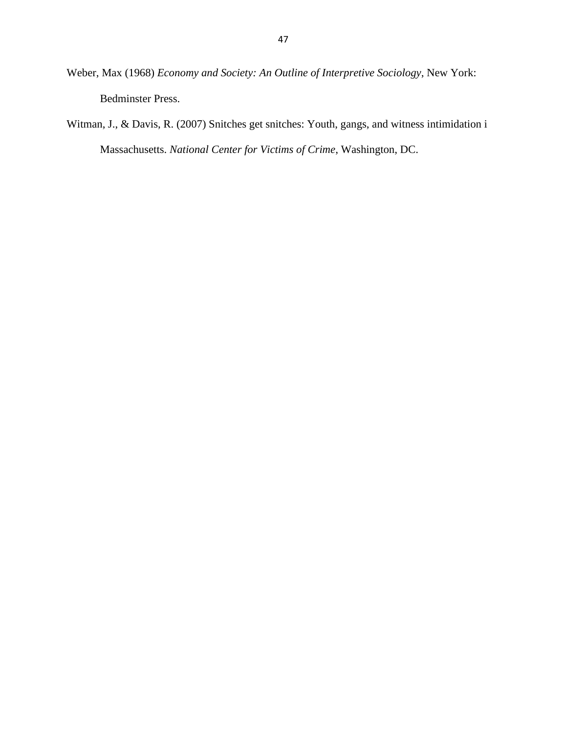Weber, Max (1968) *Economy and Society: An Outline of Interpretive Sociology*, New York: Bedminster Press.

Witman, J., & Davis, R. (2007) Snitches get snitches: Youth, gangs, and witness intimidation i Massachusetts. *National Center for Victims of Crime*, Washington, DC.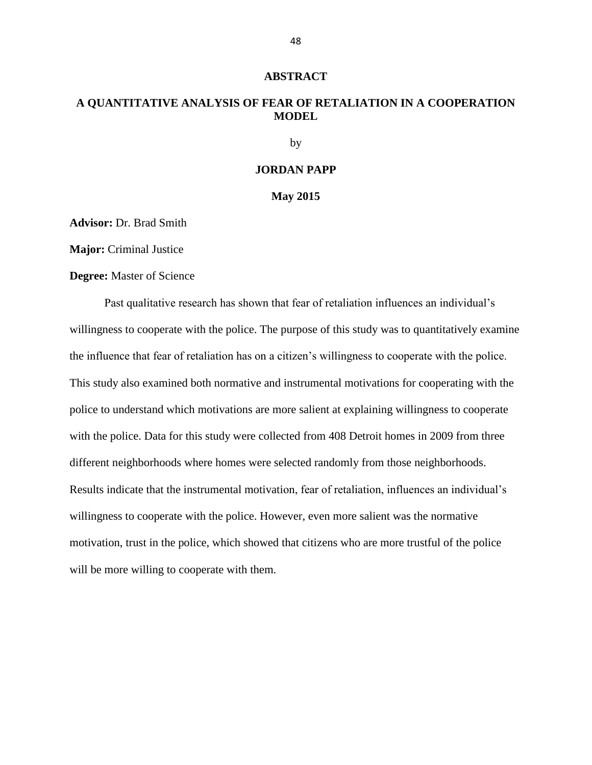# ABSTRACT

## A QUANTITATIVE ANALYSIS OF FEAR OF RETALIATION IN A COOPERATION MODEL

by

**JORDAN PAPP**

**May 2015**

**Advisor:** Dr. Brad Smith

**Major:** Criminal Justice

**Degree:** Master of Science

Past qualitative research has shown that fear of retaliation influences an individual's willingness to cooperate with the police. The purpose of this study was to quantitatively examine the influence that fear of retaliation has on a citizen's willingness to cooperate with the police. This study also examined both normative and instrumental motivations for cooperating with the police to understand which motivations are more salient at explaining willingness to cooperate with the police. Data for this study were collected from 408 Detroit homes in 2009 from three different neighborhoods where homes were selected randomly from those neighborhoods. Results indicate that the instrumental motivation, fear of retaliation, influences an individual's willingness to cooperate with the police. However, even more salient was the normative motivation, trust in the police, which showed that citizens who are more trustful of the police will be more willing to cooperate with them.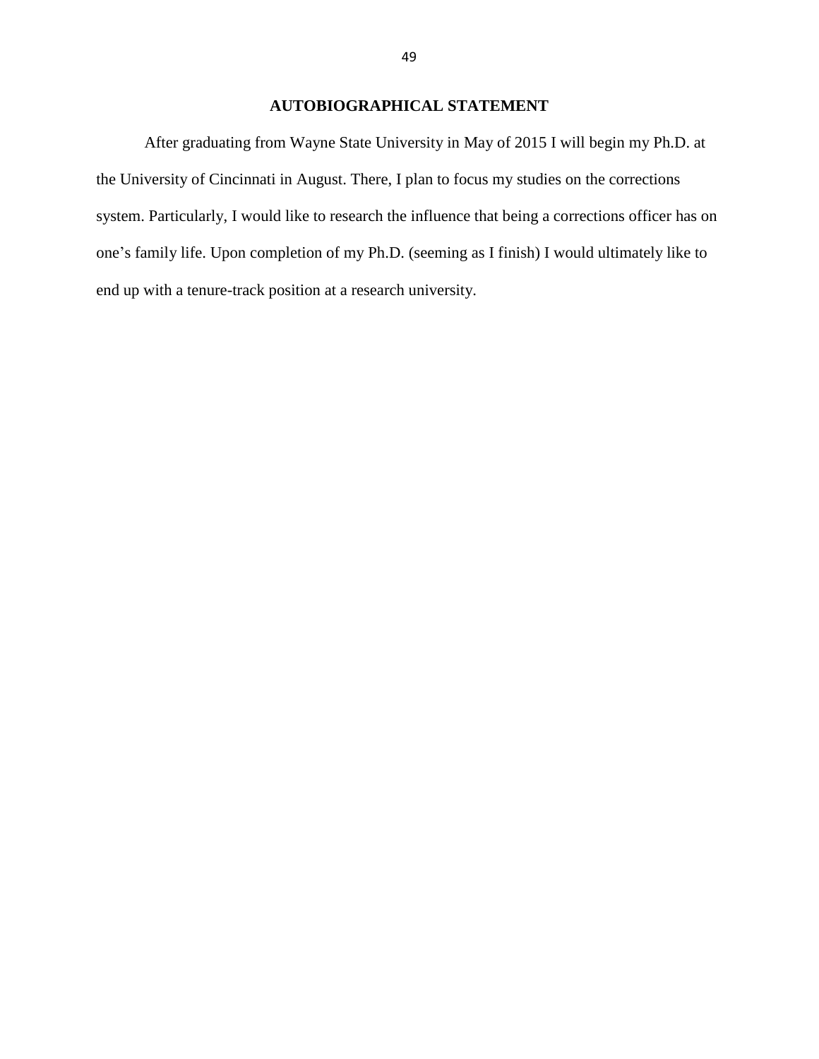## AUTOBIOGRAPHICAL STATEMENT

After graduating from Wayne State University in May of 2015 I will begin my Ph.D. at the University of Cincinnati in August. There, I plan to focus my studies on the corrections system. Particularly, I would like to research the influence that being a corrections officer has on one's family life. Upon completion of my Ph.D. (seeming as I finish) I would ultimately like to end up with a tenure-track position at a research university.